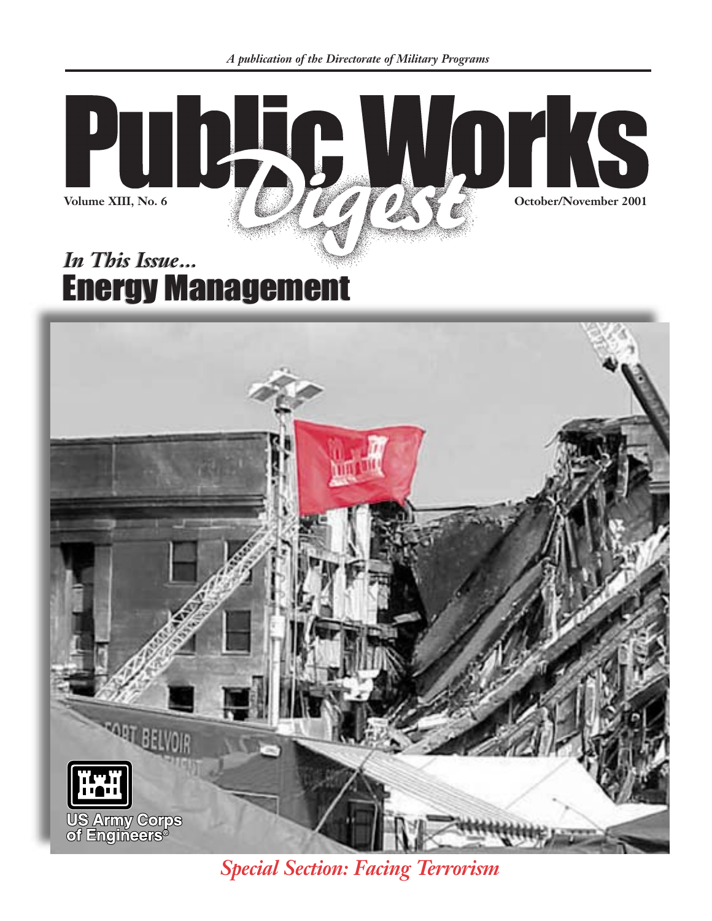*A publication of the Directorate of Military Programs*

# Public Works *Digest*

**Volume XIII, No. 6** **October/November 2001**

## *In This Issue...*
## Energy Management

US Army Corps of Engineers®

*Special Section: Facing Terrorism*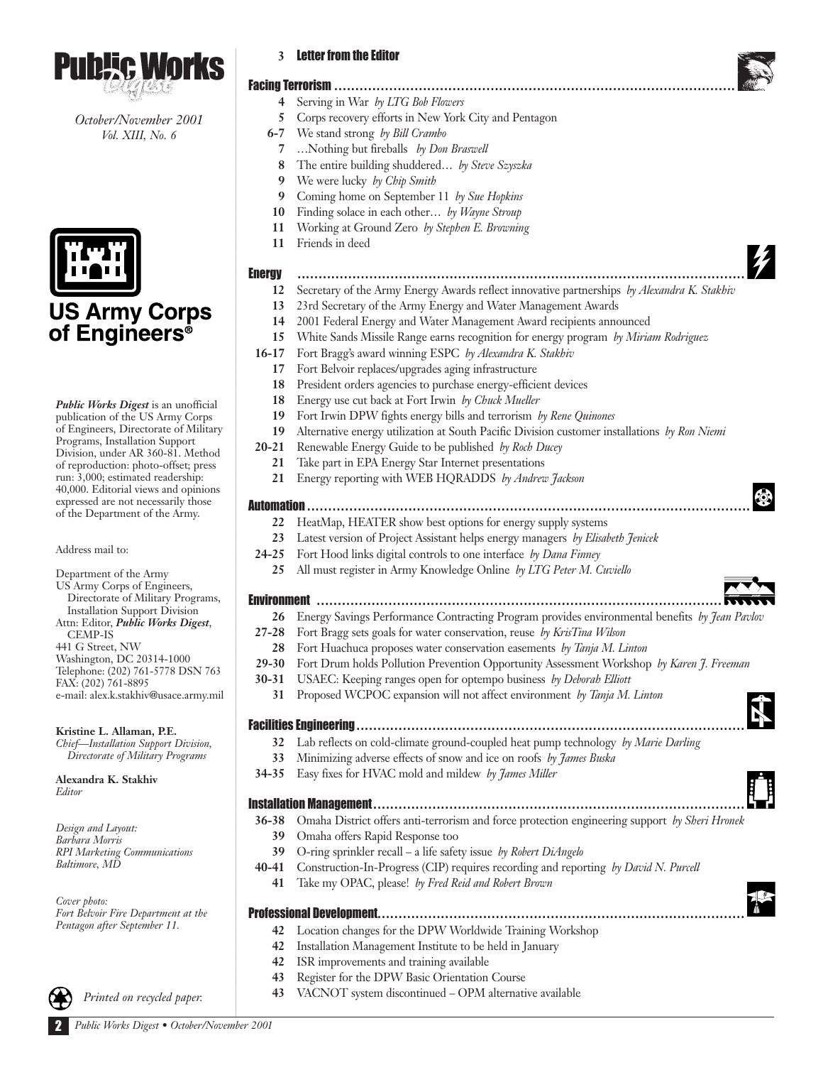# Public Works Digest

*October/November 2001*
*Vol. XIII, No. 6*

**US Army Corps of Engineers®**

***Public Works Digest*** is an unofficial publication of the US Army Corps of Engineers, Directorate of Military Programs, Installation Support Division, under AR 360-81. Method of reproduction: photo-offset; press run: 3,000; estimated readership: 40,000. Editorial views and opinions expressed are not necessarily those of the Department of the Army.

Address mail to:

Department of the Army
US Army Corps of Engineers,
Directorate of Military Programs,
Installation Support Division
Attn: Editor, ***Public Works Digest***,
CEMP-IS
441 G Street, NW
Washington, DC 20314-1000
Telephone: (202) 761-5778 DSN 763
FAX: (202) 761-8895
e-mail: alex.k.stakhiv@usace.army.mil

**Kristine L. Allaman, P.E.**
*Chief—Installation Support Division, Directorate of Military Programs*

**Alexandra K. Stakhiv**
*Editor*

*Design and Layout:*
*Barbara Morris*
*RPI Marketing Communications*
*Baltimore, MD*

*Cover photo:*
*Fort Belvoir Fire Department at the Pentagon after September 11.*

*Printed on recycled paper.*

**3** Letter from the Editor

## Facing Terrorism

- **4** Serving in War *by LTG Bob Flowers*
- **5** Corps recovery efforts in New York City and Pentagon
- **6-7** We stand strong *by Bill Crambo*
- **7** …Nothing but fireballs *by Don Braswell*
- **8** The entire building shuddered… *by Steve Szyszka*
- **9** We were lucky *by Chip Smith*
- **9** Coming home on September 11 *by Sue Hopkins*
- **10** Finding solace in each other… *by Wayne Stroup*
- **11** Working at Ground Zero *by Stephen E. Browning*
- **11** Friends in deed

## Energy

- **12** Secretary of the Army Energy Awards reflect innovative partnerships *by Alexandra K. Stakhiv*
- **13** 23rd Secretary of the Army Energy and Water Management Awards
- **14** 2001 Federal Energy and Water Management Award recipients announced
- **15** White Sands Missile Range earns recognition for energy program *by Miriam Rodriguez*
- **16-17** Fort Bragg's award winning ESPC *by Alexandra K. Stakhiv*
- **17** Fort Belvoir replaces/upgrades aging infrastructure
- **18** President orders agencies to purchase energy-efficient devices
- **18** Energy use cut back at Fort Irwin *by Chuck Mueller*
- **19** Fort Irwin DPW fights energy bills and terrorism *by Rene Quinones*
- **19** Alternative energy utilization at South Pacific Division customer installations *by Ron Niemi*
- **20-21** Renewable Energy Guide to be published *by Roch Ducey*
- **21** Take part in EPA Energy Star Internet presentations
- **21** Energy reporting with WEB HQRADDS *by Andrew Jackson*

## Automation

- **22** HeatMap, HEATER show best options for energy supply systems
- **23** Latest version of Project Assistant helps energy managers *by Elisabeth Jenicek*
- **24-25** Fort Hood links digital controls to one interface *by Dana Finney*
- **25** All must register in Army Knowledge Online *by LTG Peter M. Cuviello*

## Environment

- **26** Energy Savings Performance Contracting Program provides environmental benefits *by Jean Pavlov*
- **27-28** Fort Bragg sets goals for water conservation, reuse *by KrisTina Wilson*
- **28** Fort Huachuca proposes water conservation easements *by Tanja M. Linton*
- **29-30** Fort Drum holds Pollution Prevention Opportunity Assessment Workshop *by Karen J. Freeman*
- **30-31** USAEC: Keeping ranges open for optempo business *by Deborah Elliott*
- **31** Proposed WCPOC expansion will not affect environment *by Tanja M. Linton*

## Facilities Engineering

- **32** Lab reflects on cold-climate ground-coupled heat pump technology *by Marie Darling*
- **33** Minimizing adverse effects of snow and ice on roofs *by James Buska*
- **34-35** Easy fixes for HVAC mold and mildew *by James Miller*

## Installation Management

- **36-38** Omaha District offers anti-terrorism and force protection engineering support *by Sheri Hronek*
- **39** Omaha offers Rapid Response too
- **39** O-ring sprinkler recall – a life safety issue *by Robert DiAngelo*
- **40-41** Construction-In-Progress (CIP) requires recording and reporting *by David N. Purcell*
- **41** Take my OPAC, please! *by Fred Reid and Robert Brown*

## Professional Development

- **42** Location changes for the DPW Worldwide Training Workshop
- **42** Installation Management Institute to be held in January
- **42** ISR improvements and training available
- **43** Register for the DPW Basic Orientation Course
- **43** VACNOT system discontinued – OPM alternative available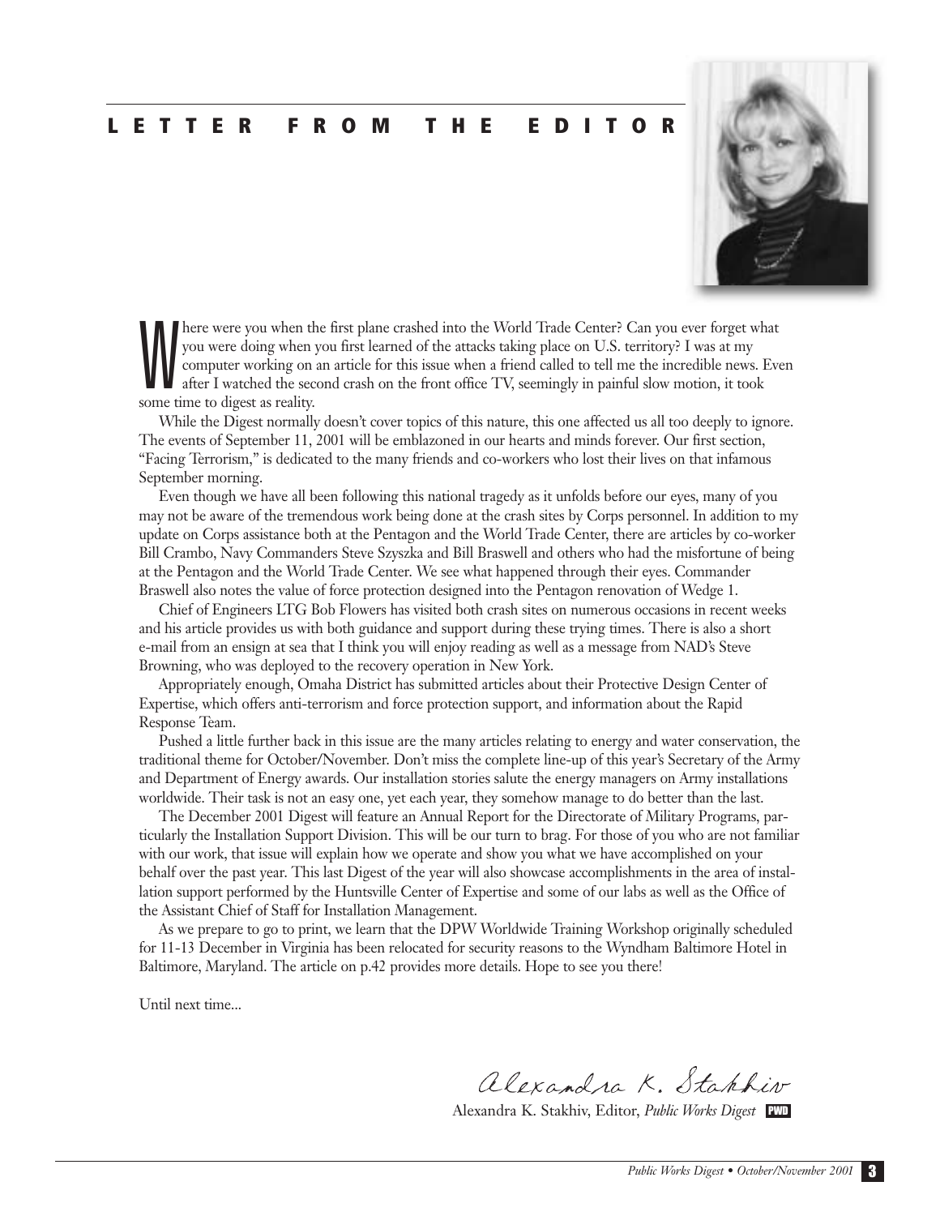# LETTER FROM THE EDITOR

Where were you when the first plane crashed into the World Trade Center? Can you ever forget what you were doing when you first learned of the attacks taking place on U.S. territory? I was at my computer working on an article for this issue when a friend called to tell me the incredible news. Even after I watched the second crash on the front office TV, seemingly in painful slow motion, it took some time to digest as reality.

While the Digest normally doesn't cover topics of this nature, this one affected us all too deeply to ignore. The events of September 11, 2001 will be emblazoned in our hearts and minds forever. Our first section, "Facing Terrorism," is dedicated to the many friends and co-workers who lost their lives on that infamous September morning.

Even though we have all been following this national tragedy as it unfolds before our eyes, many of you may not be aware of the tremendous work being done at the crash sites by Corps personnel. In addition to my update on Corps assistance both at the Pentagon and the World Trade Center, there are articles by co-worker Bill Crambo, Navy Commanders Steve Szyszka and Bill Braswell and others who had the misfortune of being at the Pentagon and the World Trade Center. We see what happened through their eyes. Commander Braswell also notes the value of force protection designed into the Pentagon renovation of Wedge 1.

Chief of Engineers LTG Bob Flowers has visited both crash sites on numerous occasions in recent weeks and his article provides us with both guidance and support during these trying times. There is also a short e-mail from an ensign at sea that I think you will enjoy reading as well as a message from NAD's Steve Browning, who was deployed to the recovery operation in New York.

Appropriately enough, Omaha District has submitted articles about their Protective Design Center of Expertise, which offers anti-terrorism and force protection support, and information about the Rapid Response Team.

Pushed a little further back in this issue are the many articles relating to energy and water conservation, the traditional theme for October/November. Don't miss the complete line-up of this year's Secretary of the Army and Department of Energy awards. Our installation stories salute the energy managers on Army installations worldwide. Their task is not an easy one, yet each year, they somehow manage to do better than the last.

The December 2001 Digest will feature an Annual Report for the Directorate of Military Programs, particularly the Installation Support Division. This will be our turn to brag. For those of you who are not familiar with our work, that issue will explain how we operate and show you what we have accomplished on your behalf over the past year. This last Digest of the year will also showcase accomplishments in the area of installation support performed by the Huntsville Center of Expertise and some of our labs as well as the Office of the Assistant Chief of Staff for Installation Management.

As we prepare to go to print, we learn that the DPW Worldwide Training Workshop originally scheduled for 11-13 December in Virginia has been relocated for security reasons to the Wyndham Baltimore Hotel in Baltimore, Maryland. The article on p.42 provides more details. Hope to see you there!

Until next time...

*Alexandra K. Stakhiv*

Alexandra K. Stakhiv, Editor, *Public Works Digest* **PWD**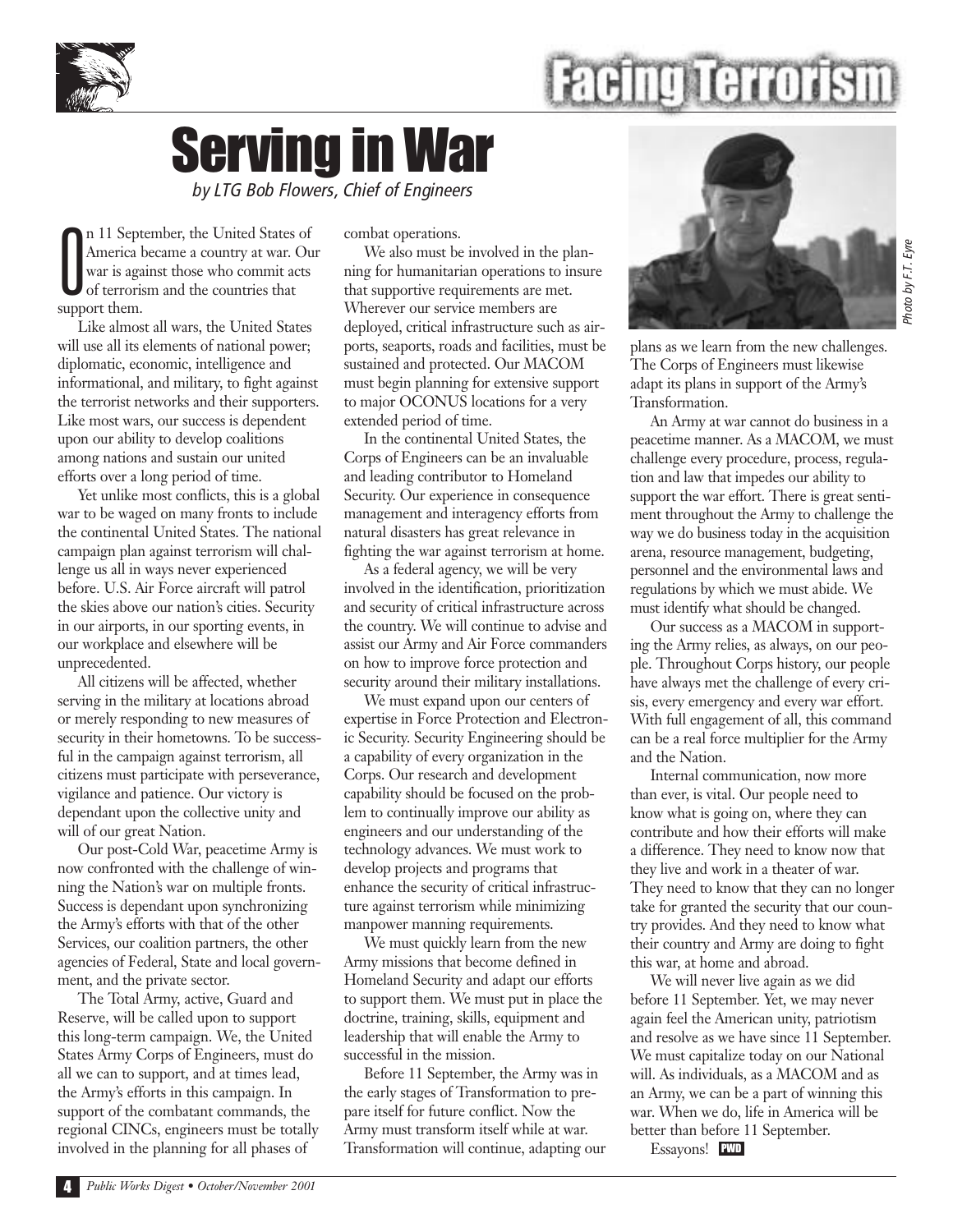# Facing Terrorism

# Serving in War

*by LTG Bob Flowers, Chief of Engineers*

On 11 September, the United States of America became a country at war. Our war is against those who commit acts of terrorism and the countries that support them.

Like almost all wars, the United States will use all its elements of national power; diplomatic, economic, intelligence and informational, and military, to fight against the terrorist networks and their supporters. Like most wars, our success is dependent upon our ability to develop coalitions among nations and sustain our united efforts over a long period of time.

Yet unlike most conflicts, this is a global war to be waged on many fronts to include the continental United States. The national campaign plan against terrorism will challenge us all in ways never experienced before. U.S. Air Force aircraft will patrol the skies above our nation's cities. Security in our airports, in our sporting events, in our workplace and elsewhere will be unprecedented.

All citizens will be affected, whether serving in the military at locations abroad or merely responding to new measures of security in their hometowns. To be successful in the campaign against terrorism, all citizens must participate with perseverance, vigilance and patience. Our victory is dependant upon the collective unity and will of our great Nation.

Our post-Cold War, peacetime Army is now confronted with the challenge of winning the Nation's war on multiple fronts. Success is dependant upon synchronizing the Army's efforts with that of the other Services, our coalition partners, the other agencies of Federal, State and local government, and the private sector.

The Total Army, active, Guard and Reserve, will be called upon to support this long-term campaign. We, the United States Army Corps of Engineers, must do all we can to support, and at times lead, the Army's efforts in this campaign. In support of the combatant commands, the regional CINCs, engineers must be totally involved in the planning for all phases of combat operations.

We also must be involved in the planning for humanitarian operations to insure that supportive requirements are met. Wherever our service members are deployed, critical infrastructure such as airports, seaports, roads and facilities, must be sustained and protected. Our MACOM must begin planning for extensive support to major OCONUS locations for a very extended period of time.

In the continental United States, the Corps of Engineers can be an invaluable and leading contributor to Homeland Security. Our experience in consequence management and interagency efforts from natural disasters has great relevance in fighting the war against terrorism at home.

As a federal agency, we will be very involved in the identification, prioritization and security of critical infrastructure across the country. We will continue to advise and assist our Army and Air Force commanders on how to improve force protection and security around their military installations.

We must expand upon our centers of expertise in Force Protection and Electronic Security. Security Engineering should be a capability of every organization in the Corps. Our research and development capability should be focused on the problem to continually improve our ability as engineers and our understanding of the technology advances. We must work to develop projects and programs that enhance the security of critical infrastructure against terrorism while minimizing manpower manning requirements.

We must quickly learn from the new Army missions that become defined in Homeland Security and adapt our efforts to support them. We must put in place the doctrine, training, skills, equipment and leadership that will enable the Army to successful in the mission.

Before 11 September, the Army was in the early stages of Transformation to prepare itself for future conflict. Now the Army must transform itself while at war. Transformation will continue, adapting our plans as we learn from the new challenges. The Corps of Engineers must likewise adapt its plans in support of the Army's Transformation.

*Photo by F.T. Eyre*

An Army at war cannot do business in a peacetime manner. As a MACOM, we must challenge every procedure, process, regulation and law that impedes our ability to support the war effort. There is great sentiment throughout the Army to challenge the way we do business today in the acquisition arena, resource management, budgeting, personnel and the environmental laws and regulations by which we must abide. We must identify what should be changed.

Our success as a MACOM in supporting the Army relies, as always, on our people. Throughout Corps history, our people have always met the challenge of every crisis, every emergency and every war effort. With full engagement of all, this command can be a real force multiplier for the Army and the Nation.

Internal communication, now more than ever, is vital. Our people need to know what is going on, where they can contribute and how their efforts will make a difference. They need to know now that they live and work in a theater of war. They need to know that they can no longer take for granted the security that our country provides. And they need to know what their country and Army are doing to fight this war, at home and abroad.

We will never live again as we did before 11 September. Yet, we may never again feel the American unity, patriotism and resolve as we have since 11 September. We must capitalize today on our National will. As individuals, as a MACOM and as an Army, we can be a part of winning this war. When we do, life in America will be better than before 11 September.

Essayons! **PWD**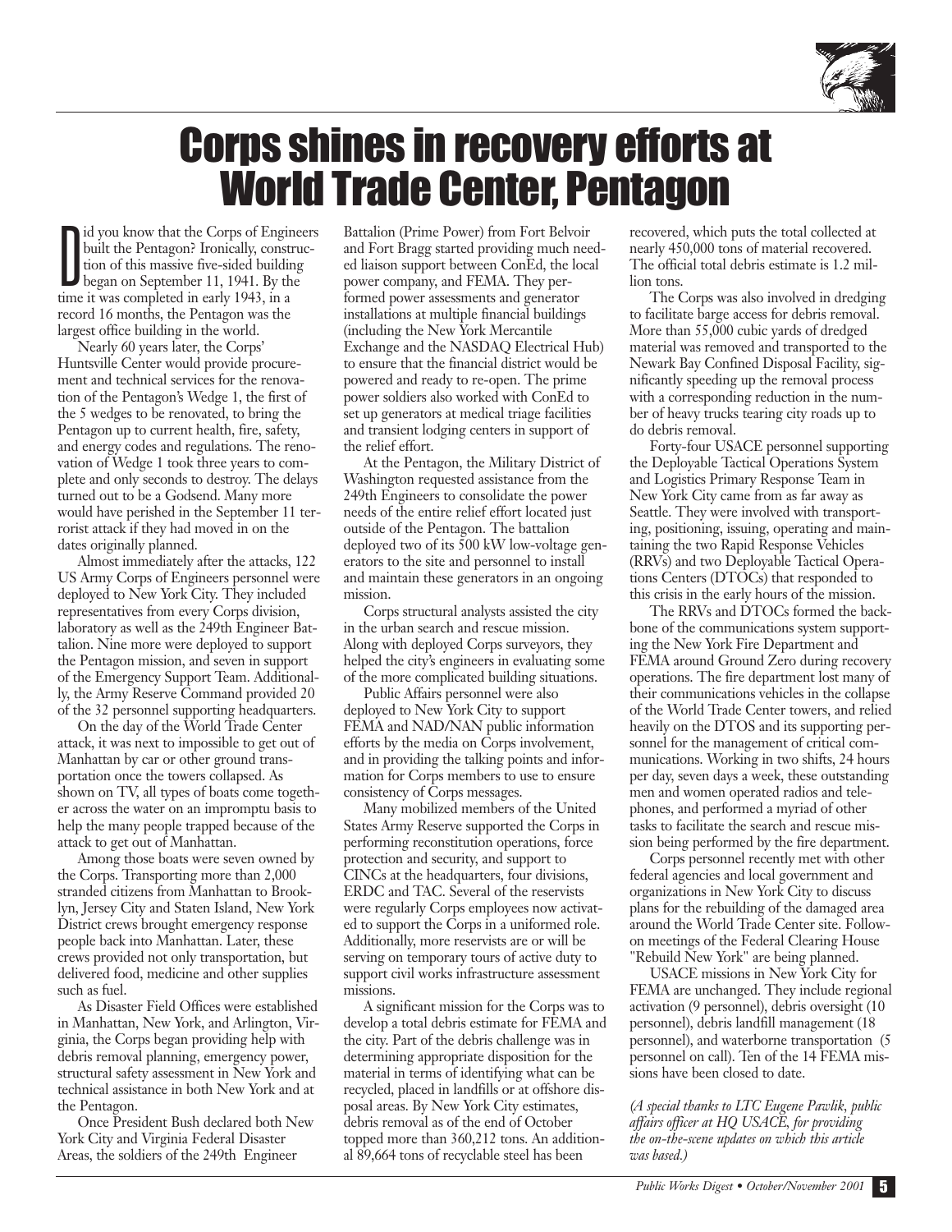# Corps shines in recovery efforts at World Trade Center, Pentagon

Did you know that the Corps of Engineers built the Pentagon? Ironically, construction of this massive five-sided building began on September 11, 1941. By the time it was completed in early 1943, in a record 16 months, the Pentagon was the largest office building in the world.

Nearly 60 years later, the Corps' Huntsville Center would provide procurement and technical services for the renovation of the Pentagon's Wedge 1, the first of the 5 wedges to be renovated, to bring the Pentagon up to current health, fire, safety, and energy codes and regulations. The renovation of Wedge 1 took three years to complete and only seconds to destroy. The delays turned out to be a Godsend. Many more would have perished in the September 11 terrorist attack if they had moved in on the dates originally planned.

Almost immediately after the attacks, 122 US Army Corps of Engineers personnel were deployed to New York City. They included representatives from every Corps division, laboratory as well as the 249th Engineer Battalion. Nine more were deployed to support the Pentagon mission, and seven in support of the Emergency Support Team. Additionally, the Army Reserve Command provided 20 of the 32 personnel supporting headquarters.

On the day of the World Trade Center attack, it was next to impossible to get out of Manhattan by car or other ground transportation once the towers collapsed. As shown on TV, all types of boats come together across the water on an impromptu basis to help the many people trapped because of the attack to get out of Manhattan.

Among those boats were seven owned by the Corps. Transporting more than 2,000 stranded citizens from Manhattan to Brooklyn, Jersey City and Staten Island, New York District crews brought emergency response people back into Manhattan. Later, these crews provided not only transportation, but delivered food, medicine and other supplies such as fuel.

As Disaster Field Offices were established in Manhattan, New York, and Arlington, Virginia, the Corps began providing help with debris removal planning, emergency power, structural safety assessment in New York and technical assistance in both New York and at the Pentagon.

Once President Bush declared both New York City and Virginia Federal Disaster Areas, the soldiers of the 249th Engineer Battalion (Prime Power) from Fort Belvoir and Fort Bragg started providing much needed liaison support between ConEd, the local power company, and FEMA. They performed power assessments and generator installations at multiple financial buildings (including the New York Mercantile Exchange and the NASDAQ Electrical Hub) to ensure that the financial district would be powered and ready to re-open. The prime power soldiers also worked with ConEd to set up generators at medical triage facilities and transient lodging centers in support of the relief effort.

At the Pentagon, the Military District of Washington requested assistance from the 249th Engineers to consolidate the power needs of the entire relief effort located just outside of the Pentagon. The battalion deployed two of its 500 kW low-voltage generators to the site and personnel to install and maintain these generators in an ongoing mission.

Corps structural analysts assisted the city in the urban search and rescue mission. Along with deployed Corps surveyors, they helped the city's engineers in evaluating some of the more complicated building situations.

Public Affairs personnel were also deployed to New York City to support FEMA and NAD/NAN public information efforts by the media on Corps involvement, and in providing the talking points and information for Corps members to use to ensure consistency of Corps messages.

Many mobilized members of the United States Army Reserve supported the Corps in performing reconstitution operations, force protection and security, and support to CINCs at the headquarters, four divisions, ERDC and TAC. Several of the reservists were regularly Corps employees now activated to support the Corps in a uniformed role. Additionally, more reservists are or will be serving on temporary tours of active duty to support civil works infrastructure assessment missions.

A significant mission for the Corps was to develop a total debris estimate for FEMA and the city. Part of the debris challenge was in determining appropriate disposition for the material in terms of identifying what can be recycled, placed in landfills or at offshore disposal areas. By New York City estimates, debris removal as of the end of October topped more than 360,212 tons. An additional 89,664 tons of recyclable steel has been recovered, which puts the total collected at nearly 450,000 tons of material recovered. The official total debris estimate is 1.2 million tons.

The Corps was also involved in dredging to facilitate barge access for debris removal. More than 55,000 cubic yards of dredged material was removed and transported to the Newark Bay Confined Disposal Facility, significantly speeding up the removal process with a corresponding reduction in the number of heavy trucks tearing city roads up to do debris removal.

Forty-four USACE personnel supporting the Deployable Tactical Operations System and Logistics Primary Response Team in New York City came from as far away as Seattle. They were involved with transporting, positioning, issuing, operating and maintaining the two Rapid Response Vehicles (RRVs) and two Deployable Tactical Operations Centers (DTOCs) that responded to this crisis in the early hours of the mission.

The RRVs and DTOCs formed the backbone of the communications system supporting the New York Fire Department and FEMA around Ground Zero during recovery operations. The fire department lost many of their communications vehicles in the collapse of the World Trade Center towers, and relied heavily on the DTOS and its supporting personnel for the management of critical communications. Working in two shifts, 24 hours per day, seven days a week, these outstanding men and women operated radios and telephones, and performed a myriad of other tasks to facilitate the search and rescue mission being performed by the fire department.

Corps personnel recently met with other federal agencies and local government and organizations in New York City to discuss plans for the rebuilding of the damaged area around the World Trade Center site. Follow-on meetings of the Federal Clearing House "Rebuild New York" are being planned.

USACE missions in New York City for FEMA are unchanged. They include regional activation (9 personnel), debris oversight (10 personnel), debris landfill management (18 personnel), and waterborne transportation (5 personnel on call). Ten of the 14 FEMA missions have been closed to date.

*(A special thanks to LTC Eugene Pawlik, public affairs officer at HQ USACE, for providing the on-the-scene updates on which this article was based.)*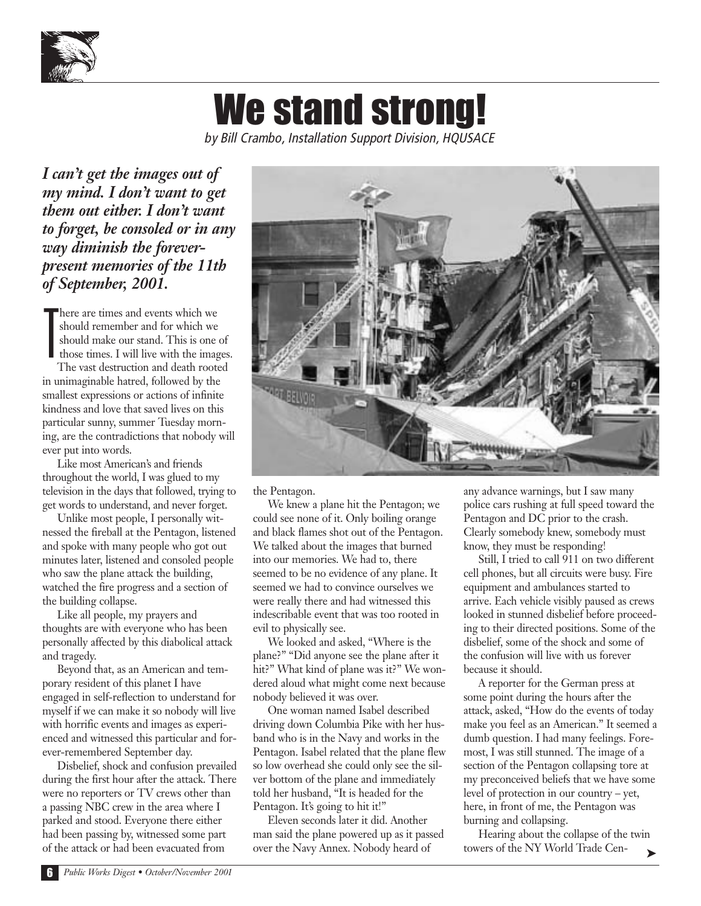# We stand strong!

*by Bill Crambo, Installation Support Division, HQUSACE*

***I can't get the images out of my mind. I don't want to get them out either. I don't want to forget, be consoled or in any way diminish the forever-present memories of the 11th of September, 2001.***

There are times and events which we should remember and for which we should make our stand. This is one of those times. I will live with the images.

The vast destruction and death rooted in unimaginable hatred, followed by the smallest expressions or actions of infinite kindness and love that saved lives on this particular sunny, summer Tuesday morning, are the contradictions that nobody will ever put into words.

Like most American's and friends throughout the world, I was glued to my television in the days that followed, trying to get words to understand, and never forget.

Unlike most people, I personally witnessed the fireball at the Pentagon, listened and spoke with many people who got out minutes later, listened and consoled people who saw the plane attack the building, watched the fire progress and a section of the building collapse.

Like all people, my prayers and thoughts are with everyone who has been personally affected by this diabolical attack and tragedy.

Beyond that, as an American and temporary resident of this planet I have engaged in self-reflection to understand for myself if we can make it so nobody will live with horrific events and images as experienced and witnessed this particular and forever-remembered September day.

Disbelief, shock and confusion prevailed during the first hour after the attack. There were no reporters or TV crews other than a passing NBC crew in the area where I parked and stood. Everyone there either had been passing by, witnessed some part of the attack or had been evacuated from the Pentagon.

We knew a plane hit the Pentagon; we could see none of it. Only boiling orange and black flames shot out of the Pentagon. We talked about the images that burned into our memories. We had to, there seemed to be no evidence of any plane. It seemed we had to convince ourselves we were really there and had witnessed this indescribable event that was too rooted in evil to physically see.

We looked and asked, "Where is the plane?" "Did anyone see the plane after it hit?" What kind of plane was it?" We wondered aloud what might come next because nobody believed it was over.

One woman named Isabel described driving down Columbia Pike with her husband who is in the Navy and works in the Pentagon. Isabel related that the plane flew so low overhead she could only see the silver bottom of the plane and immediately told her husband, "It is headed for the Pentagon. It's going to hit it!"

Eleven seconds later it did. Another man said the plane powered up as it passed over the Navy Annex. Nobody heard of any advance warnings, but I saw many police cars rushing at full speed toward the Pentagon and DC prior to the crash. Clearly somebody knew, somebody must know, they must be responding!

Still, I tried to call 911 on two different cell phones, but all circuits were busy. Fire equipment and ambulances started to arrive. Each vehicle visibly paused as crews looked in stunned disbelief before proceeding to their directed positions. Some of the disbelief, some of the shock and some of the confusion will live with us forever because it should.

A reporter for the German press at some point during the hours after the attack, asked, "How do the events of today make you feel as an American." It seemed a dumb question. I had many feelings. Foremost, I was still stunned. The image of a section of the Pentagon collapsing tore at my preconceived beliefs that we have some level of protection in our country – yet, here, in front of me, the Pentagon was burning and collapsing.

Hearing about the collapse of the twin towers of the NY World Trade Cen- ➤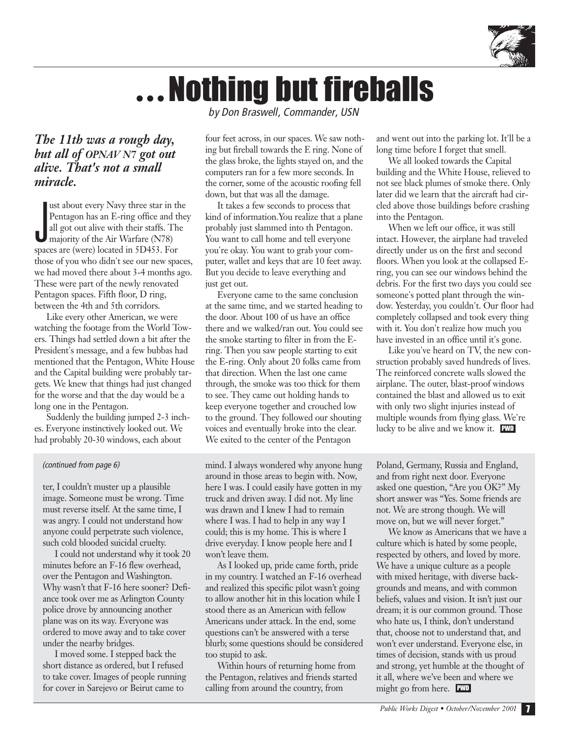# . . . Nothing but fireballs

*by Don Braswell, Commander, USN*

***The 11th was a rough day, but all of OPNAV N7 got out alive. That's not a small miracle.***

Just about every Navy three star in the Pentagon has an E-ring office and they all got out alive with their staffs. The majority of the Air Warfare (N78) spaces are (were) located in 5D453. For those of you who didn't see our new spaces, we had moved there about 3-4 months ago. These were part of the newly renovated Pentagon spaces. Fifth floor, D ring, between the 4th and 5th corridors.

Like every other American, we were watching the footage from the World Towers. Things had settled down a bit after the President's message, and a few bubbas had mentioned that the Pentagon, White House and the Capital building were probably targets. We knew that things had just changed for the worse and that the day would be a long one in the Pentagon.

Suddenly the building jumped 2-3 inches. Everyone instinctively looked out. We had probably 20-30 windows, each about four feet across, in our spaces. We saw nothing but fireball towards the E ring. None of the glass broke, the lights stayed on, and the computers ran for a few more seconds. In the corner, some of the acoustic roofing fell down, but that was all the damage.

It takes a few seconds to process that kind of information.You realize that a plane probably just slammed into th Pentagon. You want to call home and tell everyone you're okay. You want to grab your computer, wallet and keys that are 10 feet away. But you decide to leave everything and just get out.

Everyone came to the same conclusion at the same time, and we started heading to the door. About 100 of us have an office there and we walked/ran out. You could see the smoke starting to filter in from the E-ring. Then you saw people starting to exit the E-ring. Only about 20 folks came from that direction. When the last one came through, the smoke was too thick for them to see. They came out holding hands to keep everyone together and crouched low to the ground. They followed our shouting voices and eventually broke into the clear. We exited to the center of the Pentagon and went out into the parking lot. It'll be a long time before I forget that smell.

We all looked towards the Capital building and the White House, relieved to not see black plumes of smoke there. Only later did we learn that the aircraft had circled above those buildings before crashing into the Pentagon.

When we left our office, it was still intact. However, the airplane had traveled directly under us on the first and second floors. When you look at the collapsed E-ring, you can see our windows behind the debris. For the first two days you could see someone's potted plant through the window. Yesterday, you couldn't. Our floor had completely collapsed and took every thing with it. You don't realize how much you have invested in an office until it's gone.

Like you've heard on TV, the new construction probably saved hundreds of lives. The reinforced concrete walls slowed the airplane. The outer, blast-proof windows contained the blast and allowed us to exit with only two slight injuries instead of multiple wounds from flying glass. We're lucky to be alive and we know it. PWD

---

*(continued from page 6)*

ter, I couldn't muster up a plausible image. Someone must be wrong. Time must reverse itself. At the same time, I was angry. I could not understand how anyone could perpetrate such violence, such cold blooded suicidal cruelty.

I could not understand why it took 20 minutes before an F-16 flew overhead, over the Pentagon and Washington. Why wasn't that F-16 here sooner? Defiance took over me as Arlington County police drove by announcing another plane was on its way. Everyone was ordered to move away and to take cover under the nearby bridges.

I moved some. I stepped back the short distance as ordered, but I refused to take cover. Images of people running for cover in Sarejevo or Beirut came to mind. I always wondered why anyone hung around in those areas to begin with. Now, here I was. I could easily have gotten in my truck and driven away. I did not. My line was drawn and I knew I had to remain where I was. I had to help in any way I could; this is my home. This is where I drive everyday. I know people here and I won't leave them.

As I looked up, pride came forth, pride in my country. I watched an F-16 overhead and realized this specific pilot wasn't going to allow another hit in this location while I stood there as an American with fellow Americans under attack. In the end, some questions can't be answered with a terse blurb; some questions should be considered too stupid to ask.

Within hours of returning home from the Pentagon, relatives and friends started calling from around the country, from Poland, Germany, Russia and England, and from right next door. Everyone asked one question, "Are you OK?" My short answer was "Yes. Some friends are not. We are strong though. We will move on, but we will never forget."

We know as Americans that we have a culture which is hated by some people, respected by others, and loved by more. We have a unique culture as a people with mixed heritage, with diverse backgrounds and means, and with common beliefs, values and vision. It isn't just our dream; it is our common ground. Those who hate us, I think, don't understand that, choose not to understand that, and won't ever understand. Everyone else, in times of decision, stands with us proud and strong, yet humble at the thought of it all, where we've been and where we might go from here. PWD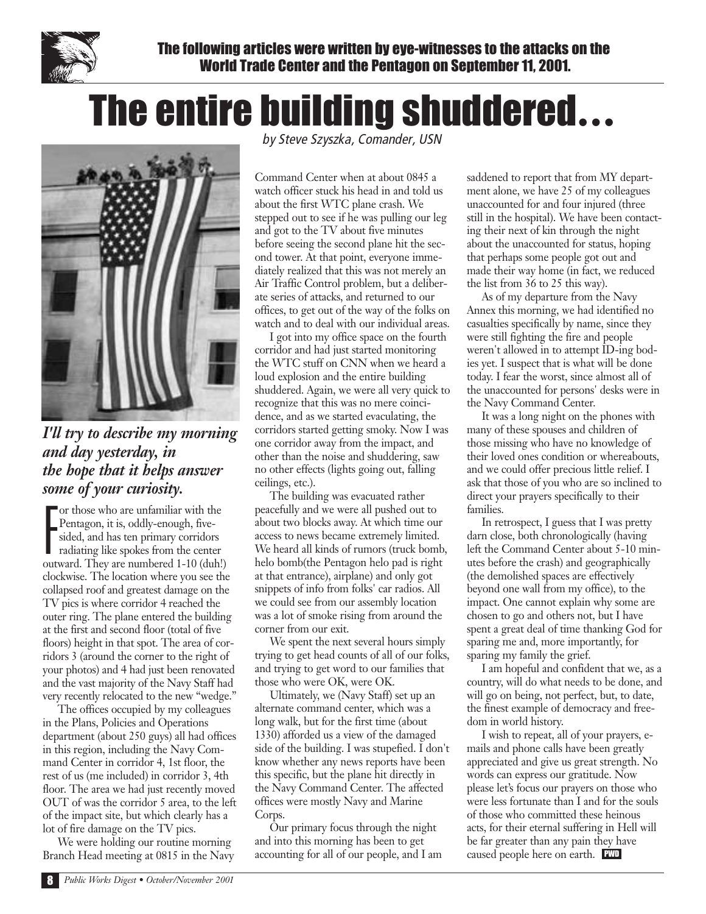The following articles were written by eye-witnesses to the attacks on the World Trade Center and the Pentagon on September 11, 2001.

# The entire building shuddered…

*by Steve Szyszka, Comander, USN*

***I'll try to describe my morning and day yesterday, in the hope that it helps answer some of your curiosity.***

For those who are unfamiliar with the Pentagon, it is, oddly-enough, five-sided, and has ten primary corridors radiating like spokes from the center outward. They are numbered 1-10 (duh!) clockwise. The location where you see the collapsed roof and greatest damage on the TV pics is where corridor 4 reached the outer ring. The plane entered the building at the first and second floor (total of five floors) height in that spot. The area of corridors 3 (around the corner to the right of your photos) and 4 had just been renovated and the vast majority of the Navy Staff had very recently relocated to the new "wedge."

The offices occupied by my colleagues in the Plans, Policies and Operations department (about 250 guys) all had offices in this region, including the Navy Command Center in corridor 4, 1st floor, the rest of us (me included) in corridor 3, 4th floor. The area we had just recently moved OUT of was the corridor 5 area, to the left of the impact site, but which clearly has a lot of fire damage on the TV pics.

We were holding our routine morning Branch Head meeting at 0815 in the Navy Command Center when at about 0845 a watch officer stuck his head in and told us about the first WTC plane crash. We stepped out to see if he was pulling our leg and got to the TV about five minutes before seeing the second plane hit the second tower. At that point, everyone immediately realized that this was not merely an Air Traffic Control problem, but a deliberate series of attacks, and returned to our offices, to get out of the way of the folks on watch and to deal with our individual areas.

I got into my office space on the fourth corridor and had just started monitoring the WTC stuff on CNN when we heard a loud explosion and the entire building shuddered. Again, we were all very quick to recognize that this was no mere coincidence, and as we started evacuating, the corridors started getting smoky. Now I was one corridor away from the impact, and other than the noise and shuddering, saw no other effects (lights going out, falling ceilings, etc.).

The building was evacuated rather peacefully and we were all pushed out to about two blocks away. At which time our access to news became extremely limited. We heard all kinds of rumors (truck bomb, helo bomb(the Pentagon helo pad is right at that entrance), airplane) and only got snippets of info from folks' car radios. All we could see from our assembly location was a lot of smoke rising from around the corner from our exit.

We spent the next several hours simply trying to get head counts of all of our folks, and trying to get word to our families that those who were OK, were OK.

Ultimately, we (Navy Staff) set up an alternate command center, which was a long walk, but for the first time (about 1330) afforded us a view of the damaged side of the building. I was stupefied. I don't know whether any news reports have been this specific, but the plane hit directly in the Navy Command Center. The affected offices were mostly Navy and Marine Corps.

Our primary focus through the night and into this morning has been to get accounting for all of our people, and I am saddened to report that from MY department alone, we have 25 of my colleagues unaccounted for and four injured (three still in the hospital). We have been contacting their next of kin through the night about the unaccounted for status, hoping that perhaps some people got out and made their way home (in fact, we reduced the list from 36 to 25 this way).

As of my departure from the Navy Annex this morning, we had identified no casualties specifically by name, since they were still fighting the fire and people weren't allowed in to attempt ID-ing bodies yet. I suspect that is what will be done today. I fear the worst, since almost all of the unaccounted for persons' desks were in the Navy Command Center.

It was a long night on the phones with many of these spouses and children of those missing who have no knowledge of their loved ones condition or whereabouts, and we could offer precious little relief. I ask that those of you who are so inclined to direct your prayers specifically to their families.

In retrospect, I guess that I was pretty darn close, both chronologically (having left the Command Center about 5-10 minutes before the crash) and geographically (the demolished spaces are effectively beyond one wall from my office), to the impact. One cannot explain why some are chosen to go and others not, but I have spent a great deal of time thanking God for sparing me and, more importantly, for sparing my family the grief.

I am hopeful and confident that we, as a country, will do what needs to be done, and will go on being, not perfect, but, to date, the finest example of democracy and freedom in world history.

I wish to repeat, all of your prayers, e-mails and phone calls have been greatly appreciated and give us great strength. No words can express our gratitude. Now please let's focus our prayers on those who were less fortunate than I and for the souls of those who committed these heinous acts, for their eternal suffering in Hell will be far greater than any pain they have caused people here on earth. **PWD**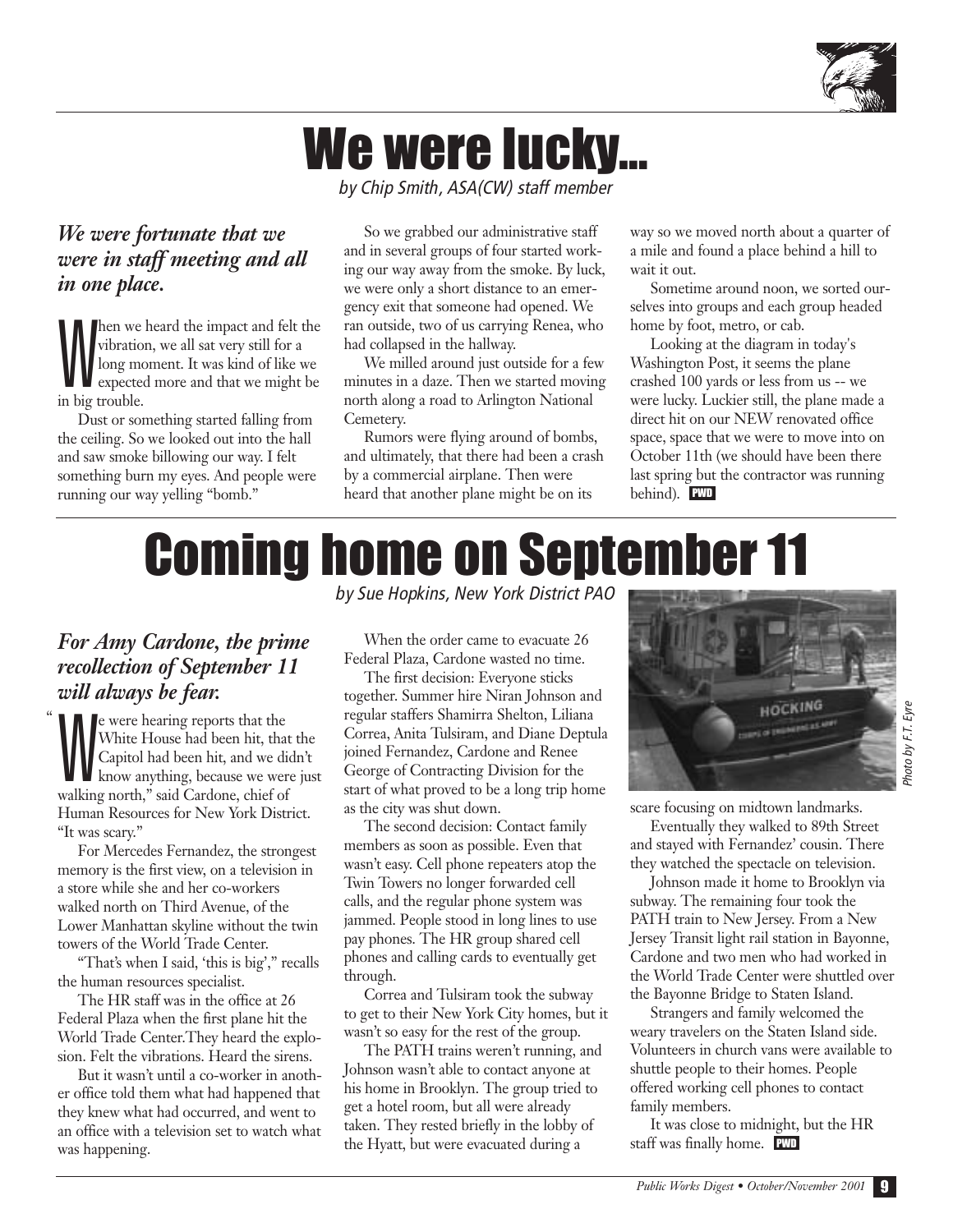# We were lucky...

*by Chip Smith, ASA(CW) staff member*

***We were fortunate that we were in staff meeting and all in one place.***

When we heard the impact and felt the vibration, we all sat very still for a long moment. It was kind of like we expected more and that we might be in big trouble.

Dust or something started falling from the ceiling. So we looked out into the hall and saw smoke billowing our way. I felt something burn my eyes. And people were running our way yelling "bomb."

So we grabbed our administrative staff and in several groups of four started working our way away from the smoke. By luck, we were only a short distance to an emergency exit that someone had opened. We ran outside, two of us carrying Renea, who had collapsed in the hallway.

We milled around just outside for a few minutes in a daze. Then we started moving north along a road to Arlington National Cemetery.

Rumors were flying around of bombs, and ultimately, that there had been a crash by a commercial airplane. Then were heard that another plane might be on its way so we moved north about a quarter of a mile and found a place behind a hill to wait it out.

Sometime around noon, we sorted ourselves into groups and each group headed home by foot, metro, or cab.

Looking at the diagram in today's Washington Post, it seems the plane crashed 100 yards or less from us -- we were lucky. Luckier still, the plane made a direct hit on our NEW renovated office space, space that we were to move into on October 11th (we should have been there last spring but the contractor was running behind). PWD

# Coming home on September 11

*by Sue Hopkins, New York District PAO*

***For Amy Cardone, the prime recollection of September 11 will always be fear.***

"We were hearing reports that the White House had been hit, that the Capitol had been hit, and we didn't know anything, because we were just walking north," said Cardone, chief of Human Resources for New York District. "It was scary."

For Mercedes Fernandez, the strongest memory is the first view, on a television in a store while she and her co-workers walked north on Third Avenue, of the Lower Manhattan skyline without the twin towers of the World Trade Center.

"That's when I said, 'this is big'," recalls the human resources specialist.

The HR staff was in the office at 26 Federal Plaza when the first plane hit the World Trade Center.They heard the explosion. Felt the vibrations. Heard the sirens.

But it wasn't until a co-worker in another office told them what had happened that they knew what had occurred, and went to an office with a television set to watch what was happening.

When the order came to evacuate 26 Federal Plaza, Cardone wasted no time.

The first decision: Everyone sticks together. Summer hire Niran Johnson and regular staffers Shamirra Shelton, Liliana Correa, Anita Tulsiram, and Diane Deptula joined Fernandez, Cardone and Renee George of Contracting Division for the start of what proved to be a long trip home as the city was shut down.

The second decision: Contact family members as soon as possible. Even that wasn't easy. Cell phone repeaters atop the Twin Towers no longer forwarded cell calls, and the regular phone system was jammed. People stood in long lines to use pay phones. The HR group shared cell phones and calling cards to eventually get through.

Correa and Tulsiram took the subway to get to their New York City homes, but it wasn't so easy for the rest of the group.

The PATH trains weren't running, and Johnson wasn't able to contact anyone at his home in Brooklyn. The group tried to get a hotel room, but all were already taken. They rested briefly in the lobby of the Hyatt, but were evacuated during a scare focusing on midtown landmarks.

*Photo by F.T. Eyre*

Eventually they walked to 89th Street and stayed with Fernandez' cousin. There they watched the spectacle on television.

Johnson made it home to Brooklyn via subway. The remaining four took the PATH train to New Jersey. From a New Jersey Transit light rail station in Bayonne, Cardone and two men who had worked in the World Trade Center were shuttled over the Bayonne Bridge to Staten Island.

Strangers and family welcomed the weary travelers on the Staten Island side. Volunteers in church vans were available to shuttle people to their homes. People offered working cell phones to contact family members.

It was close to midnight, but the HR staff was finally home. PWD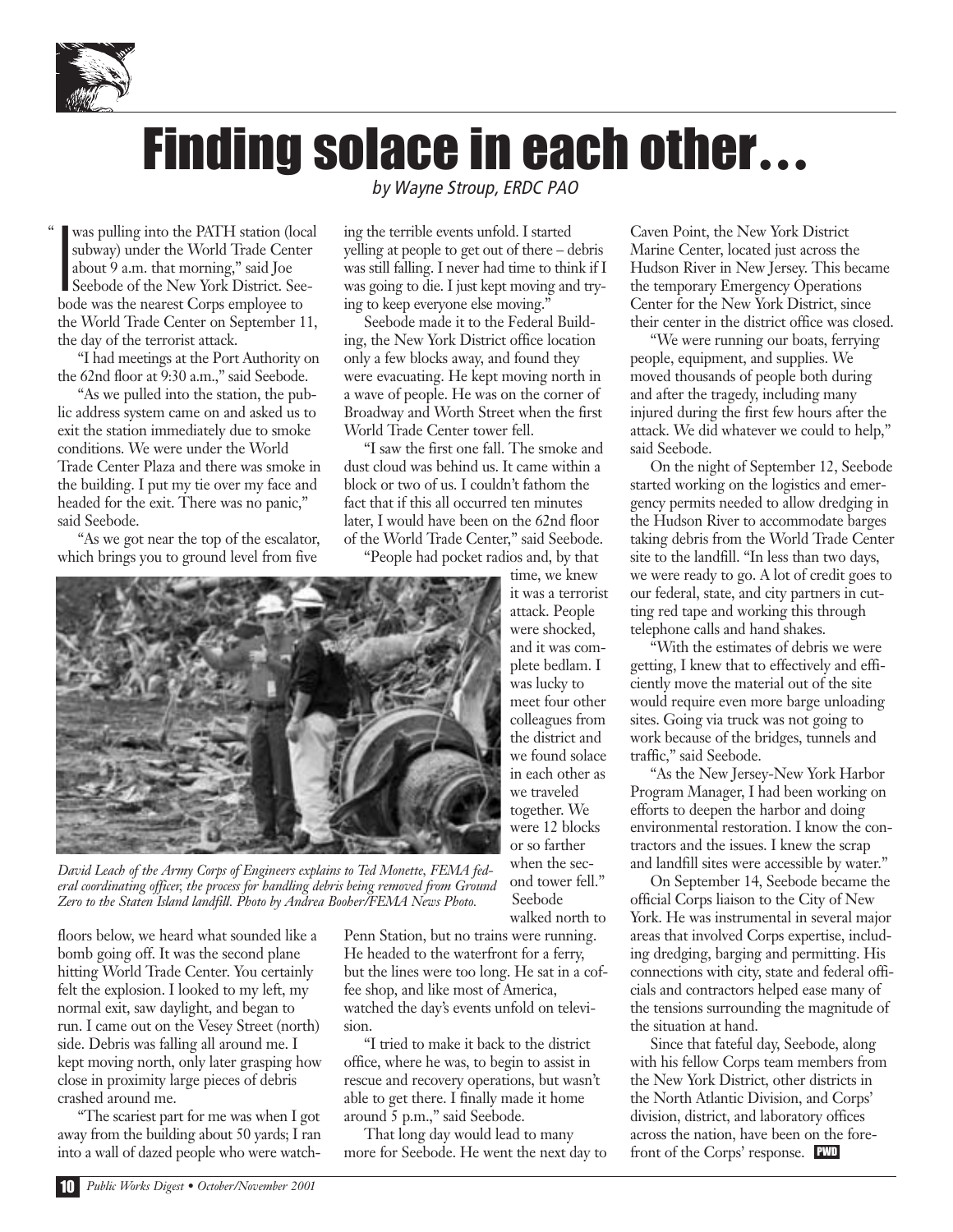# Finding solace in each other…

*by Wayne Stroup, ERDC PAO*

"I was pulling into the PATH station (local subway) under the World Trade Center about 9 a.m. that morning," said Joe Seebode of the New York District. Seebode was the nearest Corps employee to the World Trade Center on September 11, the day of the terrorist attack.

"I had meetings at the Port Authority on the 62nd floor at 9:30 a.m.," said Seebode.

"As we pulled into the station, the public address system came on and asked us to exit the station immediately due to smoke conditions. We were under the World Trade Center Plaza and there was smoke in the building. I put my tie over my face and headed for the exit. There was no panic," said Seebode.

"As we got near the top of the escalator, which brings you to ground level from five floors below, we heard what sounded like a bomb going off. It was the second plane hitting World Trade Center. You certainly felt the explosion. I looked to my left, my normal exit, saw daylight, and began to run. I came out on the Vesey Street (north) side. Debris was falling all around me. I kept moving north, only later grasping how close in proximity large pieces of debris crashed around me.

"The scariest part for me was when I got away from the building about 50 yards; I ran into a wall of dazed people who were watching the terrible events unfold. I started yelling at people to get out of there – debris was still falling. I never had time to think if I was going to die. I just kept moving and trying to keep everyone else moving."

Seebode made it to the Federal Building, the New York District office location only a few blocks away, and found they were evacuating. He kept moving north in a wave of people. He was on the corner of Broadway and Worth Street when the first World Trade Center tower fell.

"I saw the first one fall. The smoke and dust cloud was behind us. It came within a block or two of us. I couldn't fathom the fact that if this all occurred ten minutes later, I would have been on the 62nd floor of the World Trade Center," said Seebode.

"People had pocket radios and, by that time, we knew it was a terrorist attack. People were shocked, and it was complete bedlam. I was lucky to meet four other colleagues from the district and we found solace in each other as we traveled together. We were 12 blocks or so farther when the second tower fell."

*David Leach of the Army Corps of Engineers explains to Ted Monette, FEMA federal coordinating officer, the process for handling debris being removed from Ground Zero to the Staten Island landfill. Photo by Andrea Booher/FEMA News Photo.*

Seebode walked north to Penn Station, but no trains were running. He headed to the waterfront for a ferry, but the lines were too long. He sat in a coffee shop, and like most of America, watched the day's events unfold on television.

"I tried to make it back to the district office, where he was, to begin to assist in rescue and recovery operations, but wasn't able to get there. I finally made it home around 5 p.m.," said Seebode.

That long day would lead to many more for Seebode. He went the next day to Caven Point, the New York District Marine Center, located just across the Hudson River in New Jersey. This became the temporary Emergency Operations Center for the New York District, since their center in the district office was closed.

"We were running our boats, ferrying people, equipment, and supplies. We moved thousands of people both during and after the tragedy, including many injured during the first few hours after the attack. We did whatever we could to help," said Seebode.

On the night of September 12, Seebode started working on the logistics and emergency permits needed to allow dredging in the Hudson River to accommodate barges taking debris from the World Trade Center site to the landfill. "In less than two days, we were ready to go. A lot of credit goes to our federal, state, and city partners in cutting red tape and working this through telephone calls and hand shakes.

"With the estimates of debris we were getting, I knew that to effectively and efficiently move the material out of the site would require even more barge unloading sites. Going via truck was not going to work because of the bridges, tunnels and traffic," said Seebode.

"As the New Jersey-New York Harbor Program Manager, I had been working on efforts to deepen the harbor and doing environmental restoration. I know the contractors and the issues. I knew the scrap and landfill sites were accessible by water."

On September 14, Seebode became the official Corps liaison to the City of New York. He was instrumental in several major areas that involved Corps expertise, including dredging, barging and permitting. His connections with city, state and federal officials and contractors helped ease many of the tensions surrounding the magnitude of the situation at hand.

Since that fateful day, Seebode, along with his fellow Corps team members from the New York District, other districts in the North Atlantic Division, and Corps' division, district, and laboratory offices across the nation, have been on the forefront of the Corps' response. PWD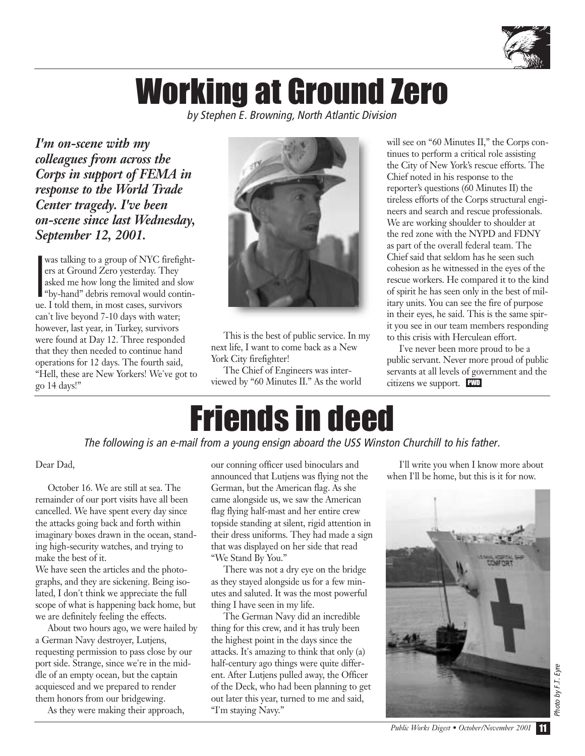# Working at Ground Zero

*by Stephen E. Browning, North Atlantic Division*

***I'm on-scene with my colleagues from across the Corps in support of FEMA in response to the World Trade Center tragedy. I've been on-scene since last Wednesday, September 12, 2001.***

I was talking to a group of NYC firefighters at Ground Zero yesterday. They asked me how long the limited and slow "by-hand" debris removal would continue. I told them, in most cases, survivors can't live beyond 7-10 days with water; however, last year, in Turkey, survivors were found at Day 12. Three responded that they then needed to continue hand operations for 12 days. The fourth said, "Hell, these are New Yorkers! We've got to go 14 days!"

This is the best of public service. In my next life, I want to come back as a New York City firefighter!

The Chief of Engineers was interviewed by "60 Minutes II." As the world will see on "60 Minutes II," the Corps continues to perform a critical role assisting the City of New York's rescue efforts. The Chief noted in his response to the reporter's questions (60 Minutes II) the tireless efforts of the Corps structural engineers and search and rescue professionals. We are working shoulder to shoulder at the red zone with the NYPD and FDNY as part of the overall federal team. The Chief said that seldom has he seen such cohesion as he witnessed in the eyes of the rescue workers. He compared it to the kind of spirit he has seen only in the best of military units. You can see the fire of purpose in their eyes, he said. This is the same spirit you see in our team members responding to this crisis with Herculean effort.

I've never been more proud to be a public servant. Never more proud of public servants at all levels of government and the citizens we support. PWD

# Friends in deed

*The following is an e-mail from a young ensign aboard the USS Winston Churchill to his father.*

Dear Dad,

October 16. We are still at sea. The remainder of our port visits have all been cancelled. We have spent every day since the attacks going back and forth within imaginary boxes drawn in the ocean, standing high-security watches, and trying to make the best of it.

We have seen the articles and the photographs, and they are sickening. Being isolated, I don't think we appreciate the full scope of what is happening back home, but we are definitely feeling the effects.

About two hours ago, we were hailed by a German Navy destroyer, Lutjens, requesting permission to pass close by our port side. Strange, since we're in the middle of an empty ocean, but the captain acquiesced and we prepared to render them honors from our bridgewing.

As they were making their approach, our conning officer used binoculars and announced that Lutjens was flying not the German, but the American flag. As she came alongside us, we saw the American flag flying half-mast and her entire crew topside standing at silent, rigid attention in their dress uniforms. They had made a sign that was displayed on her side that read "We Stand By You."

There was not a dry eye on the bridge as they stayed alongside us for a few minutes and saluted. It was the most powerful thing I have seen in my life.

The German Navy did an incredible thing for this crew, and it has truly been the highest point in the days since the attacks. It's amazing to think that only (a) half-century ago things were quite different. After Lutjens pulled away, the Officer of the Deck, who had been planning to get out later this year, turned to me and said, "I'm staying Navy."

I'll write you when I know more about when I'll be home, but this is it for now.

*Photo by F.T. Eyre*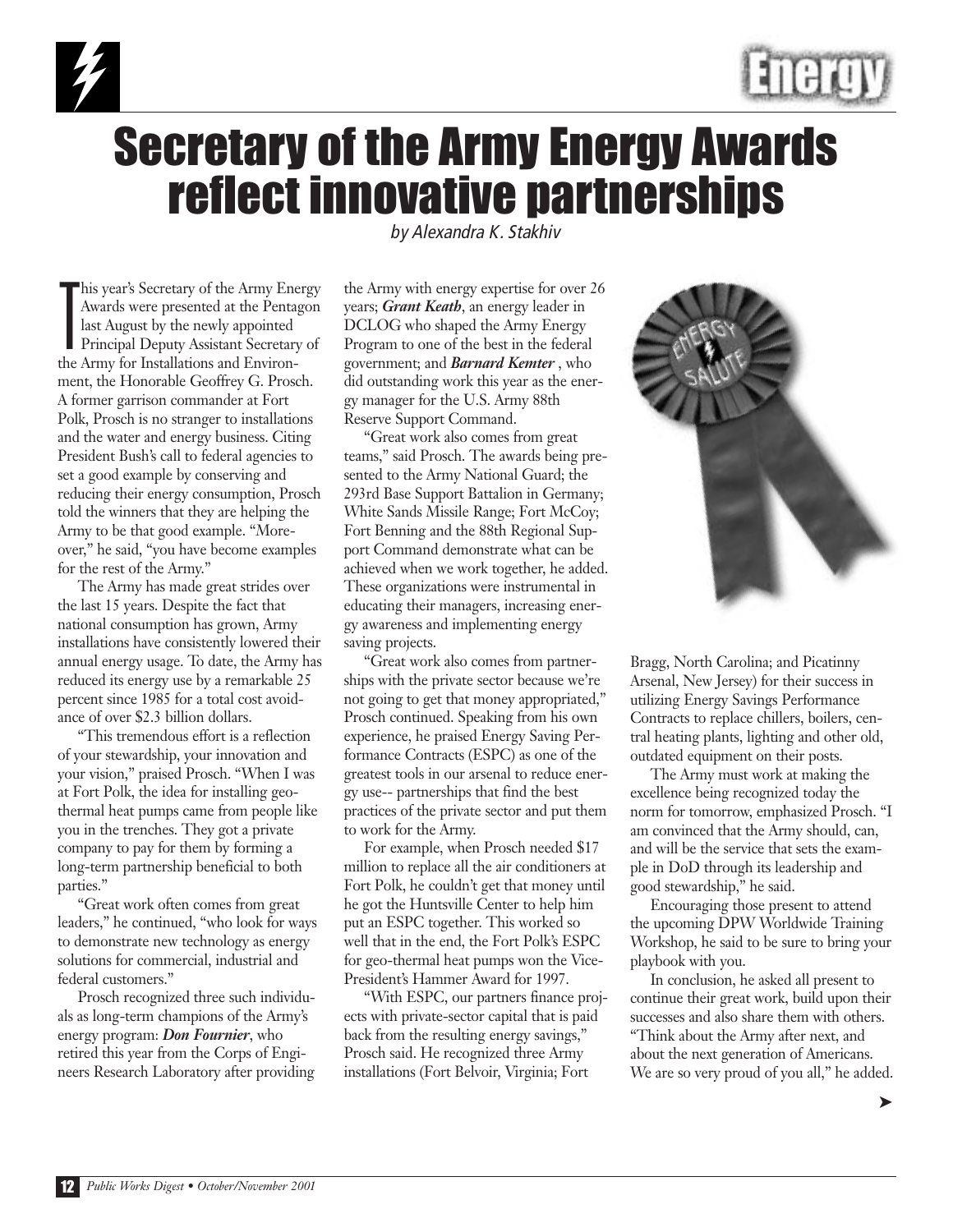# Secretary of the Army Energy Awards reflect innovative partnerships

*by Alexandra K. Stakhiv*

This year's Secretary of the Army Energy Awards were presented at the Pentagon last August by the newly appointed Principal Deputy Assistant Secretary of the Army for Installations and Environment, the Honorable Geoffrey G. Prosch. A former garrison commander at Fort Polk, Prosch is no stranger to installations and the water and energy business. Citing President Bush's call to federal agencies to set a good example by conserving and reducing their energy consumption, Prosch told the winners that they are helping the Army to be that good example. "Moreover," he said, "you have become examples for the rest of the Army."

The Army has made great strides over the last 15 years. Despite the fact that national consumption has grown, Army installations have consistently lowered their annual energy usage. To date, the Army has reduced its energy use by a remarkable 25 percent since 1985 for a total cost avoidance of over $2.3 billion dollars.

"This tremendous effort is a reflection of your stewardship, your innovation and your vision," praised Prosch. "When I was at Fort Polk, the idea for installing geothermal heat pumps came from people like you in the trenches. They got a private company to pay for them by forming a long-term partnership beneficial to both parties."

"Great work often comes from great leaders," he continued, "who look for ways to demonstrate new technology as energy solutions for commercial, industrial and federal customers."

Prosch recognized three such individuals as long-term champions of the Army's energy program: ***Don Fournier***, who retired this year from the Corps of Engineers Research Laboratory after providing the Army with energy expertise for over 26 years; ***Grant Keath***, an energy leader in DCLOG who shaped the Army Energy Program to one of the best in the federal government; and ***Barnard Kemter*** , who did outstanding work this year as the energy manager for the U.S. Army 88th Reserve Support Command.

"Great work also comes from great teams," said Prosch. The awards being presented to the Army National Guard; the 293rd Base Support Battalion in Germany; White Sands Missile Range; Fort McCoy; Fort Benning and the 88th Regional Support Command demonstrate what can be achieved when we work together, he added. These organizations were instrumental in educating their managers, increasing energy awareness and implementing energy saving projects.

"Great work also comes from partnerships with the private sector because we're not going to get that money appropriated," Prosch continued. Speaking from his own experience, he praised Energy Saving Performance Contracts (ESPC) as one of the greatest tools in our arsenal to reduce energy use-- partnerships that find the best practices of the private sector and put them to work for the Army.

For example, when Prosch needed $17 million to replace all the air conditioners at Fort Polk, he couldn't get that money until he got the Huntsville Center to help him put an ESPC together. This worked so well that in the end, the Fort Polk's ESPC for geo-thermal heat pumps won the Vice-President's Hammer Award for 1997.

"With ESPC, our partners finance projects with private-sector capital that is paid back from the resulting energy savings," Prosch said. He recognized three Army installations (Fort Belvoir, Virginia; Fort Bragg, North Carolina; and Picatinny Arsenal, New Jersey) for their success in utilizing Energy Savings Performance Contracts to replace chillers, boilers, central heating plants, lighting and other old, outdated equipment on their posts.

The Army must work at making the excellence being recognized today the norm for tomorrow, emphasized Prosch. "I am convinced that the Army should, can, and will be the service that sets the example in DoD through its leadership and good stewardship," he said.

Encouraging those present to attend the upcoming DPW Worldwide Training Workshop, he said to be sure to bring your playbook with you.

In conclusion, he asked all present to continue their great work, build upon their successes and also share them with others. "Think about the Army after next, and about the next generation of Americans. We are so very proud of you all," he added.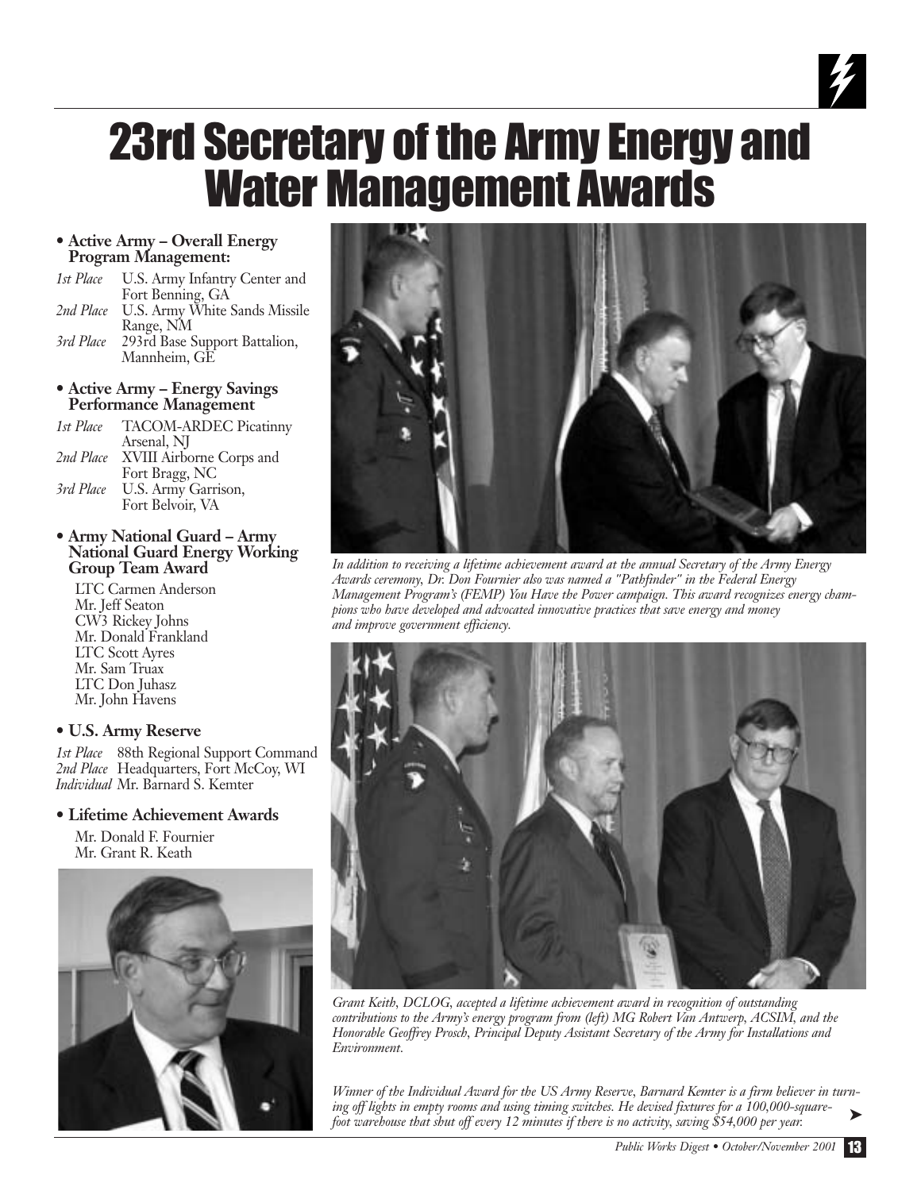# 23rd Secretary of the Army Energy and Water Management Awards

- **Active Army – Overall Energy Program Management:**

*1st Place* U.S. Army Infantry Center and Fort Benning, GA
*2nd Place* U.S. Army White Sands Missile Range, NM
*3rd Place* 293rd Base Support Battalion, Mannheim, GE

- **Active Army – Energy Savings Performance Management**

*1st Place* TACOM-ARDEC Picatinny Arsenal, NJ
*2nd Place* XVIII Airborne Corps and Fort Bragg, NC
*3rd Place* U.S. Army Garrison, Fort Belvoir, VA

- **Army National Guard – Army National Guard Energy Working Group Team Award**

LTC Carmen Anderson
Mr. Jeff Seaton
CW3 Rickey Johns
Mr. Donald Frankland
LTC Scott Ayres
Mr. Sam Truax
LTC Don Juhasz
Mr. John Havens

- **U.S. Army Reserve**

*1st Place* 88th Regional Support Command
*2nd Place* Headquarters, Fort McCoy, WI
*Individual* Mr. Barnard S. Kemter

- **Lifetime Achievement Awards**

Mr. Donald F. Fournier
Mr. Grant R. Keath

*In addition to receiving a lifetime achievement award at the annual Secretary of the Army Energy Awards ceremony, Dr. Don Fournier also was named a "Pathfinder" in the Federal Energy Management Program's (FEMP) You Have the Power campaign. This award recognizes energy champions who have developed and advocated innovative practices that save energy and money and improve government efficiency.*

*Grant Keith, DCLOG, accepted a lifetime achievement award in recognition of outstanding contributions to the Army's energy program from (left) MG Robert Van Antwerp, ACSIM, and the Honorable Geoffrey Prosch, Principal Deputy Assistant Secretary of the Army for Installations and Environment.*

*Winner of the Individual Award for the US Army Reserve, Barnard Kemter is a firm believer in turning off lights in empty rooms and using timing switches. He devised fixtures for a 100,000-square-foot warehouse that shut off every 12 minutes if there is no activity, saving $54,000 per year.*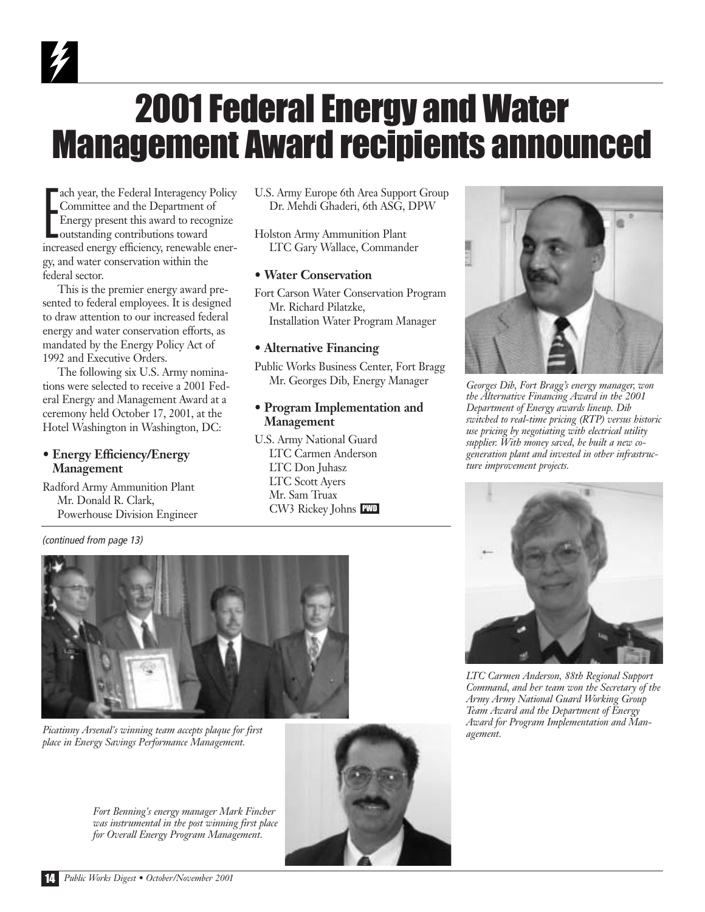# 2001 Federal Energy and Water Management Award recipients announced

Each year, the Federal Interagency Policy Committee and the Department of Energy present this award to recognize outstanding contributions toward increased energy efficiency, renewable energy, and water conservation within the federal sector.

This is the premier energy award presented to federal employees. It is designed to draw attention to our increased federal energy and water conservation efforts, as mandated by the Energy Policy Act of 1992 and Executive Orders.

The following six U.S. Army nominations were selected to receive a 2001 Federal Energy and Management Award at a ceremony held October 17, 2001, at the Hotel Washington in Washington, DC:

- **Energy Efficiency/Energy Management**

Radford Army Ammunition Plant
Mr. Donald R. Clark,
Powerhouse Division Engineer

U.S. Army Europe 6th Area Support Group
Dr. Mehdi Ghaderi, 6th ASG, DPW

Holston Army Ammunition Plant
LTC Gary Wallace, Commander

- **Water Conservation**

Fort Carson Water Conservation Program
Mr. Richard Pilatzke,
Installation Water Program Manager

- **Alternative Financing**

Public Works Business Center, Fort Bragg
Mr. Georges Dib, Energy Manager

- **Program Implementation and Management**

U.S. Army National Guard
LTC Carmen Anderson
LTC Don Juhasz
LTC Scott Ayers
Mr. Sam Truax
CW3 Rickey Johns PWD

*Georges Dib, Fort Bragg's energy manager, won the Alternative Financing Award in the 2001 Department of Energy awards lineup. Dib switched to real-time pricing (RTP) versus historic use pricing by negotiating with electrical utility supplier. With money saved, he built a new cogeneration plant and invested in other infrastructure improvement projects.*

*LTC Carmen Anderson, 88th Regional Support Command, and her team won the Secretary of the Army Army National Guard Working Group Team Award and the Department of Energy Award for Program Implementation and Management.*

*(continued from page 13)*

*Picatinny Arsenal's winning team accepts plaque for first place in Energy Savings Performance Management.*

*Fort Benning's energy manager Mark Fincher was instrumental in the post winning first place for Overall Energy Program Management.*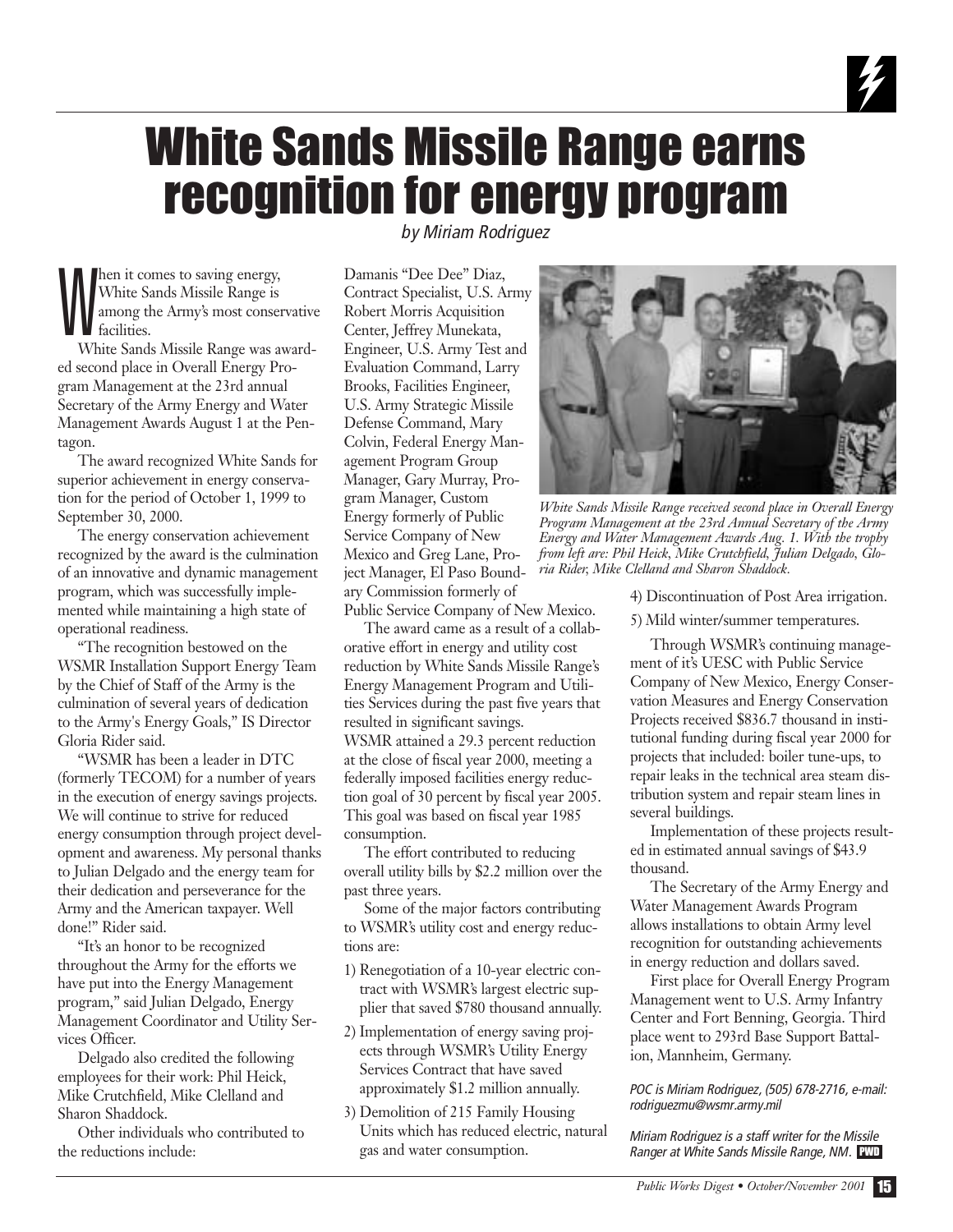# White Sands Missile Range earns recognition for energy program

*by Miriam Rodriguez*

When it comes to saving energy, White Sands Missile Range is among the Army's most conservative facilities.

White Sands Missile Range was awarded second place in Overall Energy Program Management at the 23rd annual Secretary of the Army Energy and Water Management Awards August 1 at the Pentagon.

The award recognized White Sands for superior achievement in energy conservation for the period of October 1, 1999 to September 30, 2000.

The energy conservation achievement recognized by the award is the culmination of an innovative and dynamic management program, which was successfully implemented while maintaining a high state of operational readiness.

"The recognition bestowed on the WSMR Installation Support Energy Team by the Chief of Staff of the Army is the culmination of several years of dedication to the Army's Energy Goals," IS Director Gloria Rider said.

"WSMR has been a leader in DTC (formerly TECOM) for a number of years in the execution of energy savings projects. We will continue to strive for reduced energy consumption through project development and awareness. My personal thanks to Julian Delgado and the energy team for their dedication and perseverance for the Army and the American taxpayer. Well done!" Rider said.

"It's an honor to be recognized throughout the Army for the efforts we have put into the Energy Management program," said Julian Delgado, Energy Management Coordinator and Utility Services Officer.

Delgado also credited the following employees for their work: Phil Heick, Mike Crutchfield, Mike Clelland and Sharon Shaddock.

Other individuals who contributed to the reductions include: Damanis "Dee Dee" Diaz, Contract Specialist, U.S. Army Robert Morris Acquisition Center, Jeffrey Munekata, Engineer, U.S. Army Test and Evaluation Command, Larry Brooks, Facilities Engineer, U.S. Army Strategic Missile Defense Command, Mary Colvin, Federal Energy Management Program Group Manager, Gary Murray, Program Manager, Custom Energy formerly of Public Service Company of New Mexico and Greg Lane, Project Manager, El Paso Boundary Commission formerly of Public Service Company of New Mexico.

The award came as a result of a collaborative effort in energy and utility cost reduction by White Sands Missile Range's Energy Management Program and Utilities Services during the past five years that resulted in significant savings. WSMR attained a 29.3 percent reduction at the close of fiscal year 2000, meeting a federally imposed facilities energy reduction goal of 30 percent by fiscal year 2005. This goal was based on fiscal year 1985 consumption.

The effort contributed to reducing overall utility bills by $2.2 million over the past three years.

Some of the major factors contributing to WSMR's utility cost and energy reductions are:

1) Renegotiation of a 10-year electric contract with WSMR's largest electric supplier that saved $780 thousand annually.
2) Implementation of energy saving projects through WSMR's Utility Energy Services Contract that have saved approximately $1.2 million annually.
3) Demolition of 215 Family Housing Units which has reduced electric, natural gas and water consumption.
4) Discontinuation of Post Area irrigation.
5) Mild winter/summer temperatures.

*White Sands Missile Range received second place in Overall Energy Program Management at the 23rd Annual Secretary of the Army Energy and Water Management Awards Aug. 1. With the trophy from left are: Phil Heick, Mike Crutchfield, Julian Delgado, Gloria Rider, Mike Clelland and Sharon Shaddock.*

Through WSMR's continuing management of it's UESC with Public Service Company of New Mexico, Energy Conservation Measures and Energy Conservation Projects received $836.7 thousand in institutional funding during fiscal year 2000 for projects that included: boiler tune-ups, to repair leaks in the technical area steam distribution system and repair steam lines in several buildings.

Implementation of these projects resulted in estimated annual savings of $43.9 thousand.

The Secretary of the Army Energy and Water Management Awards Program allows installations to obtain Army level recognition for outstanding achievements in energy reduction and dollars saved.

First place for Overall Energy Program Management went to U.S. Army Infantry Center and Fort Benning, Georgia. Third place went to 293rd Base Support Battalion, Mannheim, Germany.

*POC is Miriam Rodriguez, (505) 678-2716, e-mail: rodriguezmu@wsmr.army.mil*

*Miriam Rodriguez is a staff writer for the Missile Ranger at White Sands Missile Range, NM.*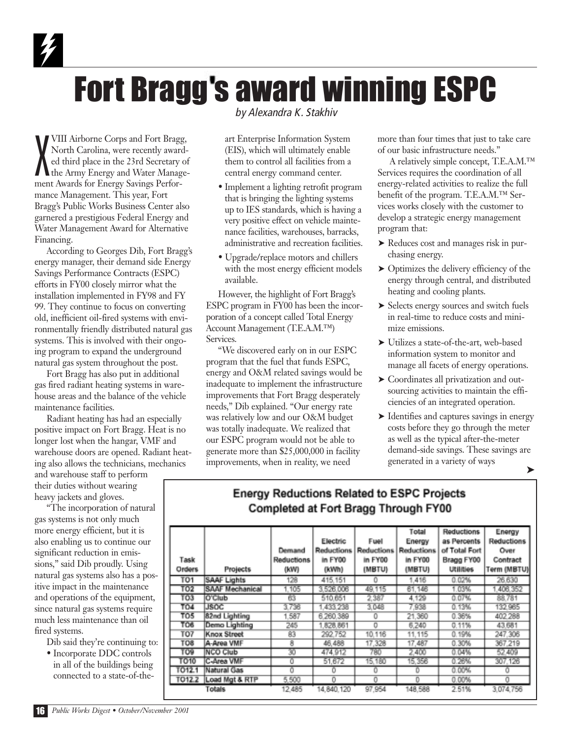# Fort Bragg's award winning ESPC

*by Alexandra K. Stakhiv*

XVIII Airborne Corps and Fort Bragg, North Carolina, were recently awarded third place in the 23rd Secretary of the Army Energy and Water Management Awards for Energy Savings Performance Management. This year, Fort Bragg's Public Works Business Center also garnered a prestigious Federal Energy and Water Management Award for Alternative Financing.

According to Georges Dib, Fort Bragg's energy manager, their demand side Energy Savings Performance Contracts (ESPC) efforts in FY00 closely mirror what the installation implemented in FY98 and FY 99. They continue to focus on converting old, inefficient oil-fired systems with environmentally friendly distributed natural gas systems. This is involved with their ongoing program to expand the underground natural gas system throughout the post.

Fort Bragg has also put in additional gas fired radiant heating systems in warehouse areas and the balance of the vehicle maintenance facilities.

Radiant heating has had an especially positive impact on Fort Bragg. Heat is no longer lost when the hangar, VMF and warehouse doors are opened. Radiant heating also allows the technicians, mechanics and warehouse staff to perform their duties without wearing heavy jackets and gloves.

"The incorporation of natural gas systems is not only much more energy efficient, but it is also enabling us to continue our significant reduction in emissions," said Dib proudly. Using natural gas systems also has a positive impact in the maintenance and operations of the equipment, since natural gas systems require much less maintenance than oil fired systems.

Dib said they're continuing to:

- Incorporate DDC controls in all of the buildings being connected to a state-of-the-art Enterprise Information System (EIS), which will ultimately enable them to control all facilities from a central energy command center.
- Implement a lighting retrofit program that is bringing the lighting systems up to IES standards, which is having a very positive effect on vehicle maintenance facilities, warehouses, barracks, administrative and recreation facilities.
- Upgrade/replace motors and chillers with the most energy efficient models available.

However, the highlight of Fort Bragg's ESPC program in FY00 has been the incorporation of a concept called Total Energy Account Management (T.E.A.M.™) Services.

"We discovered early on in our ESPC program that the fuel that funds ESPC, energy and O&M related savings would be inadequate to implement the infrastructure improvements that Fort Bragg desperately needs," Dib explained. "Our energy rate was relatively low and our O&M budget was totally inadequate. We realized that our ESPC program would not be able to generate more than $25,000,000 in facility improvements, when in reality, we need more than four times that just to take care of our basic infrastructure needs."

A relatively simple concept, T.E.A.M.™ Services requires the coordination of all energy-related activities to realize the full benefit of the program. T.E.A.M.™ Services works closely with the customer to develop a strategic energy management program that:

- ➤ Reduces cost and manages risk in purchasing energy.
- ➤ Optimizes the delivery efficiency of the energy through central, and distributed heating and cooling plants.
- ➤ Selects energy sources and switch fuels in real-time to reduce costs and minimize emissions.
- ➤ Utilizes a state-of-the-art, web-based information system to monitor and manage all facets of energy operations.
- ➤ Coordinates all privatization and outsourcing activities to maintain the efficiencies of an integrated operation.
- ➤ Identifies and captures savings in energy costs before they go through the meter as well as the typical after-the-meter demand-side savings. These savings are generated in a variety of ways ➤

## Energy Reductions Related to ESPC Projects Completed at Fort Bragg Through FY00

| Task Orders | Projects | Demand Reductions (kW) | Electric Reductions in FY00 (kWh) | Fuel Reductions in FY00 (MBTU) | Total Energy Reductions in FY00 (MBTU) | Reductions as Percents of Total Fort Bragg FY00 Utilities | Energy Reductions Over Contract Term (MBTU) |
|---|---|---|---|---|---|---|---|
| TO1 | SAAF Lights | 128 | 415,151 | 0 | 1,416 | 0.02% | 26,630 |
| TO2 | SAAF Mechanical | 1,105 | 3,526,006 | 49,115 | 61,146 | 1.03% | 1,406,352 |
| TO3 | O'Club | 63 | 510,651 | 2,387 | 4,129 | 0.07% | 88,781 |
| TO4 | JSOC | 3,736 | 1,433,238 | 3,048 | 7,938 | 0.13% | 132,965 |
| TO5 | 82nd Lighting | 1,587 | 6,260,389 | 0 | 21,360 | 0.36% | 402,288 |
| TO6 | Demo Lighting | 245 | 1,828,861 | 0 | 6,240 | 0.11% | 43,681 |
| TO7 | Knox Street | 83 | 292,752 | 10,116 | 11,115 | 0.19% | 247,306 |
| TO8 | A-Area VMF | 8 | 46,488 | 17,328 | 17,487 | 0.30% | 367,219 |
| TO9 | NCO Club | 30 | 474,912 | 780 | 2,400 | 0.04% | 52,409 |
| TO10 | C-Area VMF | 0 | 51,672 | 15,180 | 15,356 | 0.26% | 307,126 |
| TO12.1 | Natural Gas | 0 | 0 | 0 | 0 | 0.00% | 0 |
| TO12.2 | Load Mgt & RTP | 5,500 | 0 | 0 | 0 | 0.00% | 0 |
| | Totals | 12,485 | 14,840,120 | 97,954 | 148,588 | 2.51% | 3,074,756 |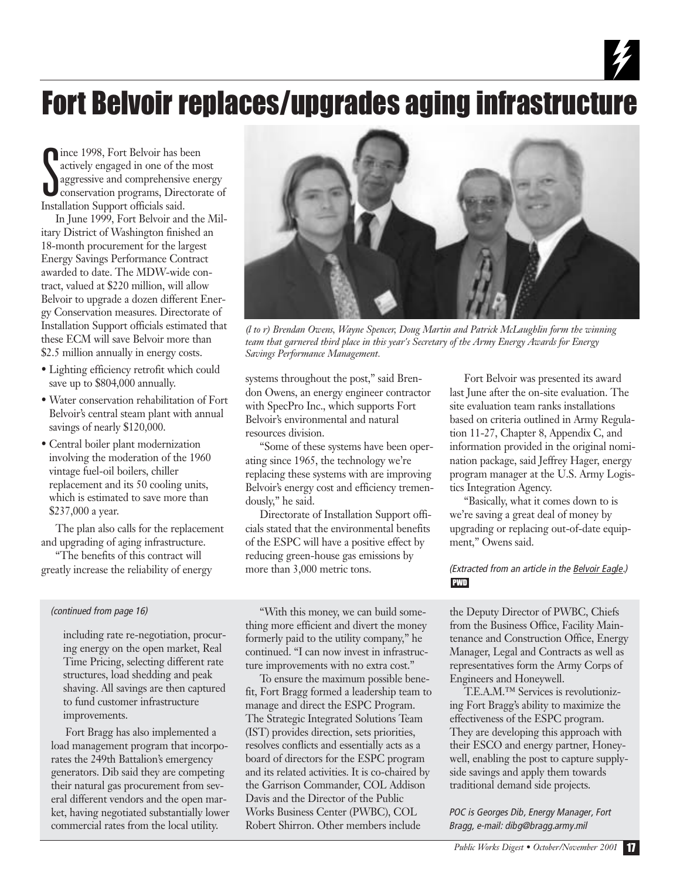# Fort Belvoir replaces/upgrades aging infrastructure

Since 1998, Fort Belvoir has been actively engaged in one of the most aggressive and comprehensive energy conservation programs, Directorate of Installation Support officials said.

In June 1999, Fort Belvoir and the Military District of Washington finished an 18-month procurement for the largest Energy Savings Performance Contract awarded to date. The MDW-wide contract, valued at $220 million, will allow Belvoir to upgrade a dozen different Energy Conservation measures. Directorate of Installation Support officials estimated that these ECM will save Belvoir more than $2.5 million annually in energy costs.

- Lighting efficiency retrofit which could save up to $804,000 annually.
- Water conservation rehabilitation of Fort Belvoir's central steam plant with annual savings of nearly $120,000.
- Central boiler plant modernization involving the moderation of the 1960 vintage fuel-oil boilers, chiller replacement and its 50 cooling units, which is estimated to save more than $237,000 a year.

The plan also calls for the replacement and upgrading of aging infrastructure.

"The benefits of this contract will greatly increase the reliability of energy systems throughout the post," said Brendon Owens, an energy engineer contractor with SpecPro Inc., which supports Fort Belvoir's environmental and natural resources division.

*(l to r) Brendan Owens, Wayne Spencer, Doug Martin and Patrick McLaughlin form the winning team that garnered third place in this year's Secretary of the Army Energy Awards for Energy Savings Performance Management.*

"Some of these systems have been operating since 1965, the technology we're replacing these systems with are improving Belvoir's energy cost and efficiency tremendously," he said.

Directorate of Installation Support officials stated that the environmental benefits of the ESPC will have a positive effect by reducing green-house gas emissions by more than 3,000 metric tons.

Fort Belvoir was presented its award last June after the on-site evaluation. The site evaluation team ranks installations based on criteria outlined in Army Regulation 11-27, Chapter 8, Appendix C, and information provided in the original nomination package, said Jeffrey Hager, energy program manager at the U.S. Army Logistics Integration Agency.

"Basically, what it comes down to is we're saving a great deal of money by upgrading or replacing out-of-date equipment," Owens said.

*(Extracted from an article in the Belvoir Eagle.)*

PWD

---

*(continued from page 16)*

including rate re-negotiation, procuring energy on the open market, Real Time Pricing, selecting different rate structures, load shedding and peak shaving. All savings are then captured to fund customer infrastructure improvements.

Fort Bragg has also implemented a load management program that incorporates the 249th Battalion's emergency generators. Dib said they are competing their natural gas procurement from several different vendors and the open market, having negotiated substantially lower commercial rates from the local utility.

"With this money, we can build something more efficient and divert the money formerly paid to the utility company," he continued. "I can now invest in infrastructure improvements with no extra cost."

To ensure the maximum possible benefit, Fort Bragg formed a leadership team to manage and direct the ESPC Program. The Strategic Integrated Solutions Team (IST) provides direction, sets priorities, resolves conflicts and essentially acts as a board of directors for the ESPC program and its related activities. It is co-chaired by the Garrison Commander, COL Addison Davis and the Director of the Public Works Business Center (PWBC), COL Robert Shirron. Other members include the Deputy Director of PWBC, Chiefs from the Business Office, Facility Maintenance and Construction Office, Energy Manager, Legal and Contracts as well as representatives form the Army Corps of Engineers and Honeywell.

T.E.A.M.™ Services is revolutionizing Fort Bragg's ability to maximize the effectiveness of the ESPC program. They are developing this approach with their ESCO and energy partner, Honeywell, enabling the post to capture supply-side savings and apply them towards traditional demand side projects.

*POC is Georges Dib, Energy Manager, Fort Bragg, e-mail: dibg@bragg.army.mil*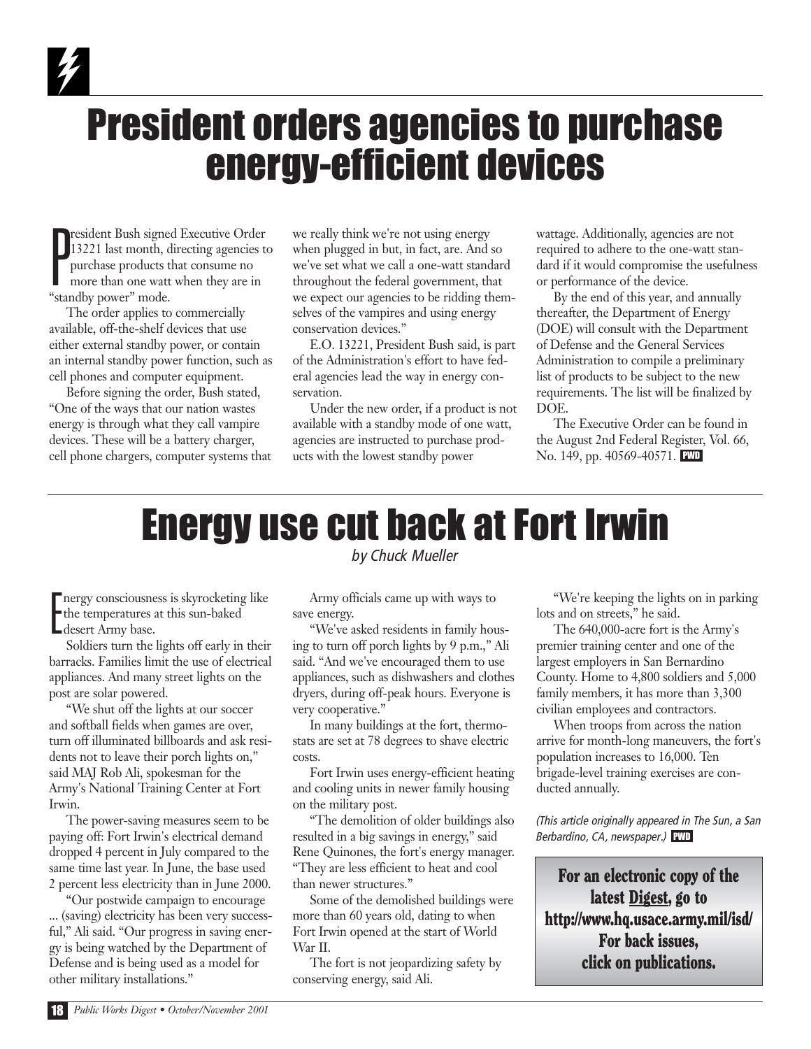# President orders agencies to purchase energy-efficient devices

President Bush signed Executive Order 13221 last month, directing agencies to purchase products that consume no more than one watt when they are in "standby power" mode.

The order applies to commercially available, off-the-shelf devices that use either external standby power, or contain an internal standby power function, such as cell phones and computer equipment.

Before signing the order, Bush stated, "One of the ways that our nation wastes energy is through what they call vampire devices. These will be a battery charger, cell phone chargers, computer systems that we really think we're not using energy when plugged in but, in fact, are. And so we've set what we call a one-watt standard throughout the federal government, that we expect our agencies to be ridding themselves of the vampires and using energy conservation devices."

E.O. 13221, President Bush said, is part of the Administration's effort to have federal agencies lead the way in energy conservation.

Under the new order, if a product is not available with a standby mode of one watt, agencies are instructed to purchase products with the lowest standby power wattage. Additionally, agencies are not required to adhere to the one-watt standard if it would compromise the usefulness or performance of the device.

By the end of this year, and annually thereafter, the Department of Energy (DOE) will consult with the Department of Defense and the General Services Administration to compile a preliminary list of products to be subject to the new requirements. The list will be finalized by DOE.

The Executive Order can be found in the August 2nd Federal Register, Vol. 66, No. 149, pp. 40569-40571. PWD

# Energy use cut back at Fort Irwin

*by Chuck Mueller*

Energy consciousness is skyrocketing like the temperatures at this sun-baked desert Army base.

Soldiers turn the lights off early in their barracks. Families limit the use of electrical appliances. And many street lights on the post are solar powered.

"We shut off the lights at our soccer and softball fields when games are over, turn off illuminated billboards and ask residents not to leave their porch lights on," said MAJ Rob Ali, spokesman for the Army's National Training Center at Fort Irwin.

The power-saving measures seem to be paying off: Fort Irwin's electrical demand dropped 4 percent in July compared to the same time last year. In June, the base used 2 percent less electricity than in June 2000.

"Our postwide campaign to encourage ... (saving) electricity has been very successful," Ali said. "Our progress in saving energy is being watched by the Department of Defense and is being used as a model for other military installations."

Army officials came up with ways to save energy.

"We've asked residents in family housing to turn off porch lights by 9 p.m.," Ali said. "And we've encouraged them to use appliances, such as dishwashers and clothes dryers, during off-peak hours. Everyone is very cooperative."

In many buildings at the fort, thermostats are set at 78 degrees to shave electric costs.

Fort Irwin uses energy-efficient heating and cooling units in newer family housing on the military post.

"The demolition of older buildings also resulted in a big savings in energy," said Rene Quinones, the fort's energy manager. "They are less efficient to heat and cool than newer structures."

Some of the demolished buildings were more than 60 years old, dating to when Fort Irwin opened at the start of World War II.

The fort is not jeopardizing safety by conserving energy, said Ali.

"We're keeping the lights on in parking lots and on streets," he said.

The 640,000-acre fort is the Army's premier training center and one of the largest employers in San Bernardino County. Home to 4,800 soldiers and 5,000 family members, it has more than 3,300 civilian employees and contractors.

When troops from across the nation arrive for month-long maneuvers, the fort's population increases to 16,000. Ten brigade-level training exercises are conducted annually.

*(This article originally appeared in The Sun, a San Berbardino, CA, newspaper.)* PWD

**For an electronic copy of the latest Digest, go to http://www.hq.usace.army.mil/isd/ For back issues, click on publications.**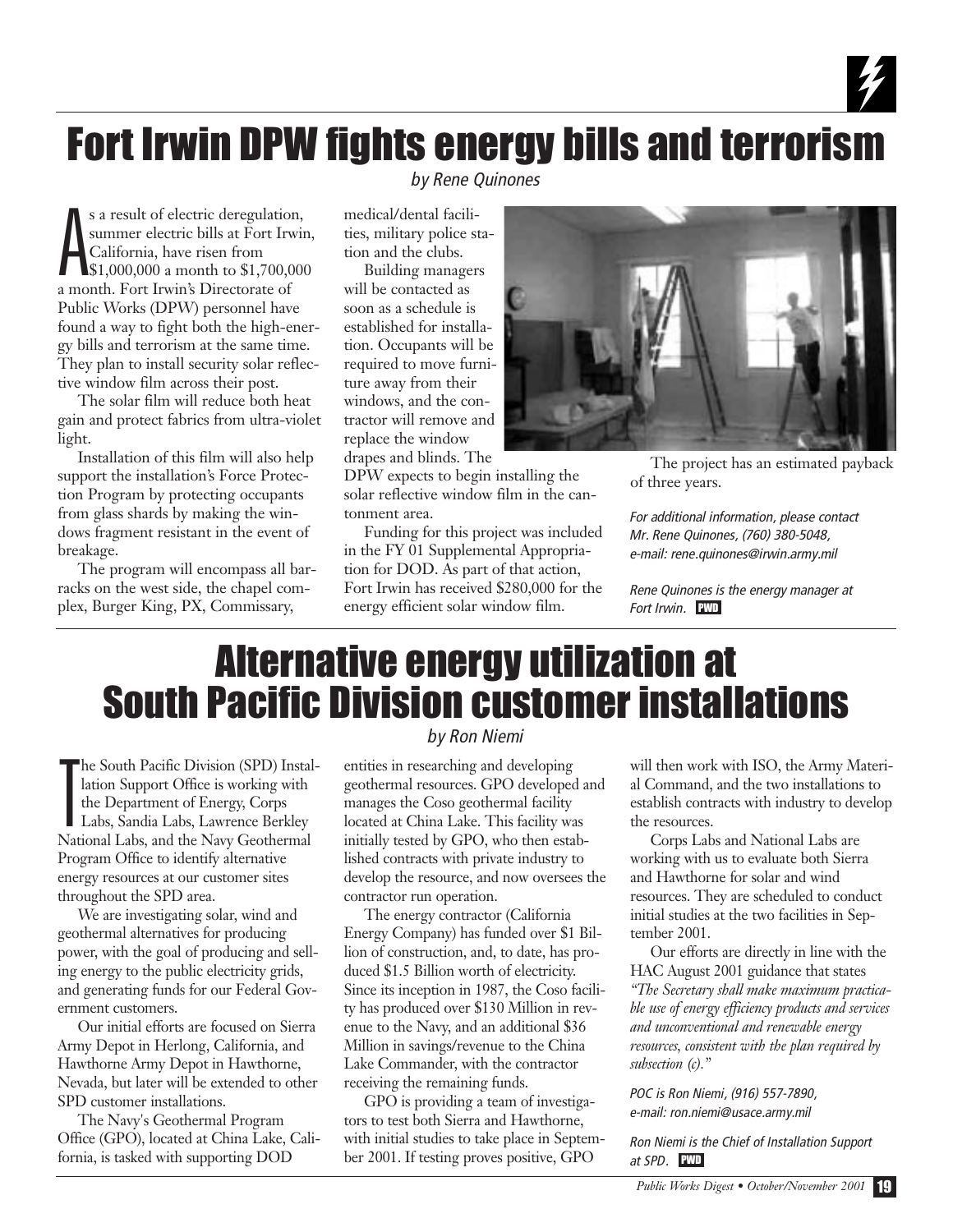# Fort Irwin DPW fights energy bills and terrorism

*by Rene Quinones*

As a result of electric deregulation, summer electric bills at Fort Irwin, California, have risen from $1,000,000 a month to $1,700,000 a month. Fort Irwin's Directorate of Public Works (DPW) personnel have found a way to fight both the high-energy bills and terrorism at the same time. They plan to install security solar reflective window film across their post.

The solar film will reduce both heat gain and protect fabrics from ultra-violet light.

Installation of this film will also help support the installation's Force Protection Program by protecting occupants from glass shards by making the windows fragment resistant in the event of breakage.

The program will encompass all barracks on the west side, the chapel complex, Burger King, PX, Commissary, medical/dental facilities, military police station and the clubs.

Building managers will be contacted as soon as a schedule is established for installation. Occupants will be required to move furniture away from their windows, and the contractor will remove and replace the window drapes and blinds. The DPW expects to begin installing the solar reflective window film in the cantonment area.

Funding for this project was included in the FY 01 Supplemental Appropriation for DOD. As part of that action, Fort Irwin has received $280,000 for the energy efficient solar window film.

The project has an estimated payback of three years.

*For additional information, please contact Mr. Rene Quinones, (760) 380-5048, e-mail: rene.quinones@irwin.army.mil*

*Rene Quinones is the energy manager at Fort Irwin.* PWD

# Alternative energy utilization at South Pacific Division customer installations

*by Ron Niemi*

The South Pacific Division (SPD) Installation Support Office is working with the Department of Energy, Corps Labs, Sandia Labs, Lawrence Berkley National Labs, and the Navy Geothermal Program Office to identify alternative energy resources at our customer sites throughout the SPD area.

We are investigating solar, wind and geothermal alternatives for producing power, with the goal of producing and selling energy to the public electricity grids, and generating funds for our Federal Government customers.

Our initial efforts are focused on Sierra Army Depot in Herlong, California, and Hawthorne Army Depot in Hawthorne, Nevada, but later will be extended to other SPD customer installations.

The Navy's Geothermal Program Office (GPO), located at China Lake, California, is tasked with supporting DOD entities in researching and developing geothermal resources. GPO developed and manages the Coso geothermal facility located at China Lake. This facility was initially tested by GPO, who then established contracts with private industry to develop the resource, and now oversees the contractor run operation.

The energy contractor (California Energy Company) has funded over $1 Billion of construction, and, to date, has produced $1.5 Billion worth of electricity. Since its inception in 1987, the Coso facility has produced over $130 Million in revenue to the Navy, and an additional $36 Million in savings/revenue to the China Lake Commander, with the contractor receiving the remaining funds.

GPO is providing a team of investigators to test both Sierra and Hawthorne, with initial studies to take place in September 2001. If testing proves positive, GPO will then work with ISO, the Army Material Command, and the two installations to establish contracts with industry to develop the resources.

Corps Labs and National Labs are working with us to evaluate both Sierra and Hawthorne for solar and wind resources. They are scheduled to conduct initial studies at the two facilities in September 2001.

Our efforts are directly in line with the HAC August 2001 guidance that states *"The Secretary shall make maximum practicable use of energy efficiency products and services and unconventional and renewable energy resources, consistent with the plan required by subsection (c)."*

*POC is Ron Niemi, (916) 557-7890, e-mail: ron.niemi@usace.army.mil*

*Ron Niemi is the Chief of Installation Support at SPD.* PWD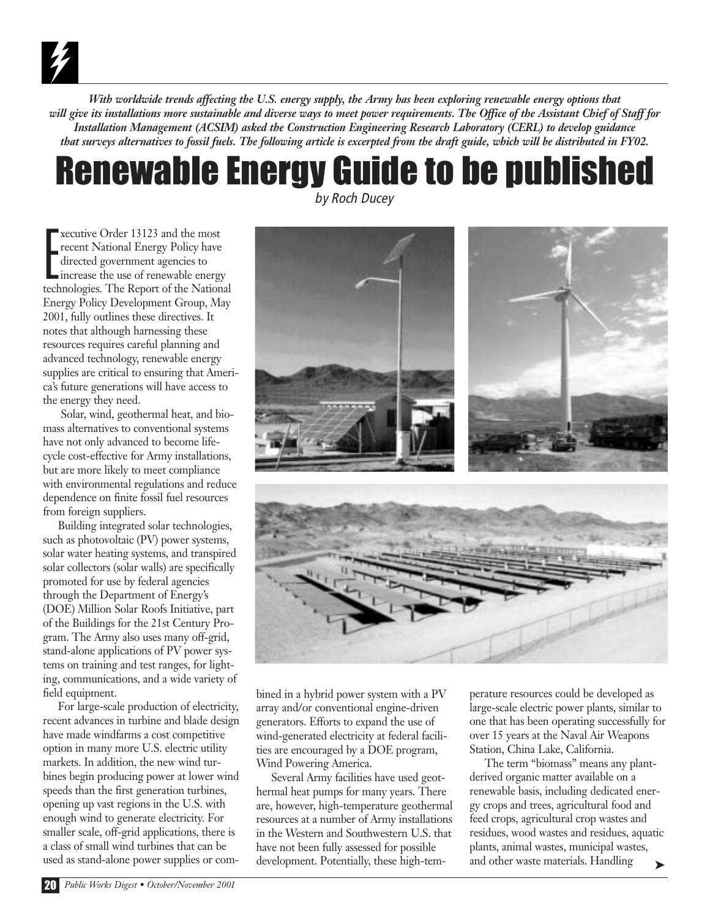*With worldwide trends affecting the U.S. energy supply, the Army has been exploring renewable energy options that will give its installations more sustainable and diverse ways to meet power requirements. The Office of the Assistant Chief of Staff for Installation Management (ACSIM) asked the Construction Engineering Research Laboratory (CERL) to develop guidance that surveys alternatives to fossil fuels. The following article is excerpted from the draft guide, which will be distributed in FY02.*

# Renewable Energy Guide to be published

*by Roch Ducey*

Executive Order 13123 and the most recent National Energy Policy have directed government agencies to increase the use of renewable energy technologies. The Report of the National Energy Policy Development Group, May 2001, fully outlines these directives. It notes that although harnessing these resources requires careful planning and advanced technology, renewable energy supplies are critical to ensuring that America's future generations will have access to the energy they need.

Solar, wind, geothermal heat, and biomass alternatives to conventional systems have not only advanced to become life-cycle cost-effective for Army installations, but are more likely to meet compliance with environmental regulations and reduce dependence on finite fossil fuel resources from foreign suppliers.

Building integrated solar technologies, such as photovoltaic (PV) power systems, solar water heating systems, and transpired solar collectors (solar walls) are specifically promoted for use by federal agencies through the Department of Energy's (DOE) Million Solar Roofs Initiative, part of the Buildings for the 21st Century Program. The Army also uses many off-grid, stand-alone applications of PV power systems on training and test ranges, for lighting, communications, and a wide variety of field equipment.

For large-scale production of electricity, recent advances in turbine and blade design have made windfarms a cost competitive option in many more U.S. electric utility markets. In addition, the new wind turbines begin producing power at lower wind speeds than the first generation turbines, opening up vast regions in the U.S. with enough wind to generate electricity. For smaller scale, off-grid applications, there is a class of small wind turbines that can be used as stand-alone power supplies or combined in a hybrid power system with a PV array and/or conventional engine-driven generators. Efforts to expand the use of wind-generated electricity at federal facilities are encouraged by a DOE program, Wind Powering America.

Several Army facilities have used geothermal heat pumps for many years. There are, however, high-temperature geothermal resources at a number of Army installations in the Western and Southwestern U.S. that have not been fully assessed for possible development. Potentially, these high-temperature resources could be developed as large-scale electric power plants, similar to one that has been operating successfully for over 15 years at the Naval Air Weapons Station, China Lake, California.

The term "biomass" means any plant-derived organic matter available on a renewable basis, including dedicated energy crops and trees, agricultural food and feed crops, agricultural crop wastes and residues, wood wastes and residues, aquatic plants, animal wastes, municipal wastes, and other waste materials. Handling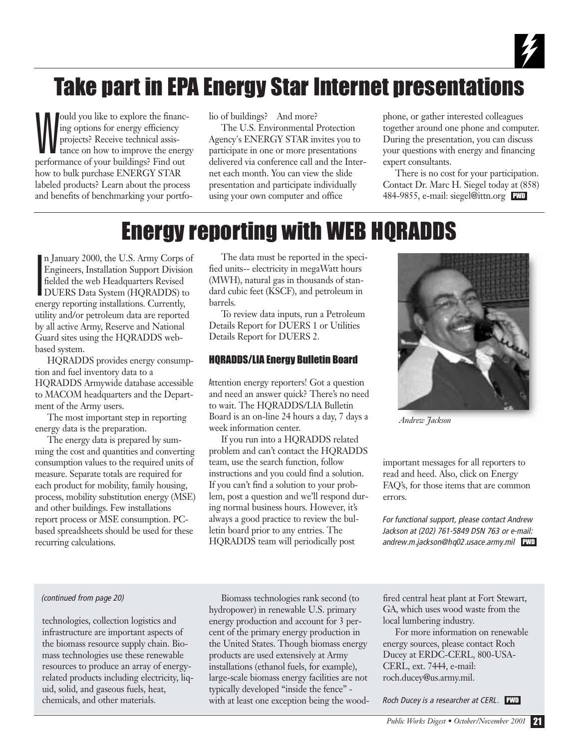# Take part in EPA Energy Star Internet presentations

Would you like to explore the financing options for energy efficiency projects? Receive technical assistance on how to improve the energy performance of your buildings? Find out how to bulk purchase ENERGY STAR labeled products? Learn about the process and benefits of benchmarking your portfolio of buildings? And more?

The U.S. Environmental Protection Agency's ENERGY STAR invites you to participate in one or more presentations delivered via conference call and the Internet each month. You can view the slide presentation and participate individually using your own computer and office phone, or gather interested colleagues together around one phone and computer. During the presentation, you can discuss your questions with energy and financing expert consultants.

There is no cost for your participation. Contact Dr. Marc H. Siegel today at (858) 484-9855, e-mail: siegel@ittn.org **PWD**

# Energy reporting with WEB HQRADDS

In January 2000, the U.S. Army Corps of Engineers, Installation Support Division fielded the web Headquarters Revised DUERS Data System (HQRADDS) to energy reporting installations. Currently, utility and/or petroleum data are reported by all active Army, Reserve and National Guard sites using the HQRADDS web-based system.

HQRADDS provides energy consumption and fuel inventory data to a HQRADDS Armywide database accessible to MACOM headquarters and the Department of the Army users.

The most important step in reporting energy data is the preparation.

The energy data is prepared by summing the cost and quantities and converting consumption values to the required units of measure. Separate totals are required for each product for mobility, family housing, process, mobility substitution energy (MSE) and other buildings. Few installations report process or MSE consumption. PC-based spreadsheets should be used for these recurring calculations.

The data must be reported in the specified units-- electricity in megaWatt hours (MWH), natural gas in thousands of standard cubic feet (KSCF), and petroleum in barrels.

To review data inputs, run a Petroleum Details Report for DUERS 1 or Utilities Details Report for DUERS 2.

### HQRADDS/LIA Energy Bulletin Board

Attention energy reporters! Got a question and need an answer quick? There's no need to wait. The HQRADDS/LIA Bulletin Board is an on-line 24 hours a day, 7 days a week information center.

If you run into a HQRADDS related problem and can't contact the HQRADDS team, use the search function, follow instructions and you could find a solution. If you can't find a solution to your problem, post a question and we'll respond during normal business hours. However, it's always a good practice to review the bulletin board prior to any entries. The HQRADDS team will periodically post important messages for all reporters to read and heed. Also, click on Energy FAQ's, for those items that are common errors.

*Andrew Jackson*

*For functional support, please contact Andrew Jackson at (202) 761-5849 DSN 763 or e-mail: andrew.m.jackson@hq02.usace.army.mil* **PWD**

---

*(continued from page 20)*

technologies, collection logistics and infrastructure are important aspects of the biomass resource supply chain. Biomass technologies use these renewable resources to produce an array of energy-related products including electricity, liquid, solid, and gaseous fuels, heat, chemicals, and other materials.

Biomass technologies rank second (to hydropower) in renewable U.S. primary energy production and account for 3 percent of the primary energy production in the United States. Though biomass energy products are used extensively at Army installations (ethanol fuels, for example), large-scale biomass energy facilities are not typically developed "inside the fence" - with at least one exception being the wood-fired central heat plant at Fort Stewart, GA, which uses wood waste from the local lumbering industry.

For more information on renewable energy sources, please contact Roch Ducey at ERDC-CERL, 800-USA-CERL, ext. 7444, e-mail: roch.ducey@us.army.mil.

*Roch Ducey is a researcher at CERL.* **PWD**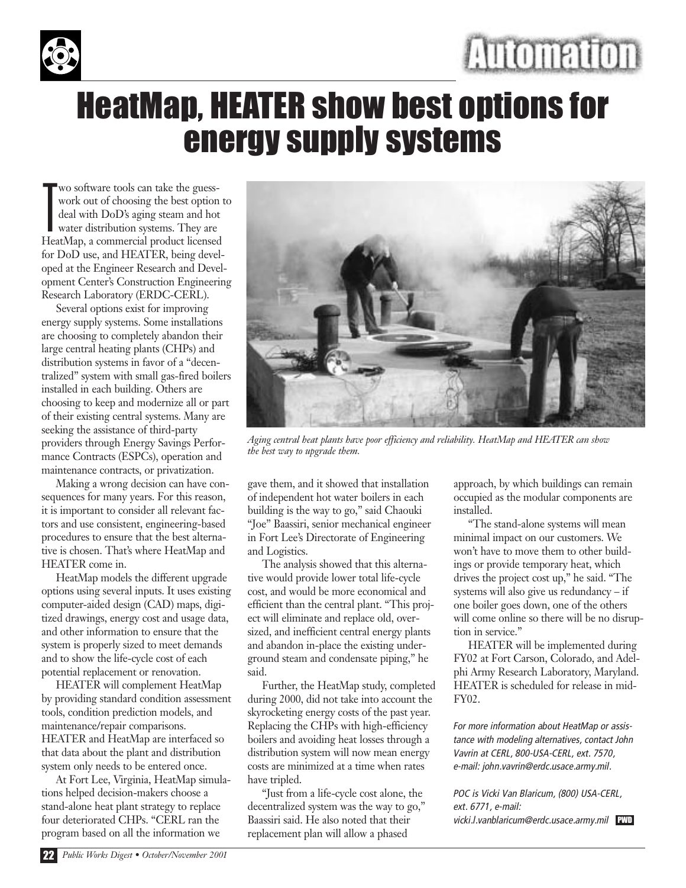# HeatMap, HEATER show best options for energy supply systems

Two software tools can take the guesswork out of choosing the best option to deal with DoD's aging steam and hot water distribution systems. They are HeatMap, a commercial product licensed for DoD use, and HEATER, being developed at the Engineer Research and Development Center's Construction Engineering Research Laboratory (ERDC-CERL).

Several options exist for improving energy supply systems. Some installations are choosing to completely abandon their large central heating plants (CHPs) and distribution systems in favor of a "decentralized" system with small gas-fired boilers installed in each building. Others are choosing to keep and modernize all or part of their existing central systems. Many are seeking the assistance of third-party providers through Energy Savings Performance Contracts (ESPCs), operation and maintenance contracts, or privatization.

Making a wrong decision can have consequences for many years. For this reason, it is important to consider all relevant factors and use consistent, engineering-based procedures to ensure that the best alternative is chosen. That's where HeatMap and HEATER come in.

HeatMap models the different upgrade options using several inputs. It uses existing computer-aided design (CAD) maps, digitized drawings, energy cost and usage data, and other information to ensure that the system is properly sized to meet demands and to show the life-cycle cost of each potential replacement or renovation.

HEATER will complement HeatMap by providing standard condition assessment tools, condition prediction models, and maintenance/repair comparisons. HEATER and HeatMap are interfaced so that data about the plant and distribution system only needs to be entered once.

At Fort Lee, Virginia, HeatMap simulations helped decision-makers choose a stand-alone heat plant strategy to replace four deteriorated CHPs. "CERL ran the program based on all the information we gave them, and it showed that installation of independent hot water boilers in each building is the way to go," said Chaouki "Joe" Baassiri, senior mechanical engineer in Fort Lee's Directorate of Engineering and Logistics.

*Aging central heat plants have poor efficiency and reliability. HeatMap and HEATER can show the best way to upgrade them.*

The analysis showed that this alternative would provide lower total life-cycle cost, and would be more economical and efficient than the central plant. "This project will eliminate and replace old, oversized, and inefficient central energy plants and abandon in-place the existing underground steam and condensate piping," he said.

Further, the HeatMap study, completed during 2000, did not take into account the skyrocketing energy costs of the past year. Replacing the CHPs with high-efficiency boilers and avoiding heat losses through a distribution system will now mean energy costs are minimized at a time when rates have tripled.

"Just from a life-cycle cost alone, the decentralized system was the way to go," Baassiri said. He also noted that their replacement plan will allow a phased approach, by which buildings can remain occupied as the modular components are installed.

"The stand-alone systems will mean minimal impact on our customers. We won't have to move them to other buildings or provide temporary heat, which drives the project cost up," he said. "The systems will also give us redundancy – if one boiler goes down, one of the others will come online so there will be no disruption in service."

HEATER will be implemented during FY02 at Fort Carson, Colorado, and Adelphi Army Research Laboratory, Maryland. HEATER is scheduled for release in mid-FY02.

*For more information about HeatMap or assistance with modeling alternatives, contact John Vavrin at CERL, 800-USA-CERL, ext. 7570, e-mail: john.vavrin@erdc.usace.army.mil.*

*POC is Vicki Van Blaricum, (800) USA-CERL, ext. 6771, e-mail: vicki.l.vanblaricum@erdc.usace.army.mil*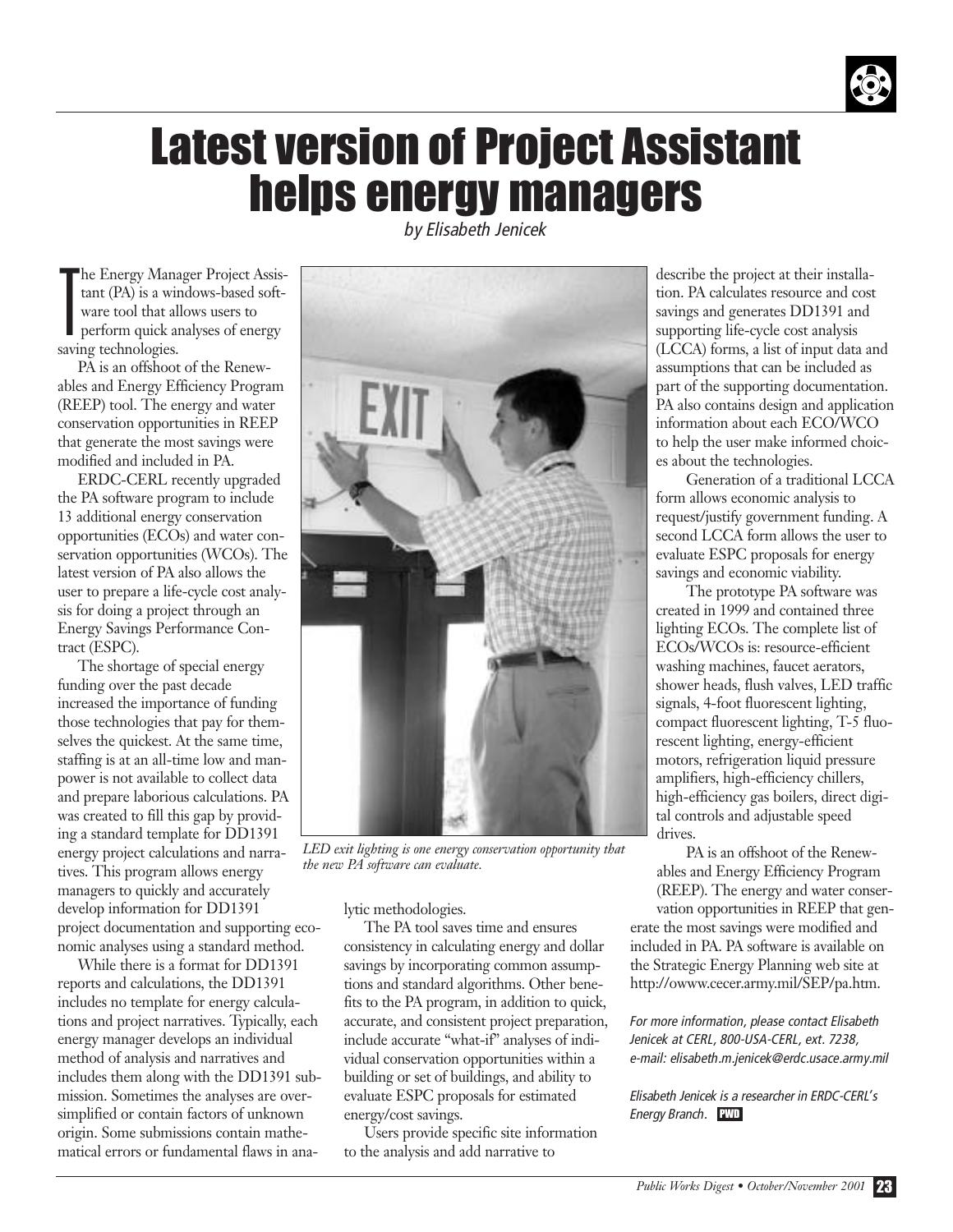# Latest version of Project Assistant helps energy managers

*by Elisabeth Jenicek*

The Energy Manager Project Assistant (PA) is a windows-based software tool that allows users to perform quick analyses of energy saving technologies.

PA is an offshoot of the Renewables and Energy Efficiency Program (REEP) tool. The energy and water conservation opportunities in REEP that generate the most savings were modified and included in PA.

ERDC-CERL recently upgraded the PA software program to include 13 additional energy conservation opportunities (ECOs) and water conservation opportunities (WCOs). The latest version of PA also allows the user to prepare a life-cycle cost analysis for doing a project through an Energy Savings Performance Contract (ESPC).

The shortage of special energy funding over the past decade increased the importance of funding those technologies that pay for themselves the quickest. At the same time, staffing is at an all-time low and manpower is not available to collect data and prepare laborious calculations. PA was created to fill this gap by providing a standard template for DD1391 energy project calculations and narratives. This program allows energy managers to quickly and accurately develop information for DD1391 project documentation and supporting economic analyses using a standard method.

While there is a format for DD1391 reports and calculations, the DD1391 includes no template for energy calculations and project narratives. Typically, each energy manager develops an individual method of analysis and narratives and includes them along with the DD1391 submission. Sometimes the analyses are oversimplified or contain factors of unknown origin. Some submissions contain mathematical errors or fundamental flaws in analytic methodologies.

*LED exit lighting is one energy conservation opportunity that the new PA software can evaluate.*

The PA tool saves time and ensures consistency in calculating energy and dollar savings by incorporating common assumptions and standard algorithms. Other benefits to the PA program, in addition to quick, accurate, and consistent project preparation, include accurate "what-if" analyses of individual conservation opportunities within a building or set of buildings, and ability to evaluate ESPC proposals for estimated energy/cost savings.

Users provide specific site information to the analysis and add narrative to describe the project at their installation. PA calculates resource and cost savings and generates DD1391 and supporting life-cycle cost analysis (LCCA) forms, a list of input data and assumptions that can be included as part of the supporting documentation. PA also contains design and application information about each ECO/WCO to help the user make informed choices about the technologies.

Generation of a traditional LCCA form allows economic analysis to request/justify government funding. A second LCCA form allows the user to evaluate ESPC proposals for energy savings and economic viability.

The prototype PA software was created in 1999 and contained three lighting ECOs. The complete list of ECOs/WCOs is: resource-efficient washing machines, faucet aerators, shower heads, flush valves, LED traffic signals, 4-foot fluorescent lighting, compact fluorescent lighting, T-5 fluorescent lighting, energy-efficient motors, refrigeration liquid pressure amplifiers, high-efficiency chillers, high-efficiency gas boilers, direct digital controls and adjustable speed drives.

PA is an offshoot of the Renewables and Energy Efficiency Program (REEP). The energy and water conservation opportunities in REEP that generate the most savings were modified and included in PA. PA software is available on the Strategic Energy Planning web site at http://owww.cecer.army.mil/SEP/pa.htm.

*For more information, please contact Elisabeth Jenicek at CERL, 800-USA-CERL, ext. 7238, e-mail: elisabeth.m.jenicek@erdc.usace.army.mil*

*Elisabeth Jenicek is a researcher in ERDC-CERL's Energy Branch.*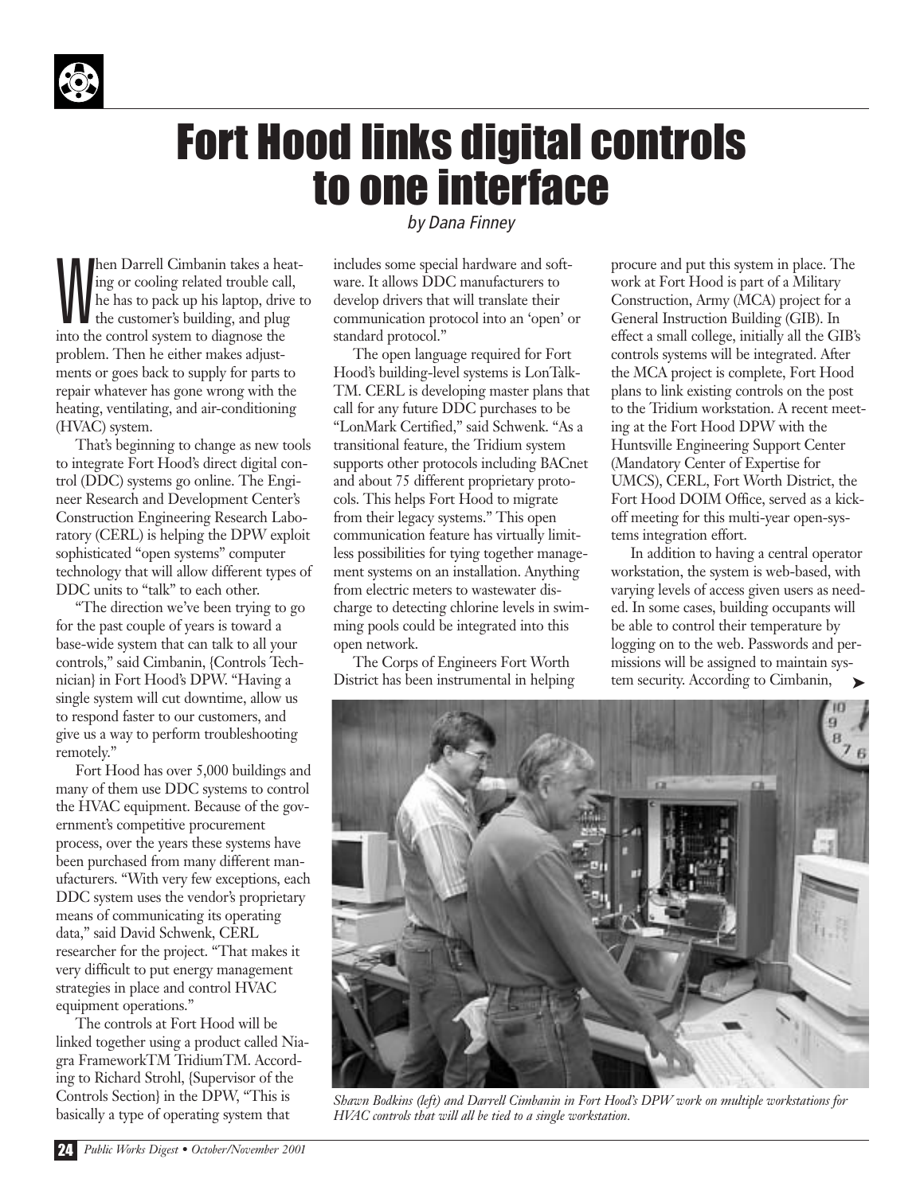# Fort Hood links digital controls to one interface

*by Dana Finney*

When Darrell Cimbanin takes a heating or cooling related trouble call, he has to pack up his laptop, drive to the customer's building, and plug into the control system to diagnose the problem. Then he either makes adjustments or goes back to supply for parts to repair whatever has gone wrong with the heating, ventilating, and air-conditioning (HVAC) system.

That's beginning to change as new tools to integrate Fort Hood's direct digital control (DDC) systems go online. The Engineer Research and Development Center's Construction Engineering Research Laboratory (CERL) is helping the DPW exploit sophisticated "open systems" computer technology that will allow different types of DDC units to "talk" to each other.

"The direction we've been trying to go for the past couple of years is toward a base-wide system that can talk to all your controls," said Cimbanin, {Controls Technician} in Fort Hood's DPW. "Having a single system will cut downtime, allow us to respond faster to our customers, and give us a way to perform troubleshooting remotely."

Fort Hood has over 5,000 buildings and many of them use DDC systems to control the HVAC equipment. Because of the government's competitive procurement process, over the years these systems have been purchased from many different manufacturers. "With very few exceptions, each DDC system uses the vendor's proprietary means of communicating its operating data," said David Schwenk, CERL researcher for the project. "That makes it very difficult to put energy management strategies in place and control HVAC equipment operations."

The controls at Fort Hood will be linked together using a product called Niagra FrameworkTM TridiumTM. According to Richard Strohl, {Supervisor of the Controls Section} in the DPW, "This is basically a type of operating system that includes some special hardware and software. It allows DDC manufacturers to develop drivers that will translate their communication protocol into an 'open' or standard protocol."

The open language required for Fort Hood's building-level systems is LonTalk-TM. CERL is developing master plans that call for any future DDC purchases to be "LonMark Certified," said Schwenk. "As a transitional feature, the Tridium system supports other protocols including BACnet and about 75 different proprietary protocols. This helps Fort Hood to migrate from their legacy systems." This open communication feature has virtually limitless possibilities for tying together management systems on an installation. Anything from electric meters to wastewater discharge to detecting chlorine levels in swimming pools could be integrated into this open network.

The Corps of Engineers Fort Worth District has been instrumental in helping procure and put this system in place. The work at Fort Hood is part of a Military Construction, Army (MCA) project for a General Instruction Building (GIB). In effect a small college, initially all the GIB's controls systems will be integrated. After the MCA project is complete, Fort Hood plans to link existing controls on the post to the Tridium workstation. A recent meeting at the Fort Hood DPW with the Huntsville Engineering Support Center (Mandatory Center of Expertise for UMCS), CERL, Fort Worth District, the Fort Hood DOIM Office, served as a kickoff meeting for this multi-year open-systems integration effort.

In addition to having a central operator workstation, the system is web-based, with varying levels of access given users as needed. In some cases, building occupants will be able to control their temperature by logging on to the web. Passwords and permissions will be assigned to maintain system security. According to Cimbanin,

*Shawn Bodkins (left) and Darrell Cimbanin in Fort Hood's DPW work on multiple workstations for HVAC controls that will all be tied to a single workstation.*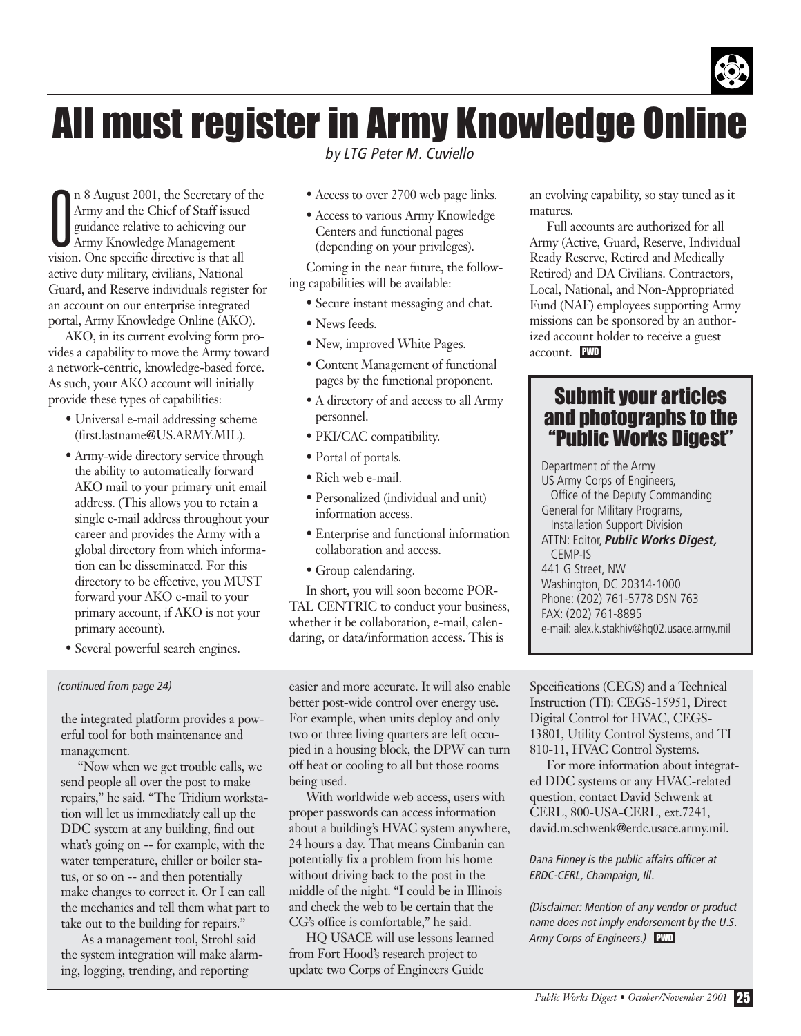# All must register in Army Knowledge Online

*by LTG Peter M. Cuviello*

On 8 August 2001, the Secretary of the Army and the Chief of Staff issued guidance relative to achieving our Army Knowledge Management vision. One specific directive is that all active duty military, civilians, National Guard, and Reserve individuals register for an account on our enterprise integrated portal, Army Knowledge Online (AKO).

AKO, in its current evolving form provides a capability to move the Army toward a network-centric, knowledge-based force. As such, your AKO account will initially provide these types of capabilities:

- Universal e-mail addressing scheme (first.lastname@US.ARMY.MIL).
- Army-wide directory service through the ability to automatically forward AKO mail to your primary unit email address. (This allows you to retain a single e-mail address throughout your career and provides the Army with a global directory from which information can be disseminated. For this directory to be effective, you MUST forward your AKO e-mail to your primary account, if AKO is not your primary account).
- Several powerful search engines.
- Access to over 2700 web page links.
- Access to various Army Knowledge Centers and functional pages (depending on your privileges).

Coming in the near future, the following capabilities will be available:

- Secure instant messaging and chat.
- News feeds.
- New, improved White Pages.
- Content Management of functional pages by the functional proponent.
- A directory of and access to all Army personnel.
- PKI/CAC compatibility.
- Portal of portals.
- Rich web e-mail.
- Personalized (individual and unit) information access.
- Enterprise and functional information collaboration and access.
- Group calendaring.

In short, you will soon become PORTAL CENTRIC to conduct your business, whether it be collaboration, e-mail, calendaring, or data/information access. This is an evolving capability, so stay tuned as it matures.

Full accounts are authorized for all Army (Active, Guard, Reserve, Individual Ready Reserve, Retired and Medically Retired) and DA Civilians. Contractors, Local, National, and Non-Appropriated Fund (NAF) employees supporting Army missions can be sponsored by an authorized account holder to receive a guest account. **PWD**

## Submit your articles and photographs to the "Public Works Digest"

Department of the Army
US Army Corps of Engineers,
Office of the Deputy Commanding General for Military Programs,
Installation Support Division
ATTN: Editor, ***Public Works Digest,*** CEMP-IS
441 G Street, NW
Washington, DC 20314-1000
Phone: (202) 761-5778 DSN 763
FAX: (202) 761-8895
e-mail: alex.k.stakhiv@hq02.usace.army.mil

---

*(continued from page 24)*

the integrated platform provides a powerful tool for both maintenance and management.

"Now when we get trouble calls, we send people all over the post to make repairs," he said. "The Tridium workstation will let us immediately call up the DDC system at any building, find out what's going on -- for example, with the water temperature, chiller or boiler status, or so on -- and then potentially make changes to correct it. Or I can call the mechanics and tell them what part to take out to the building for repairs."

As a management tool, Strohl said the system integration will make alarming, logging, trending, and reporting easier and more accurate. It will also enable better post-wide control over energy use. For example, when units deploy and only two or three living quarters are left occupied in a housing block, the DPW can turn off heat or cooling to all but those rooms being used.

With worldwide web access, users with proper passwords can access information about a building's HVAC system anywhere, 24 hours a day. That means Cimbanin can potentially fix a problem from his home without driving back to the post in the middle of the night. "I could be in Illinois and check the web to be certain that the CG's office is comfortable," he said.

HQ USACE will use lessons learned from Fort Hood's research project to update two Corps of Engineers Guide Specifications (CEGS) and a Technical Instruction (TI): CEGS-15951, Direct Digital Control for HVAC, CEGS-13801, Utility Control Systems, and TI 810-11, HVAC Control Systems.

For more information about integrated DDC systems or any HVAC-related question, contact David Schwenk at CERL, 800-USA-CERL, ext.7241, david.m.schwenk@erdc.usace.army.mil.

*Dana Finney is the public affairs officer at ERDC-CERL, Champaign, Ill.*

*(Disclaimer: Mention of any vendor or product name does not imply endorsement by the U.S. Army Corps of Engineers.)* **PWD**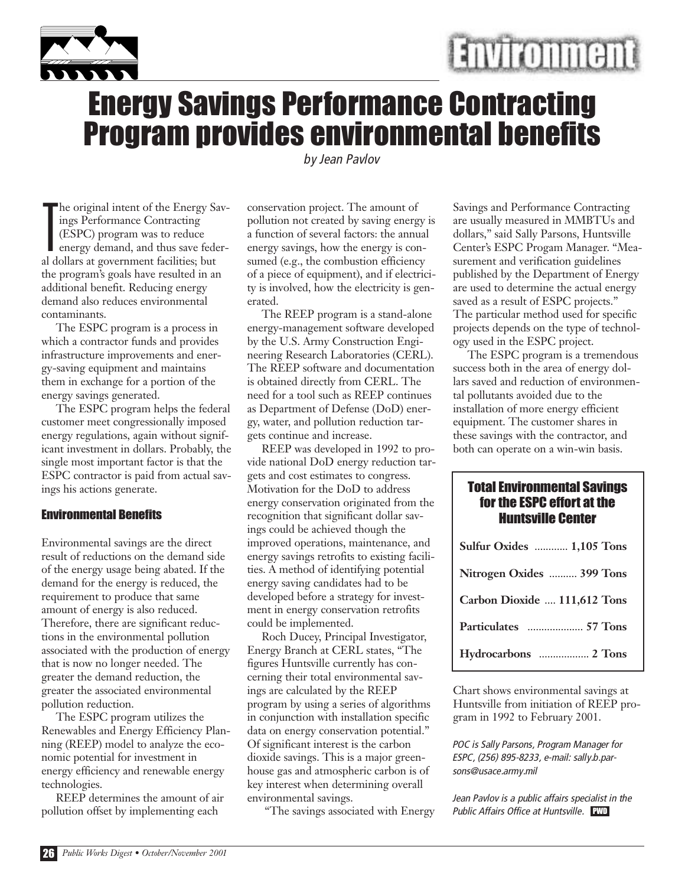# Environment

# Energy Savings Performance Contracting Program provides environmental benefits

*by Jean Pavlov*

The original intent of the Energy Savings Performance Contracting (ESPC) program was to reduce energy demand, and thus save federal dollars at government facilities; but the program's goals have resulted in an additional benefit. Reducing energy demand also reduces environmental contaminants.

The ESPC program is a process in which a contractor funds and provides infrastructure improvements and energy-saving equipment and maintains them in exchange for a portion of the energy savings generated.

The ESPC program helps the federal customer meet congressionally imposed energy regulations, again without significant investment in dollars. Probably, the single most important factor is that the ESPC contractor is paid from actual savings his actions generate.

### Environmental Benefits

Environmental savings are the direct result of reductions on the demand side of the energy usage being abated. If the demand for the energy is reduced, the requirement to produce that same amount of energy is also reduced. Therefore, there are significant reductions in the environmental pollution associated with the production of energy that is now no longer needed. The greater the demand reduction, the greater the associated environmental pollution reduction.

The ESPC program utilizes the Renewables and Energy Efficiency Planning (REEP) model to analyze the economic potential for investment in energy efficiency and renewable energy technologies.

REEP determines the amount of air pollution offset by implementing each conservation project. The amount of pollution not created by saving energy is a function of several factors: the annual energy savings, how the energy is consumed (e.g., the combustion efficiency of a piece of equipment), and if electricity is involved, how the electricity is generated.

The REEP program is a stand-alone energy-management software developed by the U.S. Army Construction Engineering Research Laboratories (CERL). The REEP software and documentation is obtained directly from CERL. The need for a tool such as REEP continues as Department of Defense (DoD) energy, water, and pollution reduction targets continue and increase.

REEP was developed in 1992 to provide national DoD energy reduction targets and cost estimates to congress. Motivation for the DoD to address energy conservation originated from the recognition that significant dollar savings could be achieved though the improved operations, maintenance, and energy savings retrofits to existing facilities. A method of identifying potential energy saving candidates had to be developed before a strategy for investment in energy conservation retrofits could be implemented.

Roch Ducey, Principal Investigator, Energy Branch at CERL states, "The figures Huntsville currently has concerning their total environmental savings are calculated by the REEP program by using a series of algorithms in conjunction with installation specific data on energy conservation potential." Of significant interest is the carbon dioxide savings. This is a major greenhouse gas and atmospheric carbon is of key interest when determining overall environmental savings.

"The savings associated with Energy Savings and Performance Contracting are usually measured in MMBTUs and dollars," said Sally Parsons, Huntsville Center's ESPC Progam Manager. "Measurement and verification guidelines published by the Department of Energy are used to determine the actual energy saved as a result of ESPC projects." The particular method used for specific projects depends on the type of technology used in the ESPC project.

The ESPC program is a tremendous success both in the area of energy dollars saved and reduction of environmental pollutants avoided due to the installation of more energy efficient equipment. The customer shares in these savings with the contractor, and both can operate on a win-win basis.

### Total Environmental Savings for the ESPC effort at the Huntsville Center

| Pollutant | Savings |
|---|---|
| **Sulfur Oxides** | **1,105 Tons** |
| **Nitrogen Oxides** | **399 Tons** |
| **Carbon Dioxide** | **111,612 Tons** |
| **Particulates** | **57 Tons** |
| **Hydrocarbons** | **2 Tons** |

Chart shows environmental savings at Huntsville from initiation of REEP program in 1992 to February 2001.

*POC is Sally Parsons, Program Manager for ESPC, (256) 895-8233, e-mail: sally.b.parsons@usace.army.mil*

*Jean Pavlov is a public affairs specialist in the Public Affairs Office at Huntsville.*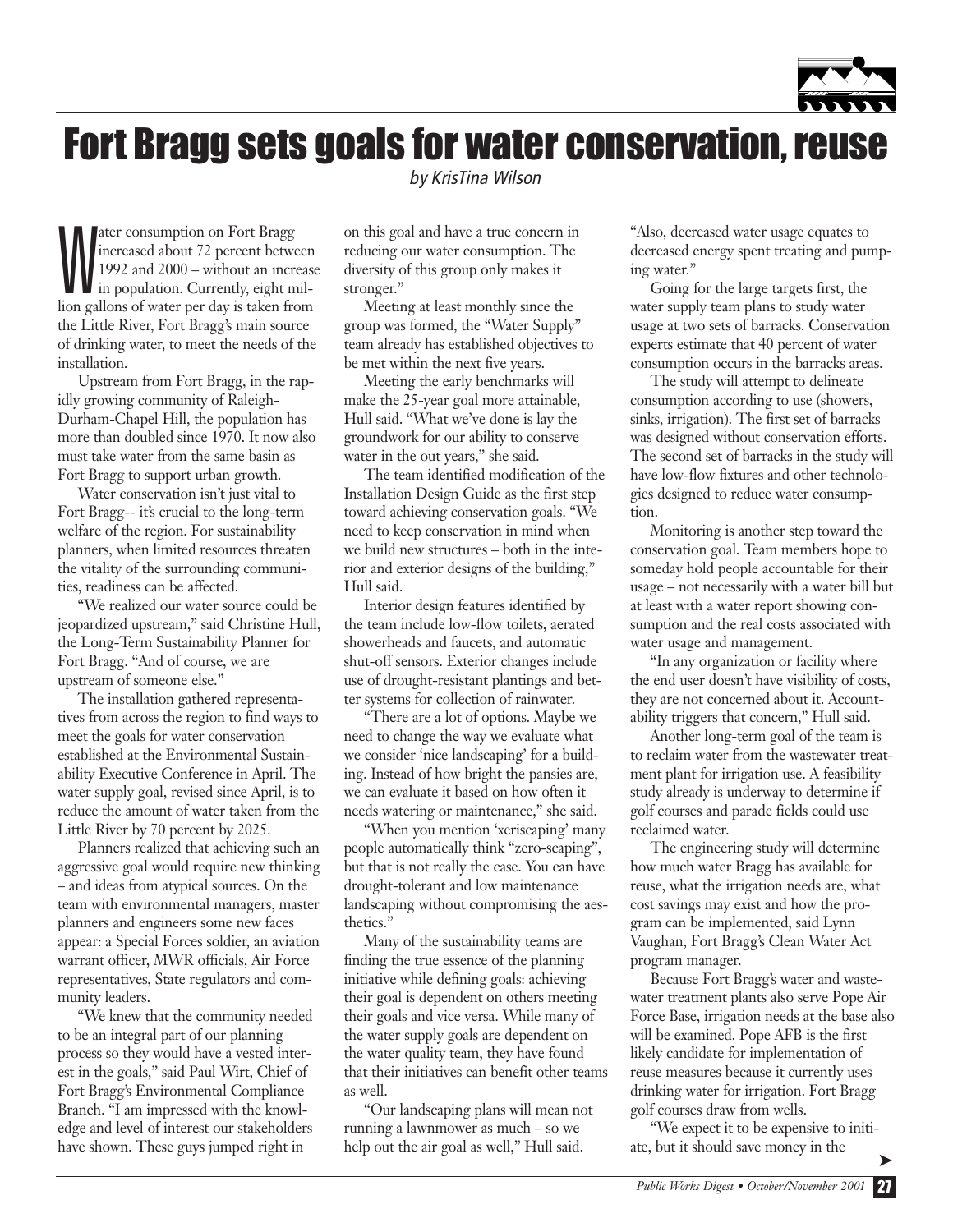# Fort Bragg sets goals for water conservation, reuse

*by KrisTina Wilson*

Water consumption on Fort Bragg increased about 72 percent between 1992 and 2000 – without an increase in population. Currently, eight million gallons of water per day is taken from the Little River, Fort Bragg's main source of drinking water, to meet the needs of the installation.

Upstream from Fort Bragg, in the rapidly growing community of Raleigh-Durham-Chapel Hill, the population has more than doubled since 1970. It now also must take water from the same basin as Fort Bragg to support urban growth.

Water conservation isn't just vital to Fort Bragg-- it's crucial to the long-term welfare of the region. For sustainability planners, when limited resources threaten the vitality of the surrounding communities, readiness can be affected.

"We realized our water source could be jeopardized upstream," said Christine Hull, the Long-Term Sustainability Planner for Fort Bragg. "And of course, we are upstream of someone else."

The installation gathered representatives from across the region to find ways to meet the goals for water conservation established at the Environmental Sustainability Executive Conference in April. The water supply goal, revised since April, is to reduce the amount of water taken from the Little River by 70 percent by 2025.

Planners realized that achieving such an aggressive goal would require new thinking – and ideas from atypical sources. On the team with environmental managers, master planners and engineers some new faces appear: a Special Forces soldier, an aviation warrant officer, MWR officials, Air Force representatives, State regulators and community leaders.

"We knew that the community needed to be an integral part of our planning process so they would have a vested interest in the goals," said Paul Wirt, Chief of Fort Bragg's Environmental Compliance Branch. "I am impressed with the knowledge and level of interest our stakeholders have shown. These guys jumped right in on this goal and have a true concern in reducing our water consumption. The diversity of this group only makes it stronger."

Meeting at least monthly since the group was formed, the "Water Supply" team already has established objectives to be met within the next five years.

Meeting the early benchmarks will make the 25-year goal more attainable, Hull said. "What we've done is lay the groundwork for our ability to conserve water in the out years," she said.

The team identified modification of the Installation Design Guide as the first step toward achieving conservation goals. "We need to keep conservation in mind when we build new structures – both in the interior and exterior designs of the building," Hull said.

Interior design features identified by the team include low-flow toilets, aerated showerheads and faucets, and automatic shut-off sensors. Exterior changes include use of drought-resistant plantings and better systems for collection of rainwater.

"There are a lot of options. Maybe we need to change the way we evaluate what we consider 'nice landscaping' for a building. Instead of how bright the pansies are, we can evaluate it based on how often it needs watering or maintenance," she said.

"When you mention 'xeriscaping' many people automatically think "zero-scaping", but that is not really the case. You can have drought-tolerant and low maintenance landscaping without compromising the aesthetics."

Many of the sustainability teams are finding the true essence of the planning initiative while defining goals: achieving their goal is dependent on others meeting their goals and vice versa. While many of the water supply goals are dependent on the water quality team, they have found that their initiatives can benefit other teams as well.

"Our landscaping plans will mean not running a lawnmower as much – so we help out the air goal as well," Hull said. "Also, decreased water usage equates to decreased energy spent treating and pumping water."

Going for the large targets first, the water supply team plans to study water usage at two sets of barracks. Conservation experts estimate that 40 percent of water consumption occurs in the barracks areas.

The study will attempt to delineate consumption according to use (showers, sinks, irrigation). The first set of barracks was designed without conservation efforts. The second set of barracks in the study will have low-flow fixtures and other technologies designed to reduce water consumption.

Monitoring is another step toward the conservation goal. Team members hope to someday hold people accountable for their usage – not necessarily with a water bill but at least with a water report showing consumption and the real costs associated with water usage and management.

"In any organization or facility where the end user doesn't have visibility of costs, they are not concerned about it. Accountability triggers that concern," Hull said.

Another long-term goal of the team is to reclaim water from the wastewater treatment plant for irrigation use. A feasibility study already is underway to determine if golf courses and parade fields could use reclaimed water.

The engineering study will determine how much water Bragg has available for reuse, what the irrigation needs are, what cost savings may exist and how the program can be implemented, said Lynn Vaughan, Fort Bragg's Clean Water Act program manager.

Because Fort Bragg's water and wastewater treatment plants also serve Pope Air Force Base, irrigation needs at the base also will be examined. Pope AFB is the first likely candidate for implementation of reuse measures because it currently uses drinking water for irrigation. Fort Bragg golf courses draw from wells.

"We expect it to be expensive to initiate, but it should save money in the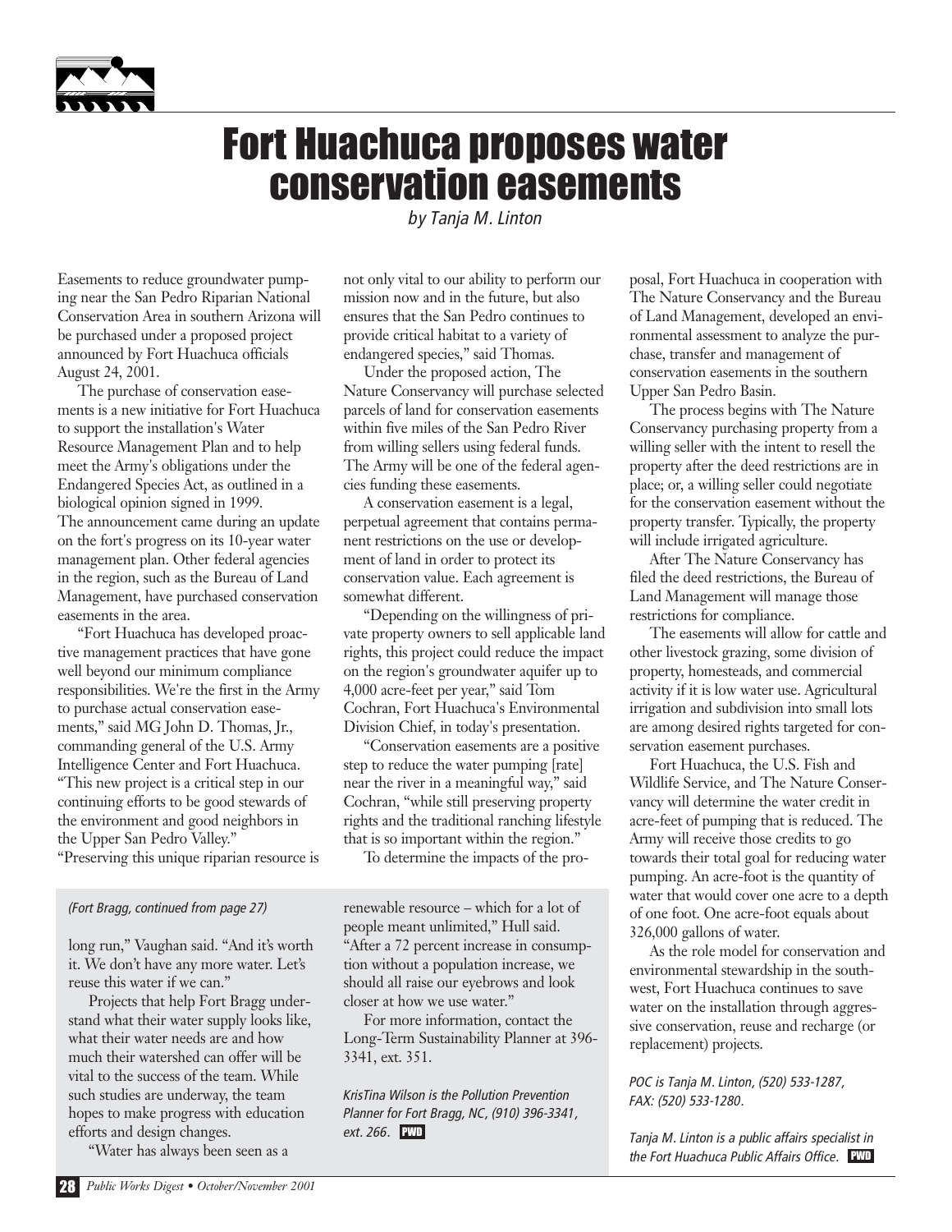# Fort Huachuca proposes water conservation easements

*by Tanja M. Linton*

Easements to reduce groundwater pumping near the San Pedro Riparian National Conservation Area in southern Arizona will be purchased under a proposed project announced by Fort Huachuca officials August 24, 2001.

The purchase of conservation easements is a new initiative for Fort Huachuca to support the installation's Water Resource Management Plan and to help meet the Army's obligations under the Endangered Species Act, as outlined in a biological opinion signed in 1999.

The announcement came during an update on the fort's progress on its 10-year water management plan. Other federal agencies in the region, such as the Bureau of Land Management, have purchased conservation easements in the area.

"Fort Huachuca has developed proactive management practices that have gone well beyond our minimum compliance responsibilities. We're the first in the Army to purchase actual conservation easements," said MG John D. Thomas, Jr., commanding general of the U.S. Army Intelligence Center and Fort Huachuca. "This new project is a critical step in our continuing efforts to be good stewards of the environment and good neighbors in the Upper San Pedro Valley."

"Preserving this unique riparian resource is not only vital to our ability to perform our mission now and in the future, but also ensures that the San Pedro continues to provide critical habitat to a variety of endangered species," said Thomas.

Under the proposed action, The Nature Conservancy will purchase selected parcels of land for conservation easements within five miles of the San Pedro River from willing sellers using federal funds. The Army will be one of the federal agencies funding these easements.

A conservation easement is a legal, perpetual agreement that contains permanent restrictions on the use or development of land in order to protect its conservation value. Each agreement is somewhat different.

"Depending on the willingness of private property owners to sell applicable land rights, this project could reduce the impact on the region's groundwater aquifer up to 4,000 acre-feet per year," said Tom Cochran, Fort Huachuca's Environmental Division Chief, in today's presentation.

"Conservation easements are a positive step to reduce the water pumping [rate] near the river in a meaningful way," said Cochran, "while still preserving property rights and the traditional ranching lifestyle that is so important within the region."

To determine the impacts of the proposal, Fort Huachuca in cooperation with The Nature Conservancy and the Bureau of Land Management, developed an environmental assessment to analyze the purchase, transfer and management of conservation easements in the southern Upper San Pedro Basin.

The process begins with The Nature Conservancy purchasing property from a willing seller with the intent to resell the property after the deed restrictions are in place; or, a willing seller could negotiate for the conservation easement without the property transfer. Typically, the property will include irrigated agriculture.

After The Nature Conservancy has filed the deed restrictions, the Bureau of Land Management will manage those restrictions for compliance.

The easements will allow for cattle and other livestock grazing, some division of property, homesteads, and commercial activity if it is low water use. Agricultural irrigation and subdivision into small lots are among desired rights targeted for conservation easement purchases.

Fort Huachuca, the U.S. Fish and Wildlife Service, and The Nature Conservancy will determine the water credit in acre-feet of pumping that is reduced. The Army will receive those credits to go towards their total goal for reducing water pumping. An acre-foot is the quantity of water that would cover one acre to a depth of one foot. One acre-foot equals about 326,000 gallons of water.

As the role model for conservation and environmental stewardship in the southwest, Fort Huachuca continues to save water on the installation through aggressive conservation, reuse and recharge (or replacement) projects.

*POC is Tanja M. Linton, (520) 533-1287, FAX: (520) 533-1280.*

*Tanja M. Linton is a public affairs specialist in the Fort Huachuca Public Affairs Office.* PWD

---

*(Fort Bragg, continued from page 27)*

long run," Vaughan said. "And it's worth it. We don't have any more water. Let's reuse this water if we can."

Projects that help Fort Bragg understand what their water supply looks like, what their water needs are and how much their watershed can offer will be vital to the success of the team. While such studies are underway, the team hopes to make progress with education efforts and design changes.

"Water has always been seen as a renewable resource – which for a lot of people meant unlimited," Hull said. "After a 72 percent increase in consumption without a population increase, we should all raise our eyebrows and look closer at how we use water."

For more information, contact the Long-Term Sustainability Planner at 396-3341, ext. 351.

*KrisTina Wilson is the Pollution Prevention Planner for Fort Bragg, NC, (910) 396-3341, ext. 266.* PWD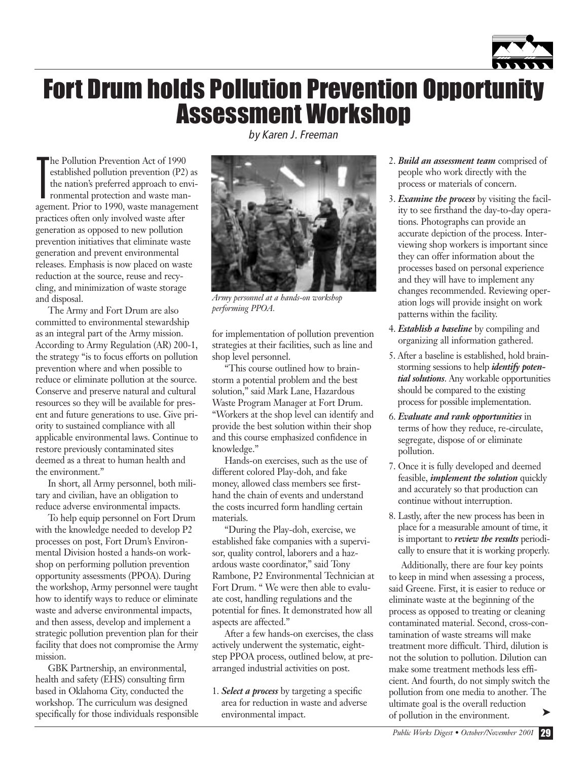# Fort Drum holds Pollution Prevention Opportunity Assessment Workshop

*by Karen J. Freeman*

The Pollution Prevention Act of 1990 established pollution prevention (P2) as the nation's preferred approach to environmental protection and waste management. Prior to 1990, waste management practices often only involved waste after generation as opposed to new pollution prevention initiatives that eliminate waste generation and prevent environmental releases. Emphasis is now placed on waste reduction at the source, reuse and recycling, and minimization of waste storage and disposal.

The Army and Fort Drum are also committed to environmental stewardship as an integral part of the Army mission. According to Army Regulation (AR) 200-1, the strategy "is to focus efforts on pollution prevention where and when possible to reduce or eliminate pollution at the source. Conserve and preserve natural and cultural resources so they will be available for present and future generations to use. Give priority to sustained compliance with all applicable environmental laws. Continue to restore previously contaminated sites deemed as a threat to human health and the environment."

In short, all Army personnel, both military and civilian, have an obligation to reduce adverse environmental impacts.

To help equip personnel on Fort Drum with the knowledge needed to develop P2 processes on post, Fort Drum's Environmental Division hosted a hands-on workshop on performing pollution prevention opportunity assessments (PPOA). During the workshop, Army personnel were taught how to identify ways to reduce or eliminate waste and adverse environmental impacts, and then assess, develop and implement a strategic pollution prevention plan for their facility that does not compromise the Army mission.

GBK Partnership, an environmental, health and safety (EHS) consulting firm based in Oklahoma City, conducted the workshop. The curriculum was designed specifically for those individuals responsible for implementation of pollution prevention strategies at their facilities, such as line and shop level personnel.

*Army personnel at a hands-on workshop performing PPOA.*

"This course outlined how to brainstorm a potential problem and the best solution," said Mark Lane, Hazardous Waste Program Manager at Fort Drum. "Workers at the shop level can identify and provide the best solution within their shop and this course emphasized confidence in knowledge."

Hands-on exercises, such as the use of different colored Play-doh, and fake money, allowed class members see first-hand the chain of events and understand the costs incurred form handling certain materials.

"During the Play-doh, exercise, we established fake companies with a supervisor, quality control, laborers and a hazardous waste coordinator," said Tony Rambone, P2 Environmental Technician at Fort Drum. " We were then able to evaluate cost, handling regulations and the potential for fines. It demonstrated how all aspects are affected."

After a few hands-on exercises, the class actively underwent the systematic, eight-step PPOA process, outlined below, at pre-arranged industrial activities on post.

1. ***Select a process*** by targeting a specific area for reduction in waste and adverse environmental impact.
2. ***Build an assessment team*** comprised of people who work directly with the process or materials of concern.
3. ***Examine the process*** by visiting the facility to see firsthand the day-to-day operations. Photographs can provide an accurate depiction of the process. Interviewing shop workers is important since they can offer information about the processes based on personal experience and they will have to implement any changes recommended. Reviewing operation logs will provide insight on work patterns within the facility.
4. ***Establish a baseline*** by compiling and organizing all information gathered.
5. After a baseline is established, hold brainstorming sessions to help ***identify potential solutions***. Any workable opportunities should be compared to the existing process for possible implementation.
6. ***Evaluate and rank opportunities*** in terms of how they reduce, re-circulate, segregate, dispose of or eliminate pollution.
7. Once it is fully developed and deemed feasible, ***implement the solution*** quickly and accurately so that production can continue without interruption.
8. Lastly, after the new process has been in place for a measurable amount of time, it is important to ***review the results*** periodically to ensure that it is working properly.

Additionally, there are four key points to keep in mind when assessing a process, said Greene. First, it is easier to reduce or eliminate waste at the beginning of the process as opposed to treating or cleaning contaminated material. Second, cross-contamination of waste streams will make treatment more difficult. Third, dilution is not the solution to pollution. Dilution can make some treatment methods less efficient. And fourth, do not simply switch the pollution from one media to another. The ultimate goal is the overall reduction of pollution in the environment. ➤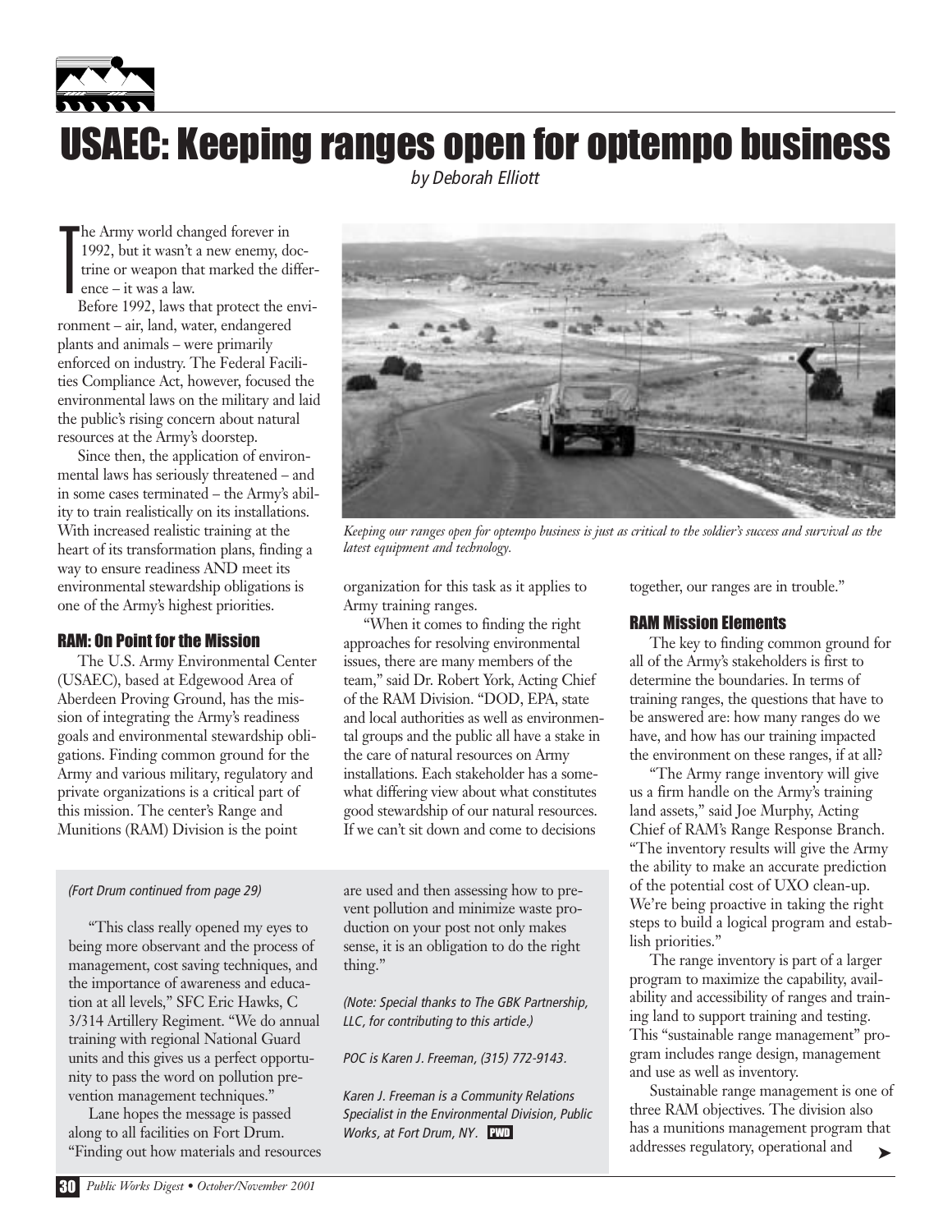# USAEC: Keeping ranges open for optempo business

*by Deborah Elliott*

The Army world changed forever in 1992, but it wasn't a new enemy, doctrine or weapon that marked the difference – it was a law.

Before 1992, laws that protect the environment – air, land, water, endangered plants and animals – were primarily enforced on industry. The Federal Facilities Compliance Act, however, focused the environmental laws on the military and laid the public's rising concern about natural resources at the Army's doorstep.

Since then, the application of environmental laws has seriously threatened – and in some cases terminated – the Army's ability to train realistically on its installations. With increased realistic training at the heart of its transformation plans, finding a way to ensure readiness AND meet its environmental stewardship obligations is one of the Army's highest priorities.

*Keeping our ranges open for optempo business is just as critical to the soldier's success and survival as the latest equipment and technology.*

## RAM: On Point for the Mission

The U.S. Army Environmental Center (USAEC), based at Edgewood Area of Aberdeen Proving Ground, has the mission of integrating the Army's readiness goals and environmental stewardship obligations. Finding common ground for the Army and various military, regulatory and private organizations is a critical part of this mission. The center's Range and Munitions (RAM) Division is the point organization for this task as it applies to Army training ranges.

"When it comes to finding the right approaches for resolving environmental issues, there are many members of the team," said Dr. Robert York, Acting Chief of the RAM Division. "DOD, EPA, state and local authorities as well as environmental groups and the public all have a stake in the care of natural resources on Army installations. Each stakeholder has a somewhat differing view about what constitutes good stewardship of our natural resources. If we can't sit down and come to decisions together, our ranges are in trouble."

## RAM Mission Elements

The key to finding common ground for all of the Army's stakeholders is first to determine the boundaries. In terms of training ranges, the questions that have to be answered are: how many ranges do we have, and how has our training impacted the environment on these ranges, if at all?

"The Army range inventory will give us a firm handle on the Army's training land assets," said Joe Murphy, Acting Chief of RAM's Range Response Branch. "The inventory results will give the Army the ability to make an accurate prediction of the potential cost of UXO clean-up. We're being proactive in taking the right steps to build a logical program and establish priorities."

The range inventory is part of a larger program to maximize the capability, availability and accessibility of ranges and training land to support training and testing. This "sustainable range management" program includes range design, management and use as well as inventory.

Sustainable range management is one of three RAM objectives. The division also has a munitions management program that addresses regulatory, operational and ➤

---

*(Fort Drum continued from page 29)*

"This class really opened my eyes to being more observant and the process of management, cost saving techniques, and the importance of awareness and education at all levels," SFC Eric Hawks, C 3/314 Artillery Regiment. "We do annual training with regional National Guard units and this gives us a perfect opportunity to pass the word on pollution prevention management techniques."

Lane hopes the message is passed along to all facilities on Fort Drum. "Finding out how materials and resources are used and then assessing how to prevent pollution and minimize waste production on your post not only makes sense, it is an obligation to do the right thing."

*(Note: Special thanks to The GBK Partnership, LLC, for contributing to this article.)*

*POC is Karen J. Freeman, (315) 772-9143.*

*Karen J. Freeman is a Community Relations Specialist in the Environmental Division, Public Works, at Fort Drum, NY.*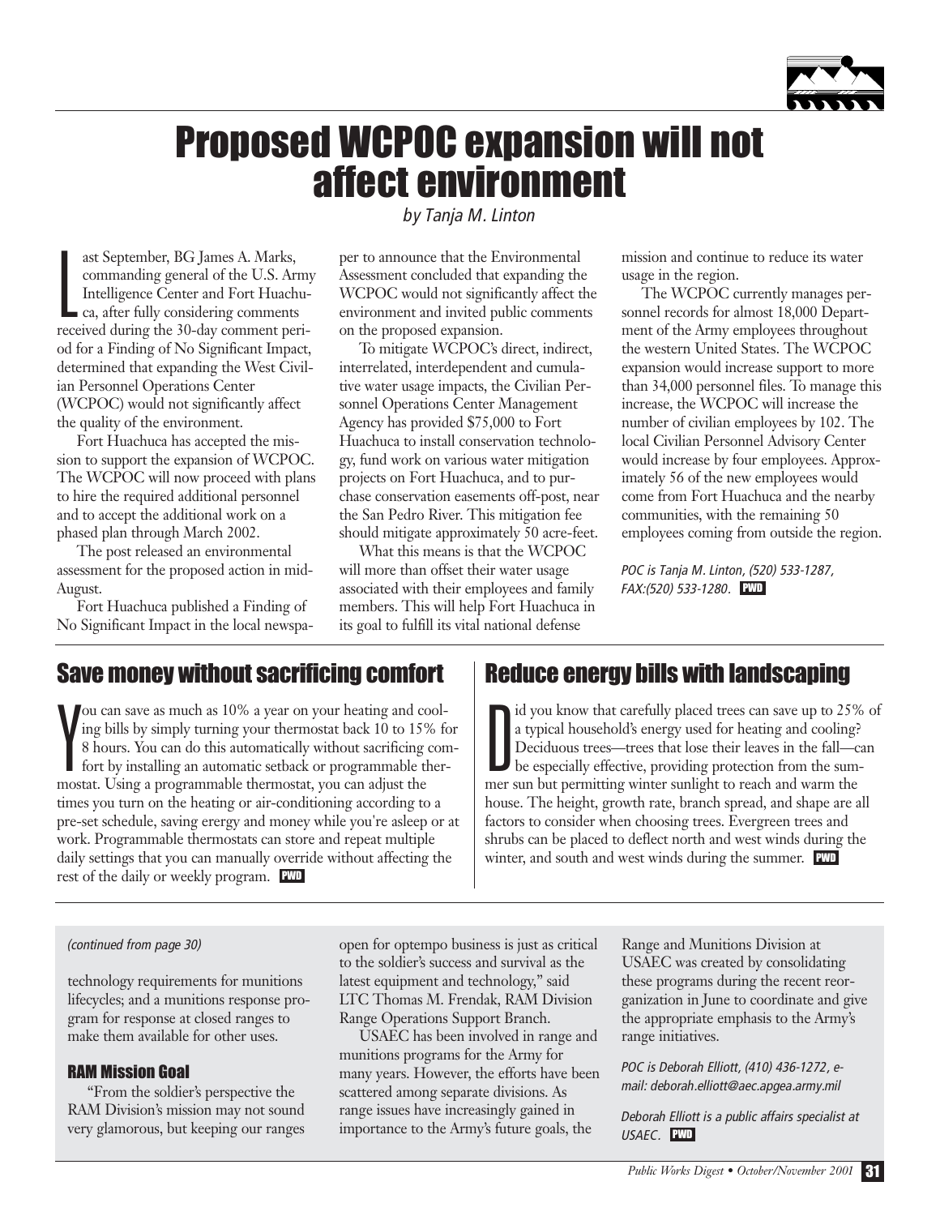# Proposed WCPOC expansion will not affect environment

*by Tanja M. Linton*

Last September, BG James A. Marks, commanding general of the U.S. Army Intelligence Center and Fort Huachuca, after fully considering comments received during the 30-day comment period for a Finding of No Significant Impact, determined that expanding the West Civilian Personnel Operations Center (WCPOC) would not significantly affect the quality of the environment.

Fort Huachuca has accepted the mission to support the expansion of WCPOC. The WCPOC will now proceed with plans to hire the required additional personnel and to accept the additional work on a phased plan through March 2002.

The post released an environmental assessment for the proposed action in mid-August.

Fort Huachuca published a Finding of No Significant Impact in the local newspaper to announce that the Environmental Assessment concluded that expanding the WCPOC would not significantly affect the environment and invited public comments on the proposed expansion.

To mitigate WCPOC's direct, indirect, interrelated, interdependent and cumulative water usage impacts, the Civilian Personnel Operations Center Management Agency has provided $75,000 to Fort Huachuca to install conservation technology, fund work on various water mitigation projects on Fort Huachuca, and to purchase conservation easements off-post, near the San Pedro River. This mitigation fee should mitigate approximately 50 acre-feet.

What this means is that the WCPOC will more than offset their water usage associated with their employees and family members. This will help Fort Huachuca in its goal to fulfill its vital national defense mission and continue to reduce its water usage in the region.

The WCPOC currently manages personnel records for almost 18,000 Department of the Army employees throughout the western United States. The WCPOC expansion would increase support to more than 34,000 personnel files. To manage this increase, the WCPOC will increase the number of civilian employees by 102. The local Civilian Personnel Advisory Center would increase by four employees. Approximately 56 of the new employees would come from Fort Huachuca and the nearby communities, with the remaining 50 employees coming from outside the region.

*POC is Tanja M. Linton, (520) 533-1287, FAX:(520) 533-1280.* **PWD**

## Save money without sacrificing comfort

You can save as much as 10% a year on your heating and cooling bills by simply turning your thermostat back 10 to 15% for 8 hours. You can do this automatically without sacrificing comfort by installing an automatic setback or programmable thermostat. Using a programmable thermostat, you can adjust the times you turn on the heating or air-conditioning according to a pre-set schedule, saving energy and money while you're asleep or at work. Programmable thermostats can store and repeat multiple daily settings that you can manually override without affecting the rest of the daily or weekly program. **PWD**

## Reduce energy bills with landscaping

Did you know that carefully placed trees can save up to 25% of a typical household's energy used for heating and cooling? Deciduous trees—trees that lose their leaves in the fall—can be especially effective, providing protection from the summer sun but permitting winter sunlight to reach and warm the house. The height, growth rate, branch spread, and shape are all factors to consider when choosing trees. Evergreen trees and shrubs can be placed to deflect north and west winds during the winter, and south and west winds during the summer. **PWD**

*(continued from page 30)*

technology requirements for munitions lifecycles; and a munitions response program for response at closed ranges to make them available for other uses.

### RAM Mission Goal

"From the soldier's perspective the RAM Division's mission may not sound very glamorous, but keeping our ranges open for optempo business is just as critical to the soldier's success and survival as the latest equipment and technology," said LTC Thomas M. Frendak, RAM Division Range Operations Support Branch.

USAEC has been involved in range and munitions programs for the Army for many years. However, the efforts have been scattered among separate divisions. As range issues have increasingly gained in importance to the Army's future goals, the Range and Munitions Division at USAEC was created by consolidating these programs during the recent reorganization in June to coordinate and give the appropriate emphasis to the Army's range initiatives.

*POC is Deborah Elliott, (410) 436-1272, e-mail: deborah.elliott@aec.apgea.army.mil*

*Deborah Elliott is a public affairs specialist at USAEC.* **PWD**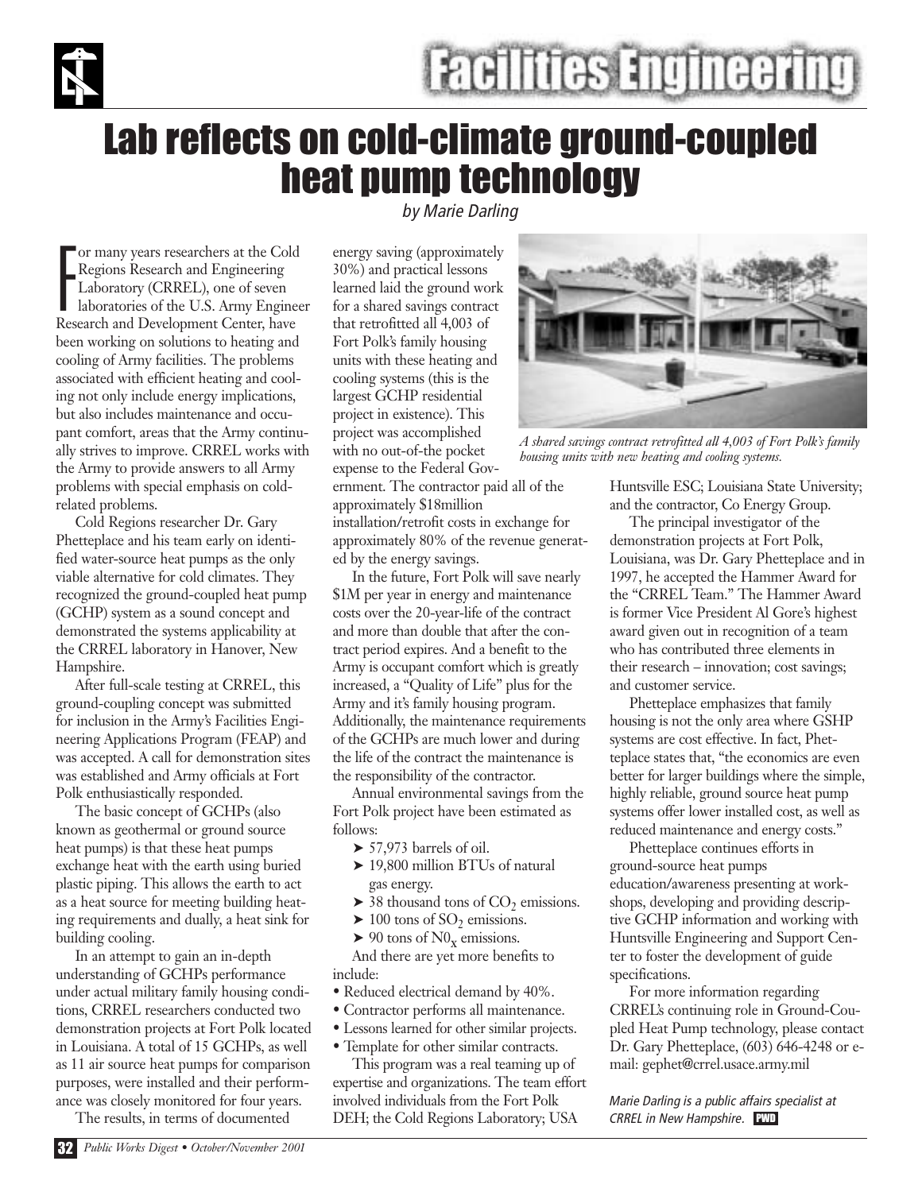# Facilities Engineering

# Lab reflects on cold-climate ground-coupled heat pump technology

*by Marie Darling*

For many years researchers at the Cold Regions Research and Engineering Laboratory (CRREL), one of seven laboratories of the U.S. Army Engineer Research and Development Center, have been working on solutions to heating and cooling of Army facilities. The problems associated with efficient heating and cooling not only include energy implications, but also includes maintenance and occupant comfort, areas that the Army continually strives to improve. CRREL works with the Army to provide answers to all Army problems with special emphasis on cold-related problems.

Cold Regions researcher Dr. Gary Phetteplace and his team early on identified water-source heat pumps as the only viable alternative for cold climates. They recognized the ground-coupled heat pump (GCHP) system as a sound concept and demonstrated the systems applicability at the CRREL laboratory in Hanover, New Hampshire.

After full-scale testing at CRREL, this ground-coupling concept was submitted for inclusion in the Army's Facilities Engineering Applications Program (FEAP) and was accepted. A call for demonstration sites was established and Army officials at Fort Polk enthusiastically responded.

The basic concept of GCHPs (also known as geothermal or ground source heat pumps) is that these heat pumps exchange heat with the earth using buried plastic piping. This allows the earth to act as a heat source for meeting building heating requirements and dually, a heat sink for building cooling.

In an attempt to gain an in-depth understanding of GCHPs performance under actual military family housing conditions, CRREL researchers conducted two demonstration projects at Fort Polk located in Louisiana. A total of 15 GCHPs, as well as 11 air source heat pumps for comparison purposes, were installed and their performance was closely monitored for four years.

The results, in terms of documented energy saving (approximately 30%) and practical lessons learned laid the ground work for a shared savings contract that retrofitted all 4,003 of Fort Polk's family housing units with these heating and cooling systems (this is the largest GCHP residential project in existence). This project was accomplished with no out-of-the pocket expense to the Federal Government. The contractor paid all of the approximately \$18million installation/retrofit costs in exchange for approximately 80% of the revenue generated by the energy savings.

*A shared savings contract retrofitted all 4,003 of Fort Polk's family housing units with new heating and cooling systems.*

In the future, Fort Polk will save nearly \$1M per year in energy and maintenance costs over the 20-year-life of the contract and more than double that after the contract period expires. And a benefit to the Army is occupant comfort which is greatly increased, a "Quality of Life" plus for the Army and it's family housing program. Additionally, the maintenance requirements of the GCHPs are much lower and during the life of the contract the maintenance is the responsibility of the contractor.

Annual environmental savings from the Fort Polk project have been estimated as follows:

- 57,973 barrels of oil.
- 19,800 million BTUs of natural gas energy.
- 38 thousand tons of $CO_2$ emissions.
- 100 tons of $SO_2$ emissions.
- 90 tons of $N0_x$ emissions.

And there are yet more benefits to include:

- Reduced electrical demand by 40%.
- Contractor performs all maintenance.
- Lessons learned for other similar projects.
- Template for other similar contracts.

This program was a real teaming up of expertise and organizations. The team effort involved individuals from the Fort Polk DEH; the Cold Regions Laboratory; USA Huntsville ESC; Louisiana State University; and the contractor, Co Energy Group.

The principal investigator of the demonstration projects at Fort Polk, Louisiana, was Dr. Gary Phetteplace and in 1997, he accepted the Hammer Award for the "CRREL Team." The Hammer Award is former Vice President Al Gore's highest award given out in recognition of a team who has contributed three elements in their research – innovation; cost savings; and customer service.

Phetteplace emphasizes that family housing is not the only area where GSHP systems are cost effective. In fact, Phetteplace states that, "the economics are even better for larger buildings where the simple, highly reliable, ground source heat pump systems offer lower installed cost, as well as reduced maintenance and energy costs."

Phetteplace continues efforts in ground-source heat pumps education/awareness presenting at workshops, developing and providing descriptive GCHP information and working with Huntsville Engineering and Support Center to foster the development of guide specifications.

For more information regarding CRREL's continuing role in Ground-Coupled Heat Pump technology, please contact Dr. Gary Phetteplace, (603) 646-4248 or e-mail: gephet@crrel.usace.army.mil

*Marie Darling is a public affairs specialist at CRREL in New Hampshire.*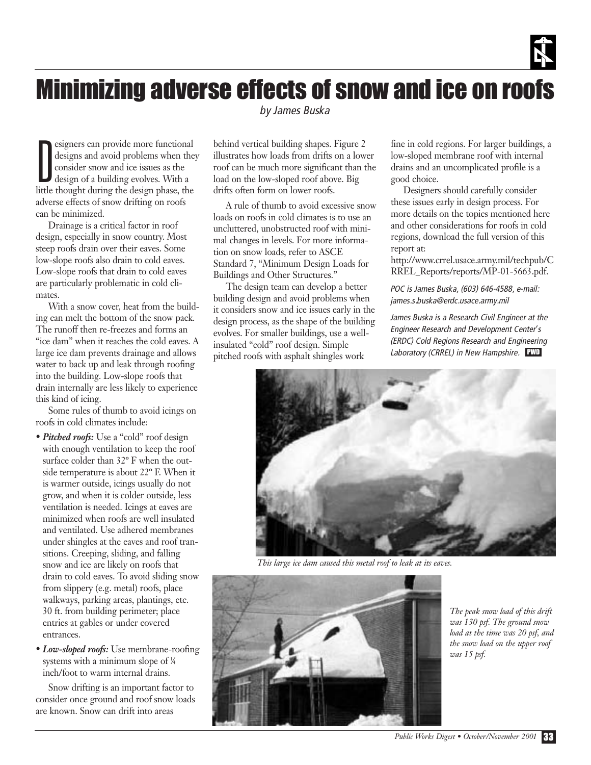# Minimizing adverse effects of snow and ice on roofs

*by James Buska*

Designers can provide more functional designs and avoid problems when they consider snow and ice issues as the design of a building evolves. With a little thought during the design phase, the adverse effects of snow drifting on roofs can be minimized.

Drainage is a critical factor in roof design, especially in snow country. Most steep roofs drain over their eaves. Some low-slope roofs also drain to cold eaves. Low-slope roofs that drain to cold eaves are particularly problematic in cold climates.

With a snow cover, heat from the building can melt the bottom of the snow pack. The runoff then re-freezes and forms an "ice dam" when it reaches the cold eaves. A large ice dam prevents drainage and allows water to back up and leak through roofing into the building. Low-slope roofs that drain internally are less likely to experience this kind of icing.

Some rules of thumb to avoid icings on roofs in cold climates include:

- ***Pitched roofs:*** Use a "cold" roof design with enough ventilation to keep the roof surface colder than 32° F when the outside temperature is about 22° F. When it is warmer outside, icings usually do not grow, and when it is colder outside, less ventilation is needed. Icings at eaves are minimized when roofs are well insulated and ventilated. Use adhered membranes under shingles at the eaves and roof transitions. Creeping, sliding, and falling snow and ice are likely on roofs that drain to cold eaves. To avoid sliding snow from slippery (e.g. metal) roofs, place walkways, parking areas, plantings, etc. 30 ft. from building perimeter; place entries at gables or under covered entrances.
- ***Low-sloped roofs:*** Use membrane-roofing systems with a minimum slope of ¼ inch/foot to warm internal drains.

Snow drifting is an important factor to consider once ground and roof snow loads are known. Snow can drift into areas behind vertical building shapes. Figure 2 illustrates how loads from drifts on a lower roof can be much more significant than the load on the low-sloped roof above. Big drifts often form on lower roofs.

A rule of thumb to avoid excessive snow loads on roofs in cold climates is to use an uncluttered, unobstructed roof with minimal changes in levels. For more information on snow loads, refer to ASCE Standard 7, "Minimum Design Loads for Buildings and Other Structures."

The design team can develop a better building design and avoid problems when it considers snow and ice issues early in the design process, as the shape of the building evolves. For smaller buildings, use a well-insulated "cold" roof design. Simple pitched roofs with asphalt shingles work fine in cold regions. For larger buildings, a low-sloped membrane roof with internal drains and an uncomplicated profile is a good choice.

Designers should carefully consider these issues early in design process. For more details on the topics mentioned here and other considerations for roofs in cold regions, download the full version of this report at:

http://www.crrel.usace.army.mil/techpub/CRREL_Reports/reports/MP-01-5663.pdf.

*POC is James Buska, (603) 646-4588, e-mail: james.s.buska@erdc.usace.army.mil*

*James Buska is a Research Civil Engineer at the Engineer Research and Development Center's (ERDC) Cold Regions Research and Engineering Laboratory (CRREL) in New Hampshire.* PWD

*This large ice dam caused this metal roof to leak at its eaves.*

*The peak snow load of this drift was 130 psf. The ground snow load at the time was 20 psf, and the snow load on the upper roof was 15 psf.*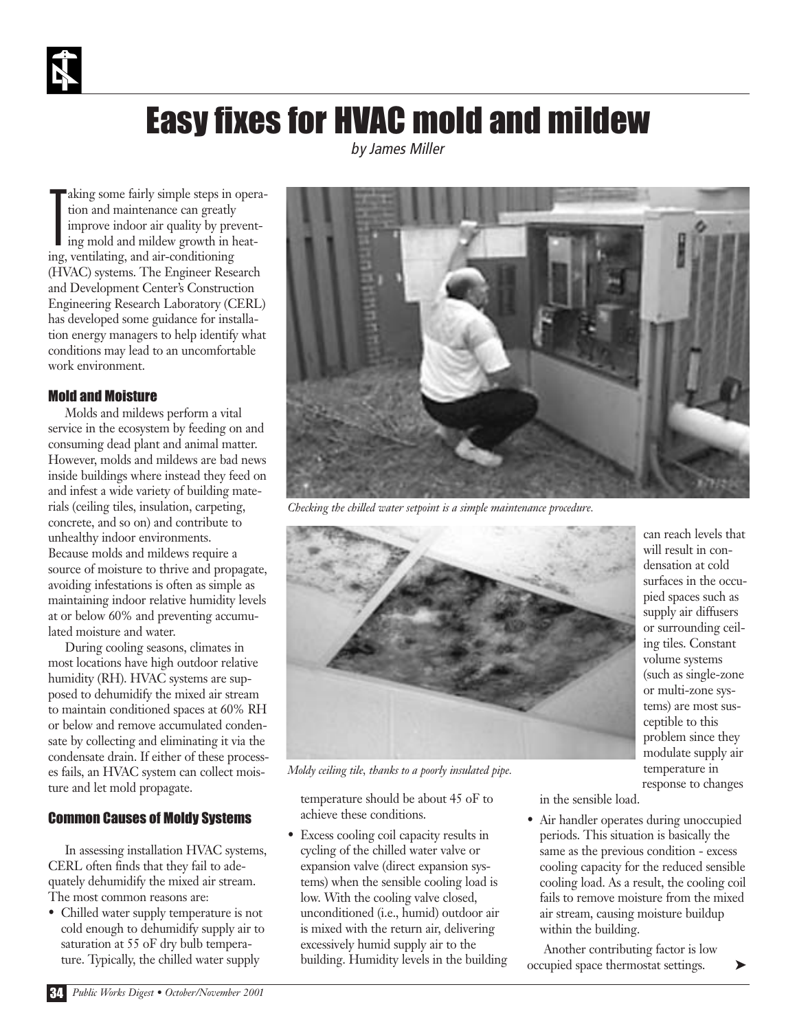# Easy fixes for HVAC mold and mildew

*by James Miller*

Taking some fairly simple steps in operation and maintenance can greatly improve indoor air quality by preventing mold and mildew growth in heating, ventilating, and air-conditioning (HVAC) systems. The Engineer Research and Development Center's Construction Engineering Research Laboratory (CERL) has developed some guidance for installation energy managers to help identify what conditions may lead to an uncomfortable work environment.

### Mold and Moisture

Molds and mildews perform a vital service in the ecosystem by feeding on and consuming dead plant and animal matter. However, molds and mildews are bad news inside buildings where instead they feed on and infest a wide variety of building materials (ceiling tiles, insulation, carpeting, concrete, and so on) and contribute to unhealthy indoor environments. Because molds and mildews require a source of moisture to thrive and propagate, avoiding infestations is often as simple as maintaining indoor relative humidity levels at or below 60% and preventing accumulated moisture and water.

During cooling seasons, climates in most locations have high outdoor relative humidity (RH). HVAC systems are supposed to dehumidify the mixed air stream to maintain conditioned spaces at 60% RH or below and remove accumulated condensate by collecting and eliminating it via the condensate drain. If either of these processes fails, an HVAC system can collect moisture and let mold propagate.

### Common Causes of Moldy Systems

In assessing installation HVAC systems, CERL often finds that they fail to adequately dehumidify the mixed air stream. The most common reasons are:

- Chilled water supply temperature is not cold enough to dehumidify supply air to saturation at 55 oF dry bulb temperature. Typically, the chilled water supply temperature should be about 45 oF to achieve these conditions.
- Excess cooling coil capacity results in cycling of the chilled water valve or expansion valve (direct expansion systems) when the sensible cooling load is low. With the cooling valve closed, unconditioned (i.e., humid) outdoor air is mixed with the return air, delivering excessively humid supply air to the building. Humidity levels in the building can reach levels that will result in condensation at cold surfaces in the occupied spaces such as supply air diffusers or surrounding ceiling tiles. Constant volume systems (such as single-zone or multi-zone systems) are most susceptible to this problem since they modulate supply air temperature in response to changes in the sensible load.
- Air handler operates during unoccupied periods. This situation is basically the same as the previous condition - excess cooling capacity for the reduced sensible cooling load. As a result, the cooling coil fails to remove moisture from the mixed air stream, causing moisture buildup within the building.

Another contributing factor is low occupied space thermostat settings. ➤

*Checking the chilled water setpoint is a simple maintenance procedure.*

*Moldy ceiling tile, thanks to a poorly insulated pipe.*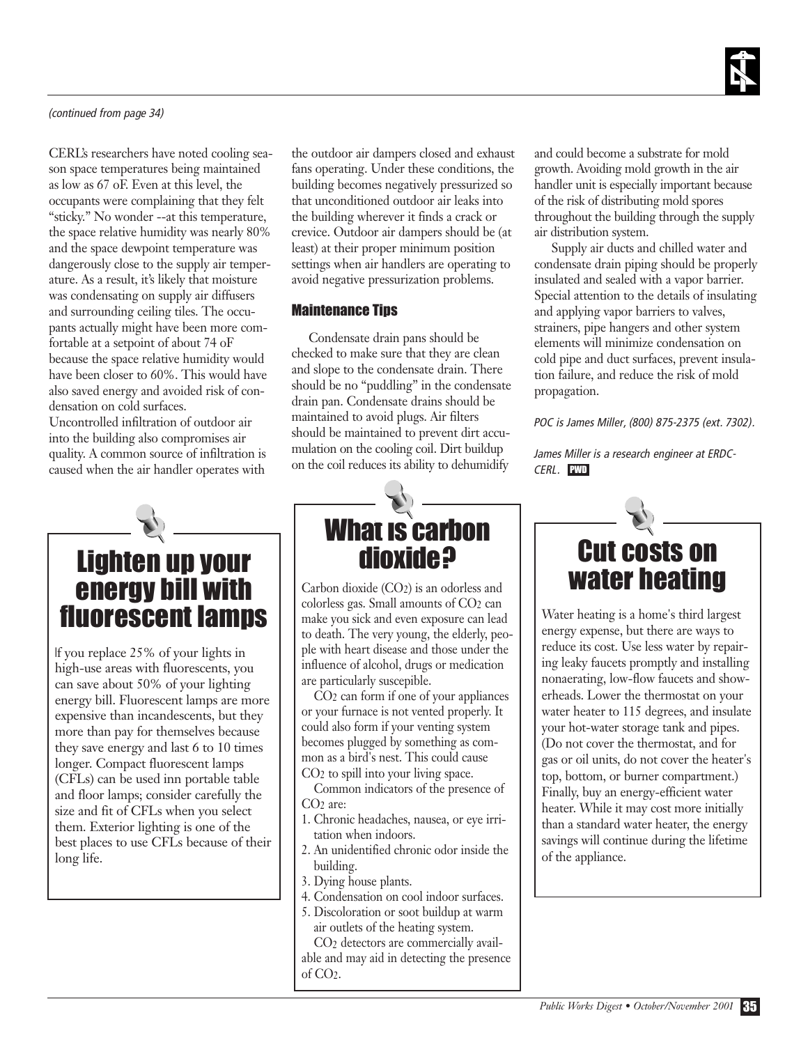*(continued from page 34)*

CERL's researchers have noted cooling season space temperatures being maintained as low as 67 oF. Even at this level, the occupants were complaining that they felt "sticky." No wonder --at this temperature, the space relative humidity was nearly 80% and the space dewpoint temperature was dangerously close to the supply air temperature. As a result, it's likely that moisture was condensating on supply air diffusers and surrounding ceiling tiles. The occupants actually might have been more comfortable at a setpoint of about 74 oF because the space relative humidity would have been closer to 60%. This would have also saved energy and avoided risk of condensation on cold surfaces.

Uncontrolled infiltration of outdoor air into the building also compromises air quality. A common source of infiltration is caused when the air handler operates with the outdoor air dampers closed and exhaust fans operating. Under these conditions, the building becomes negatively pressurized so that unconditioned outdoor air leaks into the building wherever it finds a crack or crevice. Outdoor air dampers should be (at least) at their proper minimum position settings when air handlers are operating to avoid negative pressurization problems.

### Maintenance Tips

Condensate drain pans should be checked to make sure that they are clean and slope to the condensate drain. There should be no "puddling" in the condensate drain pan. Condensate drains should be maintained to avoid plugs. Air filters should be maintained to prevent dirt accumulation on the cooling coil. Dirt buildup on the coil reduces its ability to dehumidify and could become a substrate for mold growth. Avoiding mold growth in the air handler unit is especially important because of the risk of distributing mold spores throughout the building through the supply air distribution system.

Supply air ducts and chilled water and condensate drain piping should be properly insulated and sealed with a vapor barrier. Special attention to the details of insulating and applying vapor barriers to valves, strainers, pipe hangers and other system elements will minimize condensation on cold pipe and duct surfaces, prevent insulation failure, and reduce the risk of mold propagation.

*POC is James Miller, (800) 875-2375 (ext. 7302).*

*James Miller is a research engineer at ERDC-CERL.* **PWD**

## Lighten up your energy bill with fluorescent lamps

If you replace 25% of your lights in high-use areas with fluorescents, you can save about 50% of your lighting energy bill. Fluorescent lamps are more expensive than incandescents, but they more than pay for themselves because they save energy and last 6 to 10 times longer. Compact fluorescent lamps (CFLs) can be used inn portable table and floor lamps; consider carefully the size and fit of CFLs when you select them. Exterior lighting is one of the best places to use CFLs because of their long life.

## What is carbon dioxide?

Carbon dioxide ($CO_2$) is an odorless and colorless gas. Small amounts of $CO_2$ can make you sick and even exposure can lead to death. The very young, the elderly, people with heart disease and those under the influence of alcohol, drugs or medication are particularly suscepible.

$CO_2$ can form if one of your appliances or your furnace is not vented properly. It could also form if your venting system becomes plugged by something as common as a bird's nest. This could cause $CO_2$ to spill into your living space.

Common indicators of the presence of $CO_2$ are:

1. Chronic headaches, nausea, or eye irritation when indoors.
2. An unidentified chronic odor inside the building.
3. Dying house plants.
4. Condensation on cool indoor surfaces.
5. Discoloration or soot buildup at warm air outlets of the heating system.

$CO_2$ detectors are commercially available and may aid in detecting the presence of $CO_2$.

## Cut costs on water heating

Water heating is a home's third largest energy expense, but there are ways to reduce its cost. Use less water by repairing leaky faucets promptly and installing nonaerating, low-flow faucets and showerheads. Lower the thermostat on your water heater to 115 degrees, and insulate your hot-water storage tank and pipes. (Do not cover the thermostat, and for gas or oil units, do not cover the heater's top, bottom, or burner compartment.) Finally, buy an energy-efficient water heater. While it may cost more initially than a standard water heater, the energy savings will continue during the lifetime of the appliance.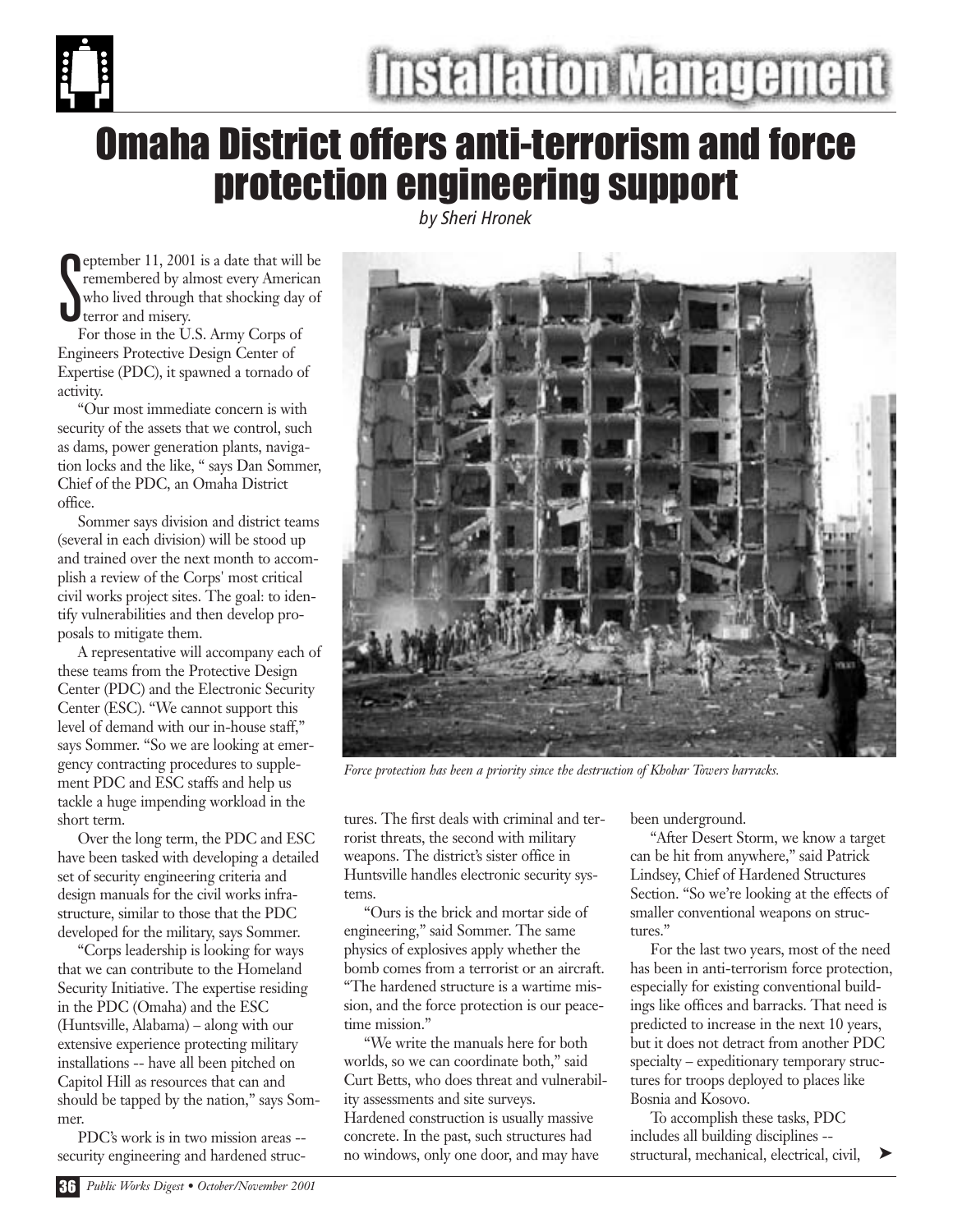# Omaha District offers anti-terrorism and force protection engineering support

*by Sheri Hronek*

September 11, 2001 is a date that will be remembered by almost every American who lived through that shocking day of terror and misery.

For those in the U.S. Army Corps of Engineers Protective Design Center of Expertise (PDC), it spawned a tornado of activity.

"Our most immediate concern is with security of the assets that we control, such as dams, power generation plants, navigation locks and the like, " says Dan Sommer, Chief of the PDC, an Omaha District office.

Sommer says division and district teams (several in each division) will be stood up and trained over the next month to accomplish a review of the Corps' most critical civil works project sites. The goal: to identify vulnerabilities and then develop proposals to mitigate them.

A representative will accompany each of these teams from the Protective Design Center (PDC) and the Electronic Security Center (ESC). "We cannot support this level of demand with our in-house staff," says Sommer. "So we are looking at emergency contracting procedures to supplement PDC and ESC staffs and help us tackle a huge impending workload in the short term.

Over the long term, the PDC and ESC have been tasked with developing a detailed set of security engineering criteria and design manuals for the civil works infrastructure, similar to those that the PDC developed for the military, says Sommer.

"Corps leadership is looking for ways that we can contribute to the Homeland Security Initiative. The expertise residing in the PDC (Omaha) and the ESC (Huntsville, Alabama) – along with our extensive experience protecting military installations -- have all been pitched on Capitol Hill as resources that can and should be tapped by the nation," says Sommer.

PDC's work is in two mission areas -- security engineering and hardened structures. The first deals with criminal and terrorist threats, the second with military weapons. The district's sister office in Huntsville handles electronic security systems.

*Force protection has been a priority since the destruction of Khobar Towers barracks.*

"Ours is the brick and mortar side of engineering," said Sommer. The same physics of explosives apply whether the bomb comes from a terrorist or an aircraft. "The hardened structure is a wartime mission, and the force protection is our peacetime mission."

"We write the manuals here for both worlds, so we can coordinate both," said Curt Betts, who does threat and vulnerability assessments and site surveys. Hardened construction is usually massive concrete. In the past, such structures had no windows, only one door, and may have been underground.

"After Desert Storm, we know a target can be hit from anywhere," said Patrick Lindsey, Chief of Hardened Structures Section. "So we're looking at the effects of smaller conventional weapons on structures."

For the last two years, most of the need has been in anti-terrorism force protection, especially for existing conventional buildings like offices and barracks. That need is predicted to increase in the next 10 years, but it does not detract from another PDC specialty – expeditionary temporary structures for troops deployed to places like Bosnia and Kosovo.

To accomplish these tasks, PDC includes all building disciplines -- structural, mechanical, electrical, civil, ➤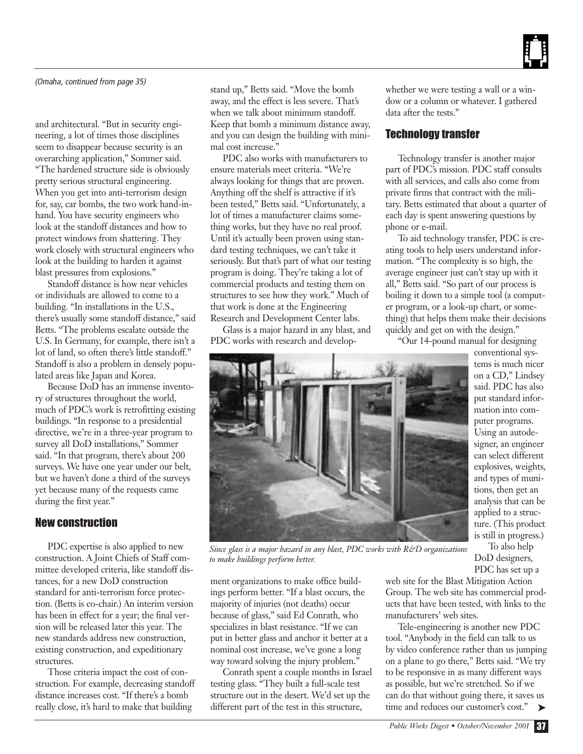*(Omaha, continued from page 35)*

and architectural. "But in security engineering, a lot of times those disciplines seem to disappear because security is an overarching application," Sommer said. "The hardened structure side is obviously pretty serious structural engineering. When you get into anti-terrorism design for, say, car bombs, the two work hand-in-hand. You have security engineers who look at the standoff distances and how to protect windows from shattering. They work closely with structural engineers who look at the building to harden it against blast pressures from explosions."

Standoff distance is how near vehicles or individuals are allowed to come to a building. "In installations in the U.S., there's usually some standoff distance," said Betts. "The problems escalate outside the U.S. In Germany, for example, there isn't a lot of land, so often there's little standoff." Standoff is also a problem in densely populated areas like Japan and Korea.

Because DoD has an immense inventory of structures throughout the world, much of PDC's work is retrofitting existing buildings. "In response to a presidential directive, we're in a three-year program to survey all DoD installations," Sommer said. "In that program, there's about 200 surveys. We have one year under our belt, but we haven't done a third of the surveys yet because many of the requests came during the first year."

## New construction

PDC expertise is also applied to new construction. A Joint Chiefs of Staff committee developed criteria, like standoff distances, for a new DoD construction standard for anti-terrorism force protection. (Betts is co-chair.) An interim version has been in effect for a year; the final version will be released later this year. The new standards address new construction, existing construction, and expeditionary structures.

Those criteria impact the cost of construction. For example, decreasing standoff distance increases cost. "If there's a bomb really close, it's hard to make that building stand up," Betts said. "Move the bomb away, and the effect is less severe. That's when we talk about minimum standoff. Keep that bomb a minimum distance away, and you can design the building with minimal cost increase."

PDC also works with manufacturers to ensure materials meet criteria. "We're always looking for things that are proven. Anything off the shelf is attractive if it's been tested," Betts said. "Unfortunately, a lot of times a manufacturer claims something works, but they have no real proof. Until it's actually been proven using standard testing techniques, we can't take it seriously. But that's part of what our testing program is doing. They're taking a lot of commercial products and testing them on structures to see how they work." Much of that work is done at the Engineering Research and Development Center labs.

Glass is a major hazard in any blast, and PDC works with research and development organizations to make office buildings perform better. "If a blast occurs, the majority of injuries (not deaths) occur because of glass," said Ed Conrath, who specializes in blast resistance. "If we can put in better glass and anchor it better at a nominal cost increase, we've gone a long way toward solving the injury problem."

*Since glass is a major hazard in any blast, PDC works with R&D organizations to make buildings perform better.*

Conrath spent a couple months in Israel testing glass. "They built a full-scale test structure out in the desert. We'd set up the different part of the test in this structure, whether we were testing a wall or a window or a column or whatever. I gathered data after the tests."

## Technology transfer

Technology transfer is another major part of PDC's mission. PDC staff consults with all services, and calls also come from private firms that contract with the military. Betts estimated that about a quarter of each day is spent answering questions by phone or e-mail.

To aid technology transfer, PDC is creating tools to help users understand information. "The complexity is so high, the average engineer just can't stay up with it all," Betts said. "So part of our process is boiling it down to a simple tool (a computer program, or a look-up chart, or something) that helps them make their decisions quickly and get on with the design."

"Our 14-pound manual for designing conventional systems is much nicer on a CD," Lindsey said. PDC has also put standard information into computer programs. Using an autodesigner, an engineer can select different explosives, weights, and types of munitions, then get an analysis that can be applied to a structure. (This product is still in progress.)

To also help DoD designers, PDC has set up a web site for the Blast Mitigation Action Group. The web site has commercial products that have been tested, with links to the manufacturers' web sites.

Tele-engineering is another new PDC tool. "Anybody in the field can talk to us by video conference rather than us jumping on a plane to go there," Betts said. "We try to be responsive in as many different ways as possible, but we're stretched. So if we can do that without going there, it saves us time and reduces our customer's cost." ➤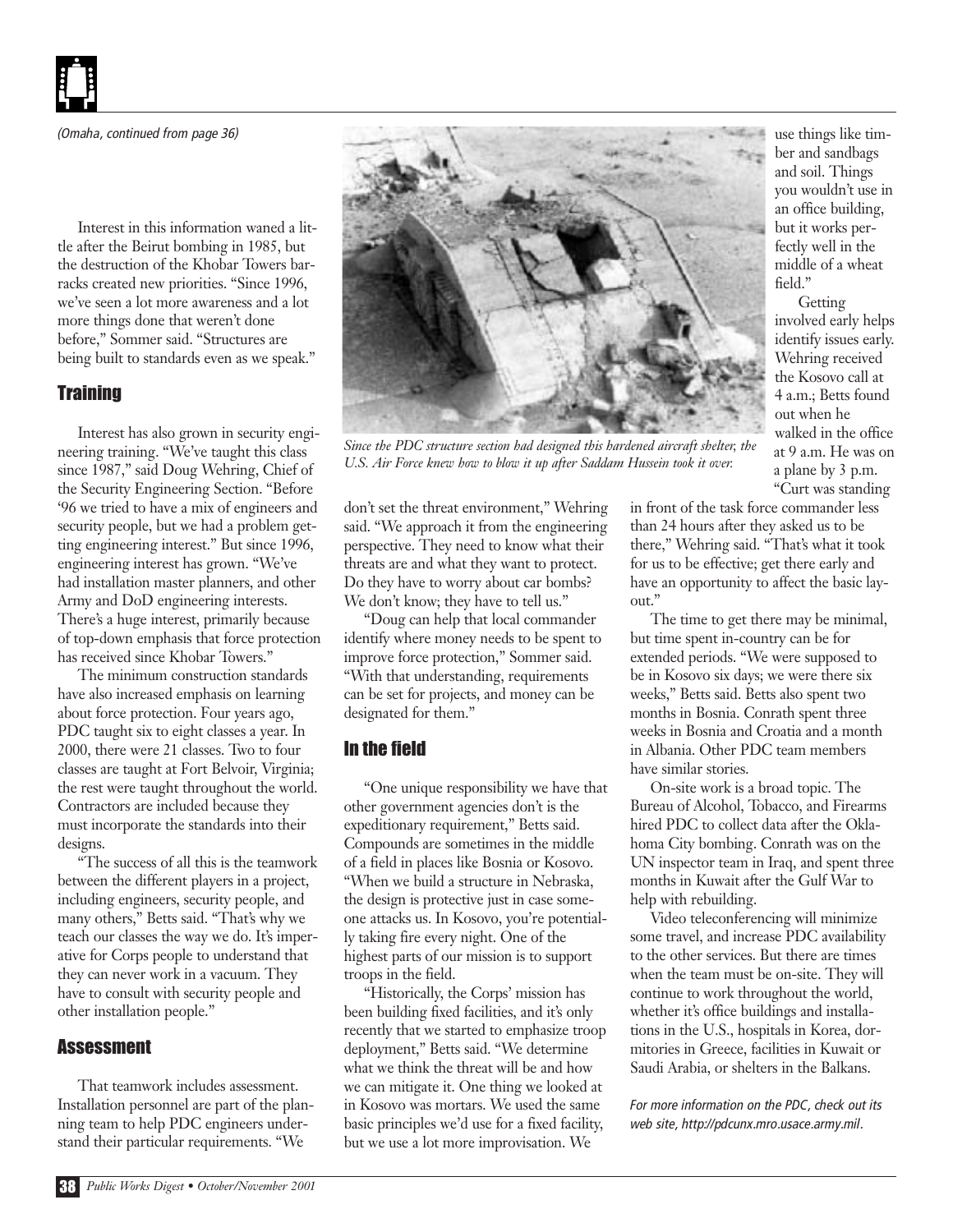*(Omaha, continued from page 36)*

Interest in this information waned a little after the Beirut bombing in 1985, but the destruction of the Khobar Towers barracks created new priorities. "Since 1996, we've seen a lot more awareness and a lot more things done that weren't done before," Sommer said. "Structures are being built to standards even as we speak."

## Training

Interest has also grown in security engineering training. "We've taught this class since 1987," said Doug Wehring, Chief of the Security Engineering Section. "Before '96 we tried to have a mix of engineers and security people, but we had a problem getting engineering interest." But since 1996, engineering interest has grown. "We've had installation master planners, and other Army and DoD engineering interests. There's a huge interest, primarily because of top-down emphasis that force protection has received since Khobar Towers."

The minimum construction standards have also increased emphasis on learning about force protection. Four years ago, PDC taught six to eight classes a year. In 2000, there were 21 classes. Two to four classes are taught at Fort Belvoir, Virginia; the rest were taught throughout the world. Contractors are included because they must incorporate the standards into their designs.

"The success of all this is the teamwork between the different players in a project, including engineers, security people, and many others," Betts said. "That's why we teach our classes the way we do. It's imperative for Corps people to understand that they can never work in a vacuum. They have to consult with security people and other installation people."

## Assessment

That teamwork includes assessment. Installation personnel are part of the planning team to help PDC engineers understand their particular requirements. "We don't set the threat environment," Wehring said. "We approach it from the engineering perspective. They need to know what their threats are and what they want to protect. Do they have to worry about car bombs? We don't know; they have to tell us."

"Doug can help that local commander identify where money needs to be spent to improve force protection," Sommer said. "With that understanding, requirements can be set for projects, and money can be designated for them."

*Since the PDC structure section had designed this hardened aircraft shelter, the U.S. Air Force knew how to blow it up after Saddam Hussein took it over.*

## In the field

"One unique responsibility we have that other government agencies don't is the expeditionary requirement," Betts said. Compounds are sometimes in the middle of a field in places like Bosnia or Kosovo. "When we build a structure in Nebraska, the design is protective just in case someone attacks us. In Kosovo, you're potentially taking fire every night. One of the highest parts of our mission is to support troops in the field.

"Historically, the Corps' mission has been building fixed facilities, and it's only recently that we started to emphasize troop deployment," Betts said. "We determine what we think the threat will be and how we can mitigate it. One thing we looked at in Kosovo was mortars. We used the same basic principles we'd use for a fixed facility, but we use a lot more improvisation. We use things like timber and sandbags and soil. Things you wouldn't use in an office building, but it works perfectly well in the middle of a wheat field."

Getting involved early helps identify issues early. Wehring received the Kosovo call at 4 a.m.; Betts found out when he walked in the office at 9 a.m. He was on a plane by 3 p.m. "Curt was standing in front of the task force commander less than 24 hours after they asked us to be there," Wehring said. "That's what it took for us to be effective; get there early and have an opportunity to affect the basic layout."

The time to get there may be minimal, but time spent in-country can be for extended periods. "We were supposed to be in Kosovo six days; we were there six weeks," Betts said. Betts also spent two months in Bosnia. Conrath spent three weeks in Bosnia and Croatia and a month in Albania. Other PDC team members have similar stories.

On-site work is a broad topic. The Bureau of Alcohol, Tobacco, and Firearms hired PDC to collect data after the Oklahoma City bombing. Conrath was on the UN inspector team in Iraq, and spent three months in Kuwait after the Gulf War to help with rebuilding.

Video teleconferencing will minimize some travel, and increase PDC availability to the other services. But there are times when the team must be on-site. They will continue to work throughout the world, whether it's office buildings and installations in the U.S., hospitals in Korea, dormitories in Greece, facilities in Kuwait or Saudi Arabia, or shelters in the Balkans.

*For more information on the PDC, check out its web site, http://pdcunx.mro.usace.army.mil.*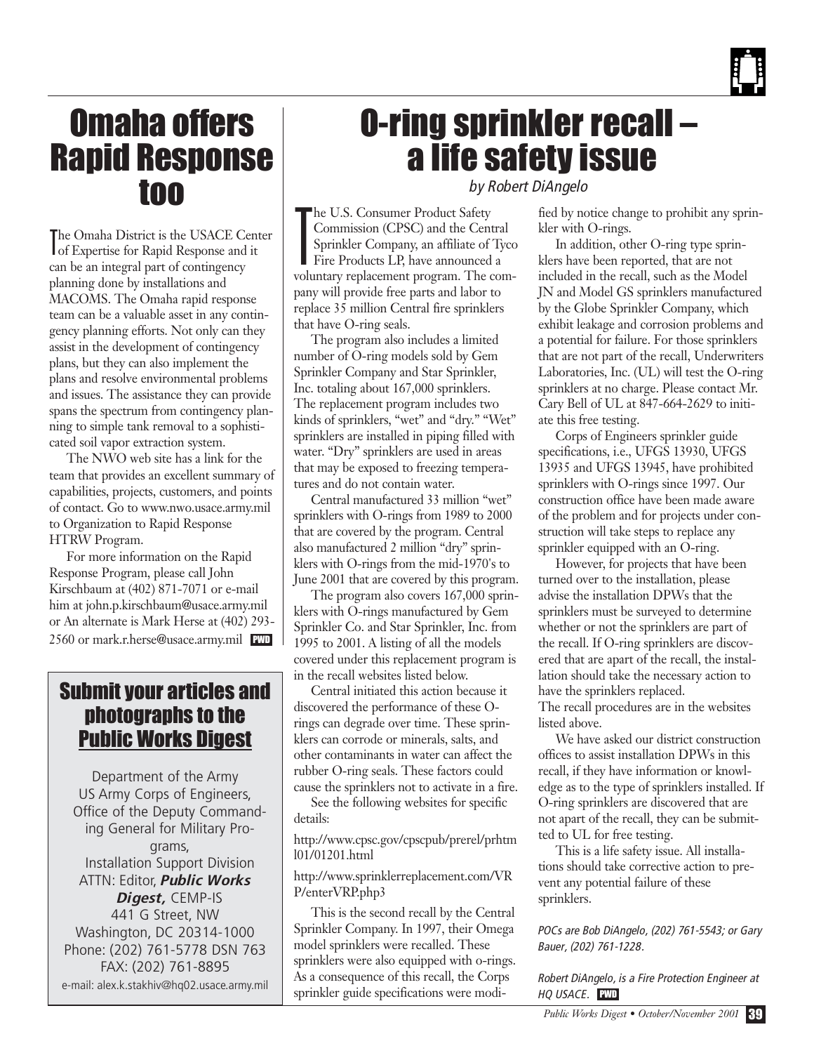# Omaha offers Rapid Response too

The Omaha District is the USACE Center of Expertise for Rapid Response and it can be an integral part of contingency planning done by installations and MACOMS. The Omaha rapid response team can be a valuable asset in any contingency planning efforts. Not only can they assist in the development of contingency plans, but they can also implement the plans and resolve environmental problems and issues. The assistance they can provide spans the spectrum from contingency planning to simple tank removal to a sophisticated soil vapor extraction system.

The NWO web site has a link for the team that provides an excellent summary of capabilities, projects, customers, and points of contact. Go to www.nwo.usace.army.mil to Organization to Rapid Response HTRW Program.

For more information on the Rapid Response Program, please call John Kirschbaum at (402) 871-7071 or e-mail him at john.p.kirschbaum@usace.army.mil or An alternate is Mark Herse at (402) 293-2560 or mark.r.herse@usace.army.mil PWD

## Submit your articles and photographs to the Public Works Digest

Department of the Army
US Army Corps of Engineers,
Office of the Deputy Commanding General for Military Programs,
Installation Support Division
ATTN: Editor, ***Public Works Digest,*** CEMP-IS
441 G Street, NW
Washington, DC 20314-1000
Phone: (202) 761-5778 DSN 763
FAX: (202) 761-8895
e-mail: alex.k.stakhiv@hq02.usace.army.mil

# O-ring sprinkler recall – a life safety issue

*by Robert DiAngelo*

The U.S. Consumer Product Safety Commission (CPSC) and the Central Sprinkler Company, an affiliate of Tyco Fire Products LP, have announced a voluntary replacement program. The company will provide free parts and labor to replace 35 million Central fire sprinklers that have O-ring seals.

The program also includes a limited number of O-ring models sold by Gem Sprinkler Company and Star Sprinkler, Inc. totaling about 167,000 sprinklers. The replacement program includes two kinds of sprinklers, "wet" and "dry." "Wet" sprinklers are installed in piping filled with water. "Dry" sprinklers are used in areas that may be exposed to freezing temperatures and do not contain water.

Central manufactured 33 million "wet" sprinklers with O-rings from 1989 to 2000 that are covered by the program. Central also manufactured 2 million "dry" sprinklers with O-rings from the mid-1970's to June 2001 that are covered by this program.

The program also covers 167,000 sprinklers with O-rings manufactured by Gem Sprinkler Co. and Star Sprinkler, Inc. from 1995 to 2001. A listing of all the models covered under this replacement program is in the recall websites listed below.

Central initiated this action because it discovered the performance of these O-rings can degrade over time. These sprinklers can corrode or minerals, salts, and other contaminants in water can affect the rubber O-ring seals. These factors could cause the sprinklers not to activate in a fire.

See the following websites for specific details:

http://www.cpsc.gov/cpscpub/prerel/prhtml01/01201.html

http://www.sprinklerreplacement.com/VRP/enterVRP.php3

This is the second recall by the Central Sprinkler Company. In 1997, their Omega model sprinklers were recalled. These sprinklers were also equipped with o-rings. As a consequence of this recall, the Corps sprinkler guide specifications were modified by notice change to prohibit any sprinkler with O-rings.

In addition, other O-ring type sprinklers have been reported, that are not included in the recall, such as the Model JN and Model GS sprinklers manufactured by the Globe Sprinkler Company, which exhibit leakage and corrosion problems and a potential for failure. For those sprinklers that are not part of the recall, Underwriters Laboratories, Inc. (UL) will test the O-ring sprinklers at no charge. Please contact Mr. Cary Bell of UL at 847-664-2629 to initiate this free testing.

Corps of Engineers sprinkler guide specifications, i.e., UFGS 13930, UFGS 13935 and UFGS 13945, have prohibited sprinklers with O-rings since 1997. Our construction office have been made aware of the problem and for projects under construction will take steps to replace any sprinkler equipped with an O-ring.

However, for projects that have been turned over to the installation, please advise the installation DPWs that the sprinklers must be surveyed to determine whether or not the sprinklers are part of the recall. If O-ring sprinklers are discovered that are apart of the recall, the installation should take the necessary action to have the sprinklers replaced.
The recall procedures are in the websites listed above.

We have asked our district construction offices to assist installation DPWs in this recall, if they have information or knowledge as to the type of sprinklers installed. If O-ring sprinklers are discovered that are not apart of the recall, they can be submitted to UL for free testing.

This is a life safety issue. All installations should take corrective action to prevent any potential failure of these sprinklers.

*POCs are Bob DiAngelo, (202) 761-5543; or Gary Bauer, (202) 761-1228.*

*Robert DiAngelo, is a Fire Protection Engineer at HQ USACE.* PWD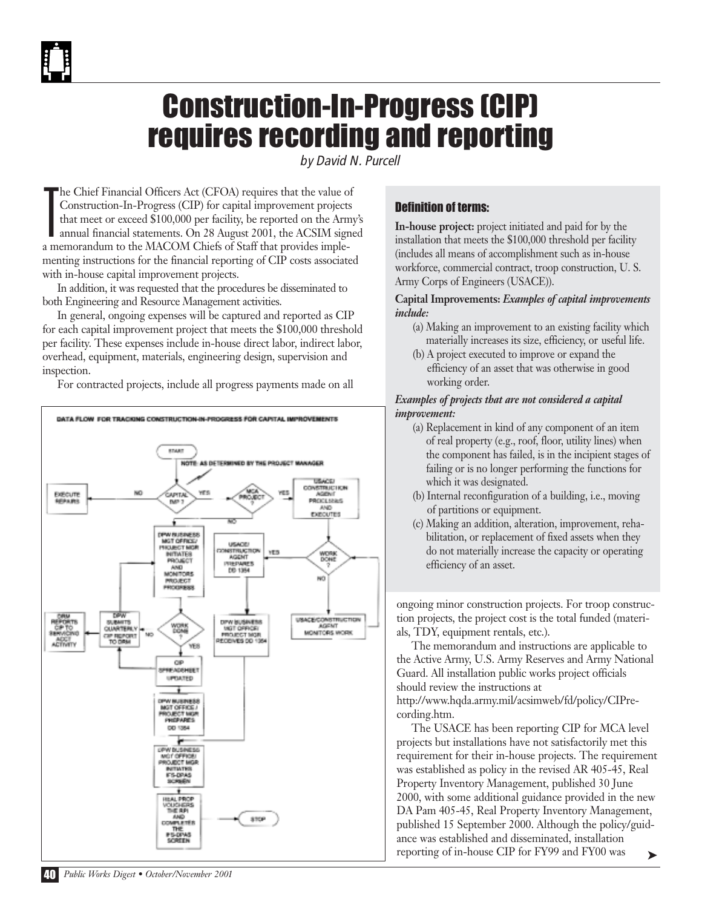# Construction-In-Progress (CIP) requires recording and reporting

*by David N. Purcell*

The Chief Financial Officers Act (CFOA) requires that the value of Construction-In-Progress (CIP) for capital improvement projects that meet or exceed $100,000 per facility, be reported on the Army's annual financial statements. On 28 August 2001, the ACSIM signed a memorandum to the MACOM Chiefs of Staff that provides implementing instructions for the financial reporting of CIP costs associated with in-house capital improvement projects.

In addition, it was requested that the procedures be disseminated to both Engineering and Resource Management activities.

In general, ongoing expenses will be captured and reported as CIP for each capital improvement project that meets the $100,000 threshold per facility. These expenses include in-house direct labor, indirect labor, overhead, equipment, materials, engineering design, supervision and inspection.

For contracted projects, include all progress payments made on all ongoing minor construction projects. For troop construction projects, the project cost is the total funded (materials, TDY, equipment rentals, etc.).

The memorandum and instructions are applicable to the Active Army, U.S. Army Reserves and Army National Guard. All installation public works project officials should review the instructions at http://www.hqda.army.mil/acsimweb/fd/policy/CIPrecording.htm.

The USACE has been reporting CIP for MCA level projects but installations have not satisfactorily met this requirement for their in-house projects. The requirement was established as policy in the revised AR 405-45, Real Property Inventory Management, published 30 June 2000, with some additional guidance provided in the new DA Pam 405-45, Real Property Inventory Management, published 15 September 2000. Although the policy/guidance was established and disseminated, installation reporting of in-house CIP for FY99 and FY00 was

**DATA FLOW FOR TRACKING CONSTRUCTION-IN-PROGRESS FOR CAPITAL IMPROVEMENTS**

### Definition of terms:

**In-house project:** project initiated and paid for by the installation that meets the $100,000 threshold per facility (includes all means of accomplishment such as in-house workforce, commercial contract, troop construction, U. S. Army Corps of Engineers (USACE)).

**Capital Improvements:** ***Examples of capital improvements include:***

(a) Making an improvement to an existing facility which materially increases its size, efficiency, or useful life.

(b) A project executed to improve or expand the efficiency of an asset that was otherwise in good working order.

***Examples of projects that are not considered a capital improvement:***

(a) Replacement in kind of any component of an item of real property (e.g., roof, floor, utility lines) when the component has failed, is in the incipient stages of failing or is no longer performing the functions for which it was designated.

(b) Internal reconfiguration of a building, i.e., moving of partitions or equipment.

(c) Making an addition, alteration, improvement, rehabilitation, or replacement of fixed assets when they do not materially increase the capacity or operating efficiency of an asset.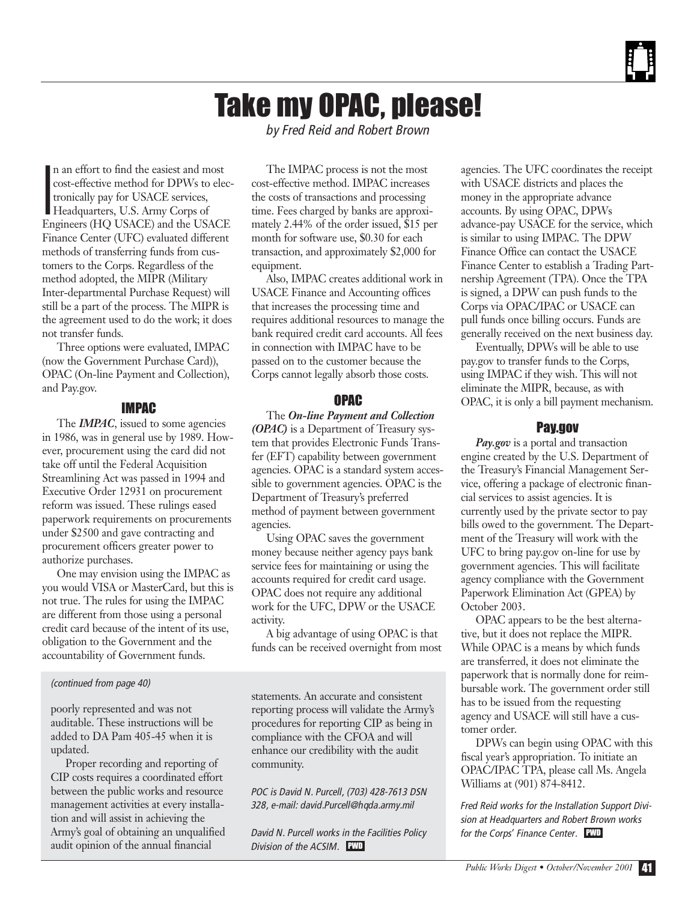# Take my OPAC, please!

*by Fred Reid and Robert Brown*

In an effort to find the easiest and most cost-effective method for DPWs to electronically pay for USACE services, Headquarters, U.S. Army Corps of Engineers (HQ USACE) and the USACE Finance Center (UFC) evaluated different methods of transferring funds from customers to the Corps. Regardless of the method adopted, the MIPR (Military Inter-departmental Purchase Request) will still be a part of the process. The MIPR is the agreement used to do the work; it does not transfer funds.

Three options were evaluated, IMPAC (now the Government Purchase Card)), OPAC (On-line Payment and Collection), and Pay.gov.

## IMPAC

The ***IMPAC***, issued to some agencies in 1986, was in general use by 1989. However, procurement using the card did not take off until the Federal Acquisition Streamlining Act was passed in 1994 and Executive Order 12931 on procurement reform was issued. These rulings eased paperwork requirements on procurements under $2500 and gave contracting and procurement officers greater power to authorize purchases.

One may envision using the IMPAC as you would VISA or MasterCard, but this is not true. The rules for using the IMPAC are different from those using a personal credit card because of the intent of its use, obligation to the Government and the accountability of Government funds.

The IMPAC process is not the most cost-effective method. IMPAC increases the costs of transactions and processing time. Fees charged by banks are approximately 2.44% of the order issued, $15 per month for software use, $0.30 for each transaction, and approximately $2,000 for equipment.

Also, IMPAC creates additional work in USACE Finance and Accounting offices that increases the processing time and requires additional resources to manage the bank required credit card accounts. All fees in connection with IMPAC have to be passed on to the customer because the Corps cannot legally absorb those costs.

## OPAC

The ***On-line Payment and Collection (OPAC)*** is a Department of Treasury system that provides Electronic Funds Transfer (EFT) capability between government agencies. OPAC is a standard system accessible to government agencies. OPAC is the Department of Treasury's preferred method of payment between government agencies.

Using OPAC saves the government money because neither agency pays bank service fees for maintaining or using the accounts required for credit card usage. OPAC does not require any additional work for the UFC, DPW or the USACE activity.

A big advantage of using OPAC is that funds can be received overnight from most agencies. The UFC coordinates the receipt with USACE districts and places the money in the appropriate advance accounts. By using OPAC, DPWs advance-pay USACE for the service, which is similar to using IMPAC. The DPW Finance Office can contact the USACE Finance Center to establish a Trading Partnership Agreement (TPA). Once the TPA is signed, a DPW can push funds to the Corps via OPAC/IPAC or USACE can pull funds once billing occurs. Funds are generally received on the next business day.

Eventually, DPWs will be able to use pay.gov to transfer funds to the Corps, using IMPAC if they wish. This will not eliminate the MIPR, because, as with OPAC, it is only a bill payment mechanism.

## Pay.gov

***Pay.gov*** is a portal and transaction engine created by the U.S. Department of the Treasury's Financial Management Service, offering a package of electronic financial services to assist agencies. It is currently used by the private sector to pay bills owed to the government. The Department of the Treasury will work with the UFC to bring pay.gov on-line for use by government agencies. This will facilitate agency compliance with the Government Paperwork Elimination Act (GPEA) by October 2003.

OPAC appears to be the best alternative, but it does not replace the MIPR. While OPAC is a means by which funds are transferred, it does not eliminate the paperwork that is normally done for reimbursable work. The government order still has to be issued from the requesting agency and USACE will still have a customer order.

DPWs can begin using OPAC with this fiscal year's appropriation. To initiate an OPAC/IPAC TPA, please call Ms. Angela Williams at (901) 874-8412.

*Fred Reid works for the Installation Support Division at Headquarters and Robert Brown works for the Corps' Finance Center.* PWD

---

*(continued from page 40)*

poorly represented and was not auditable. These instructions will be added to DA Pam 405-45 when it is updated.

Proper recording and reporting of CIP costs requires a coordinated effort between the public works and resource management activities at every installation and will assist in achieving the Army's goal of obtaining an unqualified audit opinion of the annual financial statements. An accurate and consistent reporting process will validate the Army's procedures for reporting CIP as being in compliance with the CFOA and will enhance our credibility with the audit community.

*POC is David N. Purcell, (703) 428-7613 DSN 328, e-mail: david.Purcell@hqda.army.mil*

*David N. Purcell works in the Facilities Policy Division of the ACSIM.* PWD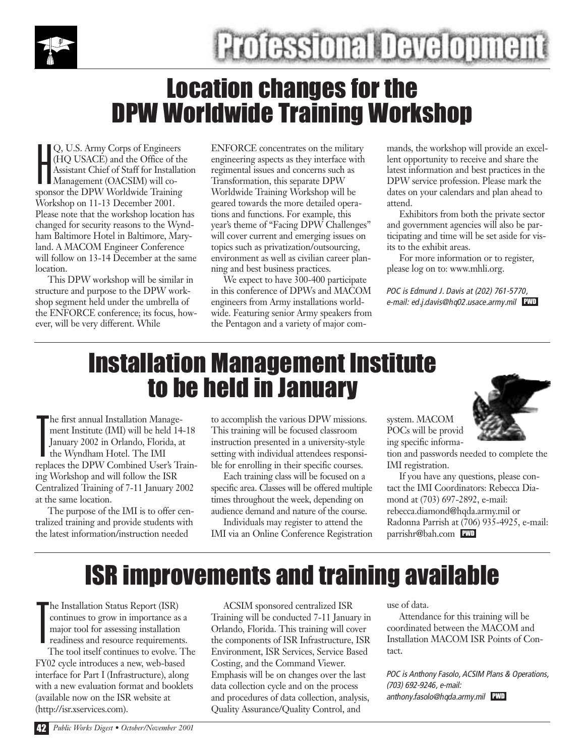# Professional Development

## Location changes for the DPW Worldwide Training Workshop

HQ, U.S. Army Corps of Engineers (HQ USACE) and the Office of the Assistant Chief of Staff for Installation Management (OACSIM) will co-sponsor the DPW Worldwide Training Workshop on 11-13 December 2001. Please note that the workshop location has changed for security reasons to the Wyndham Baltimore Hotel in Baltimore, Maryland. A MACOM Engineer Conference will follow on 13-14 December at the same location.

This DPW workshop will be similar in structure and purpose to the DPW workshop segment held under the umbrella of the ENFORCE conference; its focus, however, will be very different. While ENFORCE concentrates on the military engineering aspects as they interface with regimental issues and concerns such as Transformation, this separate DPW Worldwide Training Workshop will be geared towards the more detailed operations and functions. For example, this year's theme of "Facing DPW Challenges" will cover current and emerging issues on topics such as privatization/outsourcing, environment as well as civilian career planning and best business practices.

We expect to have 300-400 participate in this conference of DPWs and MACOM engineers from Army installations worldwide. Featuring senior Army speakers from the Pentagon and a variety of major commands, the workshop will provide an excellent opportunity to receive and share the latest information and best practices in the DPW service profession. Please mark the dates on your calendars and plan ahead to attend.

Exhibitors from both the private sector and government agencies will also be participating and time will be set aside for visits to the exhibit areas.

For more information or to register, please log on to: www.mhli.org.

*POC is Edmund J. Davis at (202) 761-5770, e-mail: ed.j.davis@hq02.usace.army.mil* PWD

## Installation Management Institute to be held in January

The first annual Installation Management Institute (IMI) will be held 14-18 January 2002 in Orlando, Florida, at the Wyndham Hotel. The IMI replaces the DPW Combined User's Training Workshop and will follow the ISR Centralized Training of 7-11 January 2002 at the same location.

The purpose of the IMI is to offer centralized training and provide students with the latest information/instruction needed to accomplish the various DPW missions. This training will be focused classroom instruction presented in a university-style setting with individual attendees responsible for enrolling in their specific courses.

Each training class will be focused on a specific area. Classes will be offered multiple times throughout the week, depending on audience demand and nature of the course.

Individuals may register to attend the IMI via an Online Conference Registration system. MACOM POCs will be providing specific information and passwords needed to complete the IMI registration.

If you have any questions, please contact the IMI Coordinators: Rebecca Diamond at (703) 697-2892, e-mail: rebecca.diamond@hqda.army.mil or Radonna Parrish at (706) 935-4925, e-mail: parrishr@bah.com PWD

## ISR improvements and training available

The Installation Status Report (ISR) continues to grow in importance as a major tool for assessing installation readiness and resource requirements.

The tool itself continues to evolve. The FY02 cycle introduces a new, web-based interface for Part I (Infrastructure), along with a new evaluation format and booklets (available now on the ISR website at (http://isr.xservices.com).

ACSIM sponsored centralized ISR Training will be conducted 7-11 January in Orlando, Florida. This training will cover the components of ISR Infrastructure, ISR Environment, ISR Services, Service Based Costing, and the Command Viewer. Emphasis will be on changes over the last data collection cycle and on the process and procedures of data collection, analysis, Quality Assurance/Quality Control, and use of data.

Attendance for this training will be coordinated between the MACOM and Installation MACOM ISR Points of Contact.

*POC is Anthony Fasolo, ACSIM Plans & Operations, (703) 692-9246, e-mail: anthony.fasolo@hqda.army.mil* PWD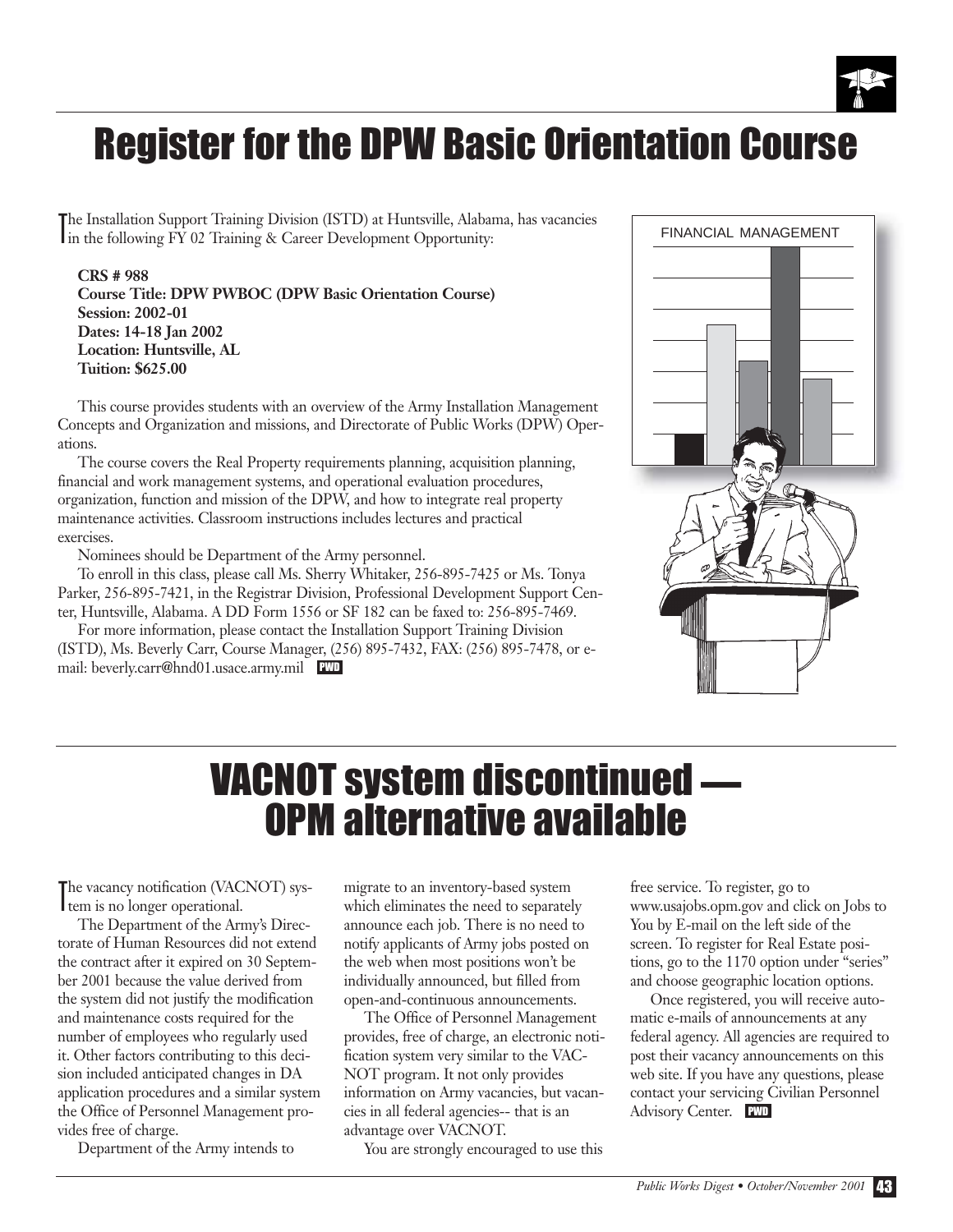# Register for the DPW Basic Orientation Course

The Installation Support Training Division (ISTD) at Huntsville, Alabama, has vacancies in the following FY 02 Training & Career Development Opportunity:

**CRS # 988**
**Course Title: DPW PWBOC (DPW Basic Orientation Course)**
**Session: 2002-01**
**Dates: 14-18 Jan 2002**
**Location: Huntsville, AL**
**Tuition: $625.00**

This course provides students with an overview of the Army Installation Management Concepts and Organization and missions, and Directorate of Public Works (DPW) Operations.

The course covers the Real Property requirements planning, acquisition planning, financial and work management systems, and operational evaluation procedures, organization, function and mission of the DPW, and how to integrate real property maintenance activities. Classroom instructions includes lectures and practical exercises.

Nominees should be Department of the Army personnel.

To enroll in this class, please call Ms. Sherry Whitaker, 256-895-7425 or Ms. Tonya Parker, 256-895-7421, in the Registrar Division, Professional Development Support Center, Huntsville, Alabama. A DD Form 1556 or SF 182 can be faxed to: 256-895-7469.

For more information, please contact the Installation Support Training Division (ISTD), Ms. Beverly Carr, Course Manager, (256) 895-7432, FAX: (256) 895-7478, or e-mail: beverly.carr@hnd01.usace.army.mil PWD

# VACNOT system discontinued — OPM alternative available

The vacancy notification (VACNOT) system is no longer operational.

The Department of the Army's Directorate of Human Resources did not extend the contract after it expired on 30 September 2001 because the value derived from the system did not justify the modification and maintenance costs required for the number of employees who regularly used it. Other factors contributing to this decision included anticipated changes in DA application procedures and a similar system the Office of Personnel Management provides free of charge.

Department of the Army intends to migrate to an inventory-based system which eliminates the need to separately announce each job. There is no need to notify applicants of Army jobs posted on the web when most positions won't be individually announced, but filled from open-and-continuous announcements.

The Office of Personnel Management provides, free of charge, an electronic notification system very similar to the VACNOT program. It not only provides information on Army vacancies, but vacancies in all federal agencies-- that is an advantage over VACNOT.

You are strongly encouraged to use this free service. To register, go to www.usajobs.opm.gov and click on Jobs to You by E-mail on the left side of the screen. To register for Real Estate positions, go to the 1170 option under "series" and choose geographic location options.

Once registered, you will receive automatic e-mails of announcements at any federal agency. All agencies are required to post their vacancy announcements on this web site. If you have any questions, please contact your servicing Civilian Personnel Advisory Center. PWD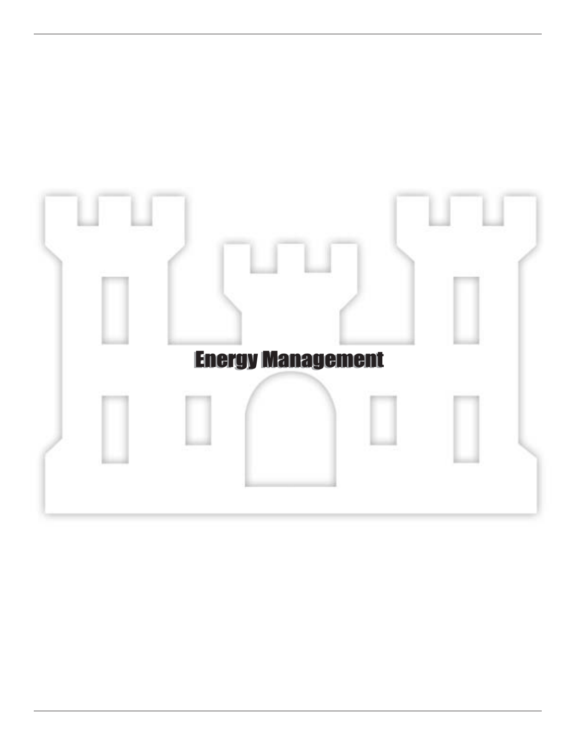Energy Management